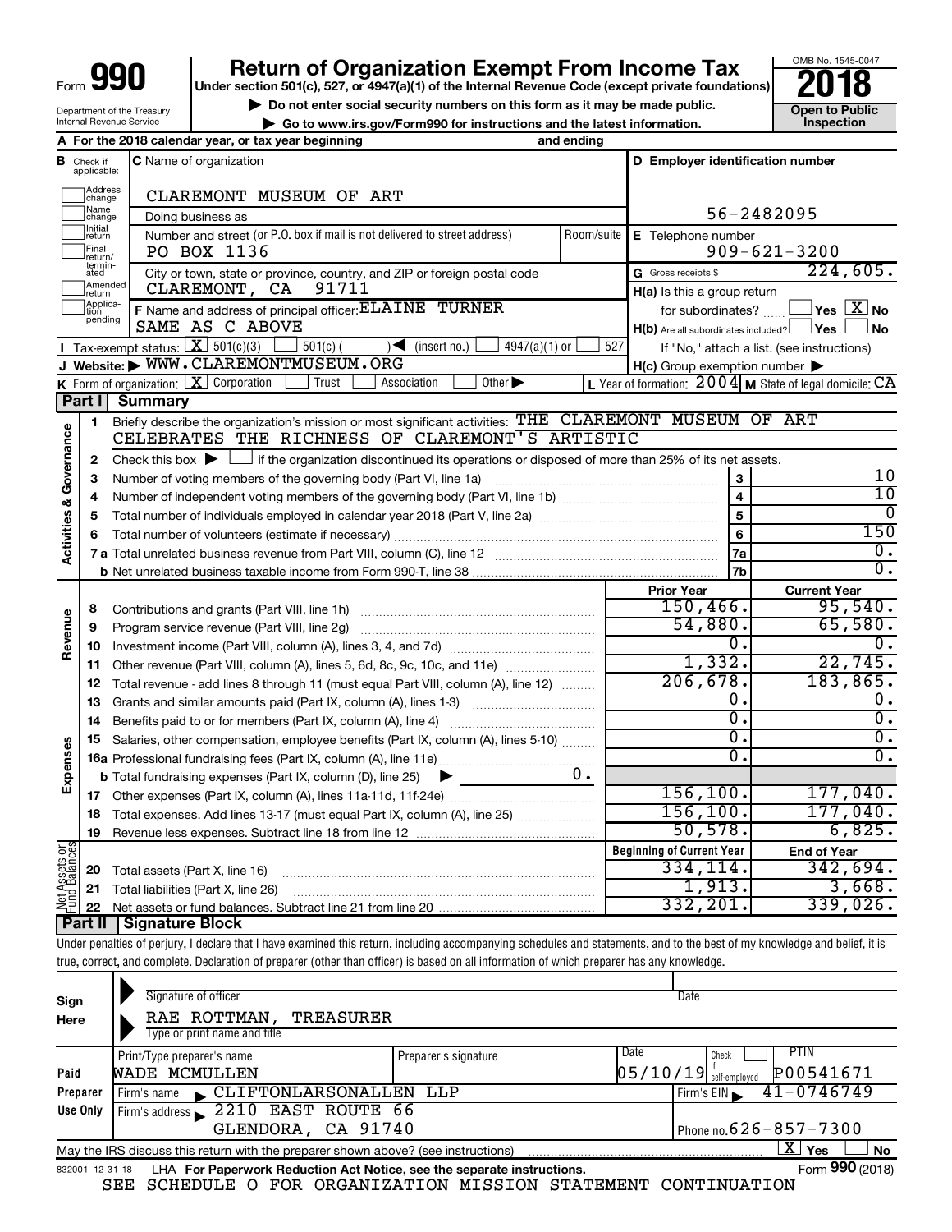# Form 990 — Return of Organization Exempt From Income Tax — 2018

Under section 501(c), 527, or 4947(a)(1) of the Internal Revenue Code (except private foundations)

▶ Do not enter social security numbers on this form as it may be made public.

▶ Go to www.irs.gov/Form990 for instructions and the latest information.

OMB No. 1545-0047

**Open to Public Inspection**

Department of the Treasury
Internal Revenue Service

**A** For the 2018 calendar year, or tax year beginning and ending

**B** Check if applicable: Address change / Name change / Initial return / Final return/terminated / Amended return / Application pending

**C** Name of organization: CLAREMONT MUSEUM OF ART

Doing business as

Number and street (or P.O. box if mail is not delivered to street address) Room/suite: PO BOX 1136

City or town, state or province, country, and ZIP or foreign postal code: CLAREMONT, CA 91711

**D** Employer identification number: 56-2482095

**E** Telephone number: 909-621-3200

**G** Gross receipts $ 224,605.

**F** Name and address of principal officer: ELAINE TURNER, SAME AS C ABOVE

**H(a)** Is this a group return for subordinates? Yes [ ] No [X]

**H(b)** Are all subordinates included? Yes [ ] No [ ]
If "No," attach a list. (see instructions)

**I** Tax-exempt status: [X] 501(c)(3) [ ] 501(c) ( ) ◀ (insert no.) [ ] 4947(a)(1) or [ ] 527

**J** Website: ▶ WWW.CLAREMONTMUSEUM.ORG

**H(c)** Group exemption number ▶

**K** Form of organization: [X] Corporation [ ] Trust [ ] Association [ ] Other ▶

**L** Year of formation: 2004 **M** State of legal domicile: CA

## Part I Summary

**Activities & Governance**

1 Briefly describe the organization's mission or most significant activities: THE CLAREMONT MUSEUM OF ART CELEBRATES THE RICHNESS OF CLAREMONT'S ARTISTIC

2 Check this box ▶ [ ] if the organization discontinued its operations or disposed of more than 25% of its net assets.

| | | | |
|---|---|---|---|
| 3 | Number of voting members of the governing body (Part VI, line 1a) | 3 | 10 |
| 4 | Number of independent voting members of the governing body (Part VI, line 1b) | 4 | 10 |
| 5 | Total number of individuals employed in calendar year 2018 (Part V, line 2a) | 5 | 0 |
| 6 | Total number of volunteers (estimate if necessary) | 6 | 150 |
| 7a | Total unrelated business revenue from Part VIII, column (C), line 12 | 7a | 0. |
| b | Net unrelated business taxable income from Form 990-T, line 38 | 7b | 0. |

| | | | Prior Year | Current Year |
|---|---|---|---|---|
| **Revenue** | 8 | Contributions and grants (Part VIII, line 1h) | 150,466. | 95,540. |
| | 9 | Program service revenue (Part VIII, line 2g) | 54,880. | 65,580. |
| | 10 | Investment income (Part VIII, column (A), lines 3, 4, and 7d) | 0. | 0. |
| | 11 | Other revenue (Part VIII, column (A), lines 5, 6d, 8c, 9c, 10c, and 11e) | 1,332. | 22,745. |
| | 12 | Total revenue - add lines 8 through 11 (must equal Part VIII, column (A), line 12) | 206,678. | 183,865. |
| **Expenses** | 13 | Grants and similar amounts paid (Part IX, column (A), lines 1-3) | 0. | 0. |
| | 14 | Benefits paid to or for members (Part IX, column (A), line 4) | 0. | 0. |
| | 15 | Salaries, other compensation, employee benefits (Part IX, column (A), lines 5-10) | 0. | 0. |
| | 16a | Professional fundraising fees (Part IX, column (A), line 11e) | 0. | 0. |
| | b | Total fundraising expenses (Part IX, column (D), line 25) ▶ 0. | | |
| | 17 | Other expenses (Part IX, column (A), lines 11a-11d, 11f-24e) | 156,100. | 177,040. |
| | 18 | Total expenses. Add lines 13-17 (must equal Part IX, column (A), line 25) | 156,100. | 177,040. |
| | 19 | Revenue less expenses. Subtract line 18 from line 12 | 50,578. | 6,825. |

| | | | Beginning of Current Year | End of Year |
|---|---|---|---|---|
| **Net Assets or Fund Balances** | 20 | Total assets (Part X, line 16) | 334,114. | 342,694. |
| | 21 | Total liabilities (Part X, line 26) | 1,913. | 3,668. |
| | 22 | Net assets or fund balances. Subtract line 21 from line 20 | 332,201. | 339,026. |

## Part II Signature Block

Under penalties of perjury, I declare that I have examined this return, including accompanying schedules and statements, and to the best of my knowledge and belief, it is true, correct, and complete. Declaration of preparer (other than officer) is based on all information of which preparer has any knowledge.

**Sign Here**

Signature of officer — Date

RAE ROTTMAN, TREASURER
Type or print name and title

**Paid Preparer Use Only**

| Print/Type preparer's name | Preparer's signature | Date | Check if self-employed | PTIN |
|---|---|---|---|---|
| WADE MCMULLEN | | 05/10/19 | | P00541671 |

Firm's name ▶ CLIFTONLARSONALLEN LLP — Firm's EIN ▶ 41-0746749

Firm's address ▶ 2210 EAST ROUTE 66, GLENDORA, CA 91740 — Phone no. 626-857-7300

May the IRS discuss this return with the preparer shown above? (see instructions) [X] Yes [ ] No

832001 12-31-18 LHA For Paperwork Reduction Act Notice, see the separate instructions. Form **990** (2018)

SEE SCHEDULE O FOR ORGANIZATION MISSION STATEMENT CONTINUATION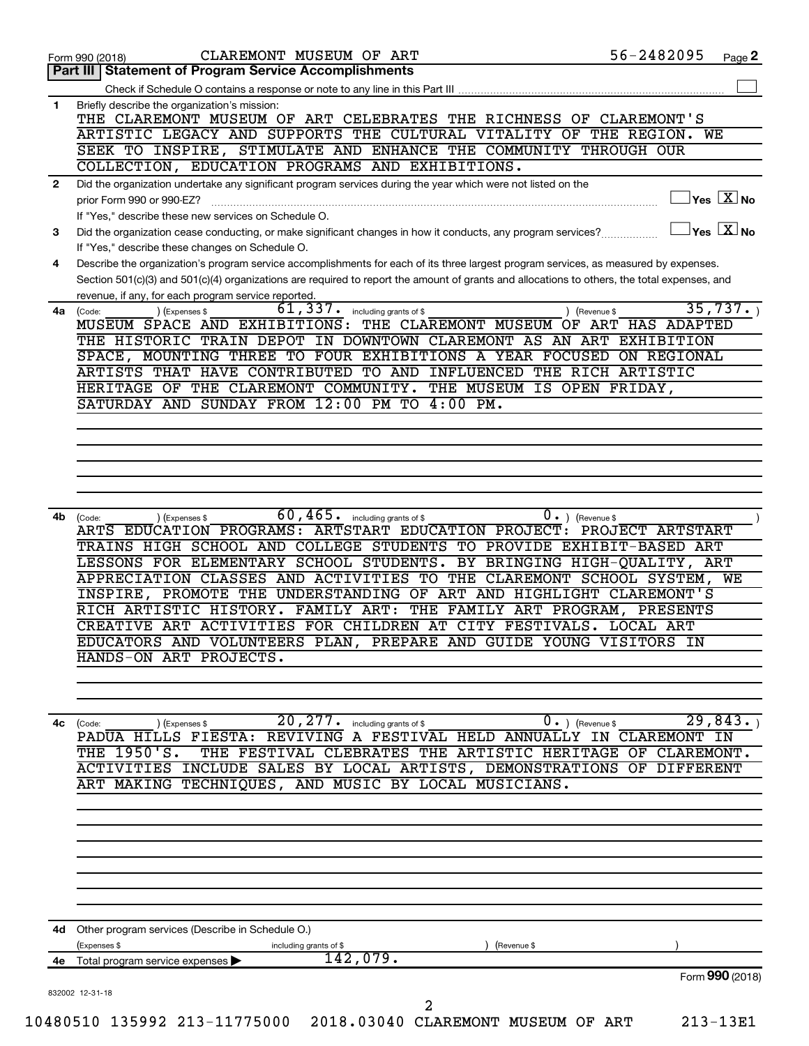Form 990 (2018) CLAREMONT MUSEUM OF ART 56-2482095 Page **2**

**Part III | Statement of Program Service Accomplishments**

Check if Schedule O contains a response or note to any line in this Part III ☐

**1** Briefly describe the organization's mission:

THE CLAREMONT MUSEUM OF ART CELEBRATES THE RICHNESS OF CLAREMONT'S ARTISTIC LEGACY AND SUPPORTS THE CULTURAL VITALITY OF THE REGION. WE SEEK TO INSPIRE, STIMULATE AND ENHANCE THE COMMUNITY THROUGH OUR COLLECTION, EDUCATION PROGRAMS AND EXHIBITIONS.

**2** Did the organization undertake any significant program services during the year which were not listed on the prior Form 990 or 990-EZ? ☐ Yes ☒ No

If "Yes," describe these new services on Schedule O.

**3** Did the organization cease conducting, or make significant changes in how it conducts, any program services? ☐ Yes ☒ No

If "Yes," describe these changes on Schedule O.

**4** Describe the organization's program service accomplishments for each of its three largest program services, as measured by expenses. Section 501(c)(3) and 501(c)(4) organizations are required to report the amount of grants and allocations to others, the total expenses, and revenue, if any, for each program service reported.

**4a** (Code: ) (Expenses $ 61,337. including grants of $ ) (Revenue $ 35,737. )

MUSEUM SPACE AND EXHIBITIONS: THE CLAREMONT MUSEUM OF ART HAS ADAPTED THE HISTORIC TRAIN DEPOT IN DOWNTOWN CLAREMONT AS AN ART EXHIBITION SPACE, MOUNTING THREE TO FOUR EXHIBITIONS A YEAR FOCUSED ON REGIONAL ARTISTS THAT HAVE CONTRIBUTED TO AND INFLUENCED THE RICH ARTISTIC HERITAGE OF THE CLAREMONT COMMUNITY. THE MUSEUM IS OPEN FRIDAY, SATURDAY AND SUNDAY FROM 12:00 PM TO 4:00 PM.

**4b** (Code: ) (Expenses $ 60,465. including grants of $ 0. ) (Revenue $ )

ARTS EDUCATION PROGRAMS: ARTSTART EDUCATION PROJECT: PROJECT ARTSTART TRAINS HIGH SCHOOL AND COLLEGE STUDENTS TO PROVIDE EXHIBIT-BASED ART LESSONS FOR ELEMENTARY SCHOOL STUDENTS. BY BRINGING HIGH-QUALITY, ART APPRECIATION CLASSES AND ACTIVITIES TO THE CLAREMONT SCHOOL SYSTEM, WE INSPIRE, PROMOTE THE UNDERSTANDING OF ART AND HIGHLIGHT CLAREMONT'S RICH ARTISTIC HISTORY. FAMILY ART: THE FAMILY ART PROGRAM, PRESENTS CREATIVE ART ACTIVITIES FOR CHILDREN AT CITY FESTIVALS. LOCAL ART EDUCATORS AND VOLUNTEERS PLAN, PREPARE AND GUIDE YOUNG VISITORS IN HANDS-ON ART PROJECTS.

**4c** (Code: ) (Expenses $ 20,277. including grants of $ 0. ) (Revenue $ 29,843. )

PADUA HILLS FIESTA: REVIVING A FESTIVAL HELD ANNUALLY IN CLAREMONT IN THE 1950'S. THE FESTIVAL CLEBRATES THE ARTISTIC HERITAGE OF CLAREMONT. ACTIVITIES INCLUDE SALES BY LOCAL ARTISTS, DEMONSTRATIONS OF DIFFERENT ART MAKING TECHNIQUES, AND MUSIC BY LOCAL MUSICIANS.

**4d** Other program services (Describe in Schedule O.)

(Expenses $ including grants of $ ) (Revenue $ )

**4e** Total program service expenses ▶ 142,079.

Form **990** (2018)

832002 12-31-18

10480510 135992 213-11775000 2018.03040 CLAREMONT MUSEUM OF ART 213-13E1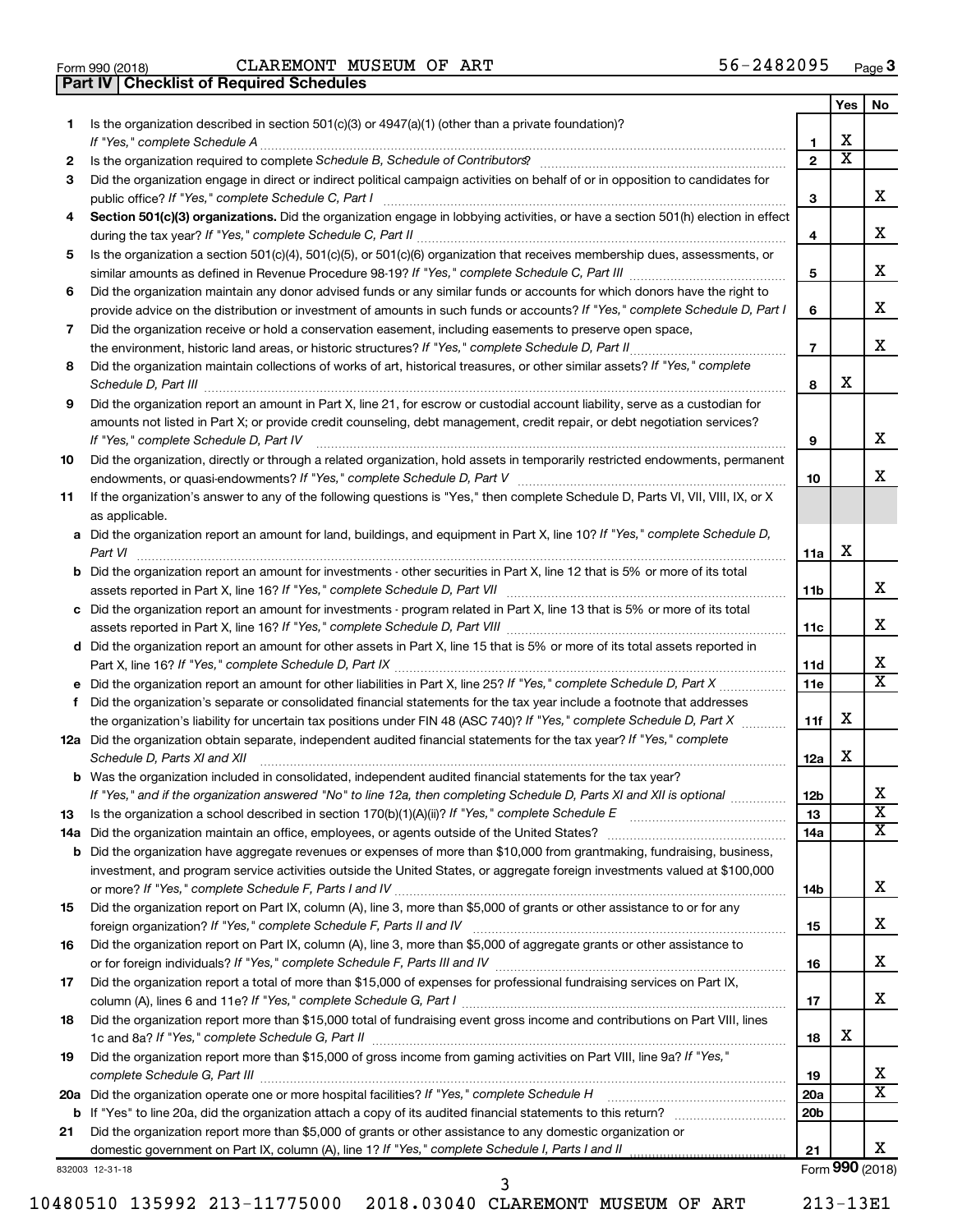Form 990 (2018) CLAREMONT MUSEUM OF ART 56-2482095

## Part IV Checklist of Required Schedules

| | | | Yes | No |
|---|---|---|---|---|
| 1 | Is the organization described in section 501(c)(3) or 4947(a)(1) (other than a private foundation)? *If "Yes," complete Schedule A* | 1 | X | |
| 2 | Is the organization required to complete *Schedule B, Schedule of Contributors*? | 2 | X | |
| 3 | Did the organization engage in direct or indirect political campaign activities on behalf of or in opposition to candidates for public office? *If "Yes," complete Schedule C, Part I* | 3 | | X |
| 4 | **Section 501(c)(3) organizations.** Did the organization engage in lobbying activities, or have a section 501(h) election in effect during the tax year? *If "Yes," complete Schedule C, Part II* | 4 | | X |
| 5 | Is the organization a section 501(c)(4), 501(c)(5), or 501(c)(6) organization that receives membership dues, assessments, or similar amounts as defined in Revenue Procedure 98-19? *If "Yes," complete Schedule C, Part III* | 5 | | X |
| 6 | Did the organization maintain any donor advised funds or any similar funds or accounts for which donors have the right to provide advice on the distribution or investment of amounts in such funds or accounts? *If "Yes," complete Schedule D, Part I* | 6 | | X |
| 7 | Did the organization receive or hold a conservation easement, including easements to preserve open space, the environment, historic land areas, or historic structures? *If "Yes," complete Schedule D, Part II* | 7 | | X |
| 8 | Did the organization maintain collections of works of art, historical treasures, or other similar assets? *If "Yes," complete Schedule D, Part III* | 8 | X | |
| 9 | Did the organization report an amount in Part X, line 21, for escrow or custodial account liability, serve as a custodian for amounts not listed in Part X; or provide credit counseling, debt management, credit repair, or debt negotiation services? *If "Yes," complete Schedule D, Part IV* | 9 | | X |
| 10 | Did the organization, directly or through a related organization, hold assets in temporarily restricted endowments, permanent endowments, or quasi-endowments? *If "Yes," complete Schedule D, Part V* | 10 | | X |
| 11 | If the organization's answer to any of the following questions is "Yes," then complete Schedule D, Parts VI, VII, VIII, IX, or X as applicable. | | | |
| a | Did the organization report an amount for land, buildings, and equipment in Part X, line 10? *If "Yes," complete Schedule D, Part VI* | 11a | X | |
| b | Did the organization report an amount for investments - other securities in Part X, line 12 that is 5% or more of its total assets reported in Part X, line 16? *If "Yes," complete Schedule D, Part VII* | 11b | | X |
| c | Did the organization report an amount for investments - program related in Part X, line 13 that is 5% or more of its total assets reported in Part X, line 16? *If "Yes," complete Schedule D, Part VIII* | 11c | | X |
| d | Did the organization report an amount for other assets in Part X, line 15 that is 5% or more of its total assets reported in Part X, line 16? *If "Yes," complete Schedule D, Part IX* | 11d | | X |
| e | Did the organization report an amount for other liabilities in Part X, line 25? *If "Yes," complete Schedule D, Part X* | 11e | | X |
| f | Did the organization's separate or consolidated financial statements for the tax year include a footnote that addresses the organization's liability for uncertain tax positions under FIN 48 (ASC 740)? *If "Yes," complete Schedule D, Part X* | 11f | X | |
| 12a | Did the organization obtain separate, independent audited financial statements for the tax year? *If "Yes," complete Schedule D, Parts XI and XII* | 12a | X | |
| b | Was the organization included in consolidated, independent audited financial statements for the tax year? *If "Yes," and if the organization answered "No" to line 12a, then completing Schedule D, Parts XI and XII is optional* | 12b | | X |
| 13 | Is the organization a school described in section 170(b)(1)(A)(ii)? *If "Yes," complete Schedule E* | 13 | | X |
| 14a | Did the organization maintain an office, employees, or agents outside of the United States? | 14a | | X |
| b | Did the organization have aggregate revenues or expenses of more than $10,000 from grantmaking, fundraising, business, investment, and program service activities outside the United States, or aggregate foreign investments valued at $100,000 or more? *If "Yes," complete Schedule F, Parts I and IV* | 14b | | X |
| 15 | Did the organization report on Part IX, column (A), line 3, more than $5,000 of grants or other assistance to or for any foreign organization? *If "Yes," complete Schedule F, Parts II and IV* | 15 | | X |
| 16 | Did the organization report on Part IX, column (A), line 3, more than $5,000 of aggregate grants or other assistance to or for foreign individuals? *If "Yes," complete Schedule F, Parts III and IV* | 16 | | X |
| 17 | Did the organization report a total of more than $15,000 of expenses for professional fundraising services on Part IX, column (A), lines 6 and 11e? *If "Yes," complete Schedule G, Part I* | 17 | | X |
| 18 | Did the organization report more than $15,000 total of fundraising event gross income and contributions on Part VIII, lines 1c and 8a? *If "Yes," complete Schedule G, Part II* | 18 | X | |
| 19 | Did the organization report more than $15,000 of gross income from gaming activities on Part VIII, line 9a? *If "Yes," complete Schedule G, Part III* | 19 | | X |
| 20a | Did the organization operate one or more hospital facilities? *If "Yes," complete Schedule H* | 20a | | X |
| b | If "Yes" to line 20a, did the organization attach a copy of its audited financial statements to this return? | 20b | | |
| 21 | Did the organization report more than $5,000 of grants or other assistance to any domestic organization or domestic government on Part IX, column (A), line 1? *If "Yes," complete Schedule I, Parts I and II* | 21 | | X |

832003 12-31-18

Form **990** (2018)

10480510 135992 213-11775000 2018.03040 CLAREMONT MUSEUM OF ART 213-13E1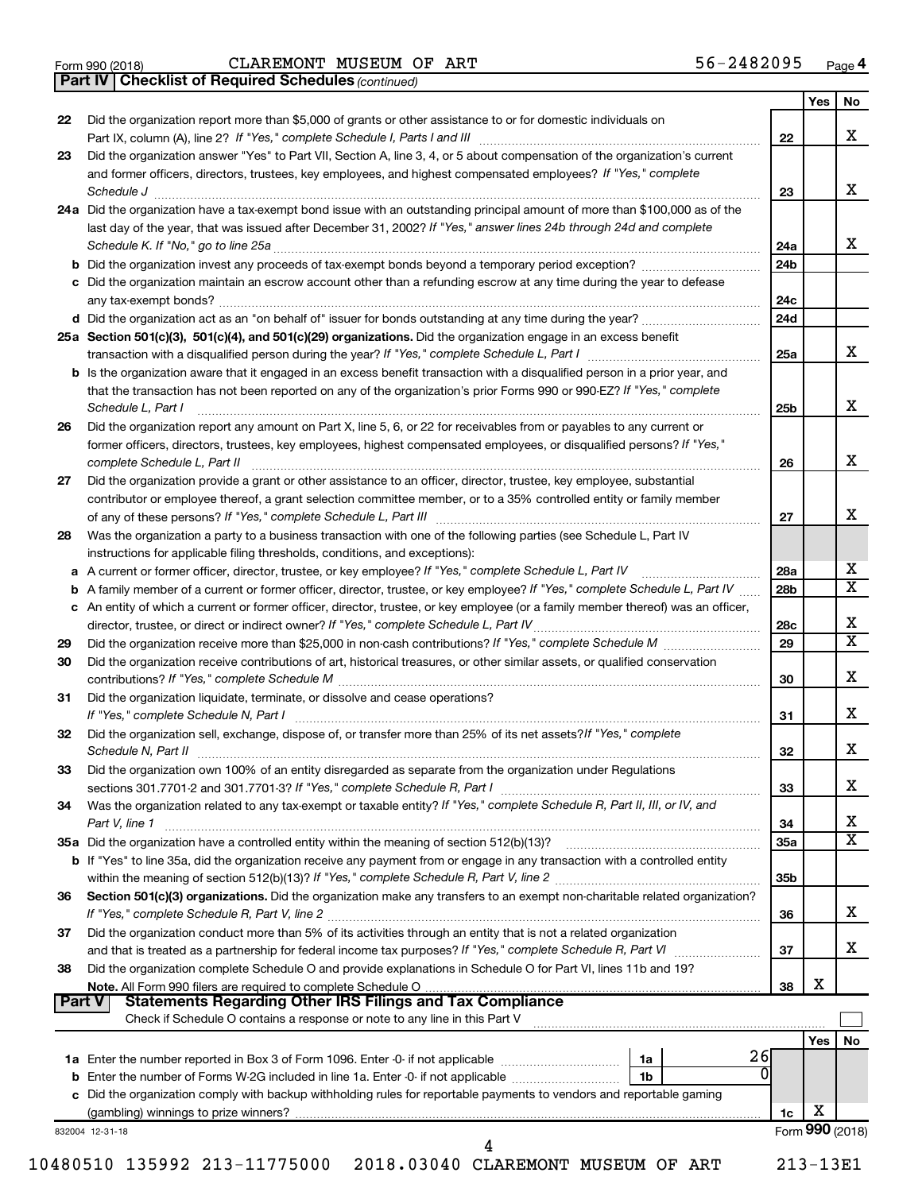Form 990 (2018) CLAREMONT MUSEUM OF ART 56-2482095 Page 4

**Part IV | Checklist of Required Schedules** *(continued)*

| | | | Yes | No |
|---|---|---|---|---|
| 22 | Did the organization report more than $5,000 of grants or other assistance to or for domestic individuals on Part IX, column (A), line 2? *If "Yes," complete Schedule I, Parts I and III* | 22 | | X |
| 23 | Did the organization answer "Yes" to Part VII, Section A, line 3, 4, or 5 about compensation of the organization's current and former officers, directors, trustees, key employees, and highest compensated employees? *If "Yes," complete Schedule J* | 23 | | X |
| 24a | Did the organization have a tax-exempt bond issue with an outstanding principal amount of more than $100,000 as of the last day of the year, that was issued after December 31, 2002? *If "Yes," answer lines 24b through 24d and complete Schedule K. If "No," go to line 25a* | 24a | | X |
| b | Did the organization invest any proceeds of tax-exempt bonds beyond a temporary period exception? | 24b | | |
| c | Did the organization maintain an escrow account other than a refunding escrow at any time during the year to defease any tax-exempt bonds? | 24c | | |
| d | Did the organization act as an "on behalf of" issuer for bonds outstanding at any time during the year? | 24d | | |
| 25a | **Section 501(c)(3), 501(c)(4), and 501(c)(29) organizations.** Did the organization engage in an excess benefit transaction with a disqualified person during the year? *If "Yes," complete Schedule L, Part I* | 25a | | X |
| b | Is the organization aware that it engaged in an excess benefit transaction with a disqualified person in a prior year, and that the transaction has not been reported on any of the organization's prior Forms 990 or 990-EZ? *If "Yes," complete Schedule L, Part I* | 25b | | X |
| 26 | Did the organization report any amount on Part X, line 5, 6, or 22 for receivables from or payables to any current or former officers, directors, trustees, key employees, highest compensated employees, or disqualified persons? *If "Yes," complete Schedule L, Part II* | 26 | | X |
| 27 | Did the organization provide a grant or other assistance to an officer, director, trustee, key employee, substantial contributor or employee thereof, a grant selection committee member, or to a 35% controlled entity or family member of any of these persons? *If "Yes," complete Schedule L, Part III* | 27 | | X |
| 28 | Was the organization a party to a business transaction with one of the following parties (see Schedule L, Part IV instructions for applicable filing thresholds, conditions, and exceptions): | | | |
| a | A current or former officer, director, trustee, or key employee? *If "Yes," complete Schedule L, Part IV* | 28a | | X |
| b | A family member of a current or former officer, director, trustee, or key employee? *If "Yes," complete Schedule L, Part IV* | 28b | | X |
| c | An entity of which a current or former officer, director, trustee, or key employee (or a family member thereof) was an officer, director, trustee, or direct or indirect owner? *If "Yes," complete Schedule L, Part IV* | 28c | | X |
| 29 | Did the organization receive more than $25,000 in non-cash contributions? *If "Yes," complete Schedule M* | 29 | | X |
| 30 | Did the organization receive contributions of art, historical treasures, or other similar assets, or qualified conservation contributions? *If "Yes," complete Schedule M* | 30 | | X |
| 31 | Did the organization liquidate, terminate, or dissolve and cease operations? *If "Yes," complete Schedule N, Part I* | 31 | | X |
| 32 | Did the organization sell, exchange, dispose of, or transfer more than 25% of its net assets? *If "Yes," complete Schedule N, Part II* | 32 | | X |
| 33 | Did the organization own 100% of an entity disregarded as separate from the organization under Regulations sections 301.7701-2 and 301.7701-3? *If "Yes," complete Schedule R, Part I* | 33 | | X |
| 34 | Was the organization related to any tax-exempt or taxable entity? *If "Yes," complete Schedule R, Part II, III, or IV, and Part V, line 1* | 34 | | X |
| 35a | Did the organization have a controlled entity within the meaning of section 512(b)(13)? | 35a | | X |
| b | If "Yes" to line 35a, did the organization receive any payment from or engage in any transaction with a controlled entity within the meaning of section 512(b)(13)? *If "Yes," complete Schedule R, Part V, line 2* | 35b | | |
| 36 | **Section 501(c)(3) organizations.** Did the organization make any transfers to an exempt non-charitable related organization? *If "Yes," complete Schedule R, Part V, line 2* | 36 | | X |
| 37 | Did the organization conduct more than 5% of its activities through an entity that is not a related organization and that is treated as a partnership for federal income tax purposes? *If "Yes," complete Schedule R, Part VI* | 37 | | X |
| 38 | Did the organization complete Schedule O and provide explanations in Schedule O for Part VI, lines 11b and 19? **Note.** All Form 990 filers are required to complete Schedule O | 38 | X | |

**Part V | Statements Regarding Other IRS Filings and Tax Compliance**

Check if Schedule O contains a response or note to any line in this Part V ☐

| | | | | Yes | No |
|---|---|---|---|---|---|
| 1a | Enter the number reported in Box 3 of Form 1096. Enter -0- if not applicable | 1a | 26 | | |
| b | Enter the number of Forms W-2G included in line 1a. Enter -0- if not applicable | 1b | 0 | | |
| c | Did the organization comply with backup withholding rules for reportable payments to vendors and reportable gaming (gambling) winnings to prize winners? | 1c | | X | |

832004 12-31-18 Form **990** (2018)

10480510 135992 213-11775000 2018.03040 CLAREMONT MUSEUM OF ART 213-13E1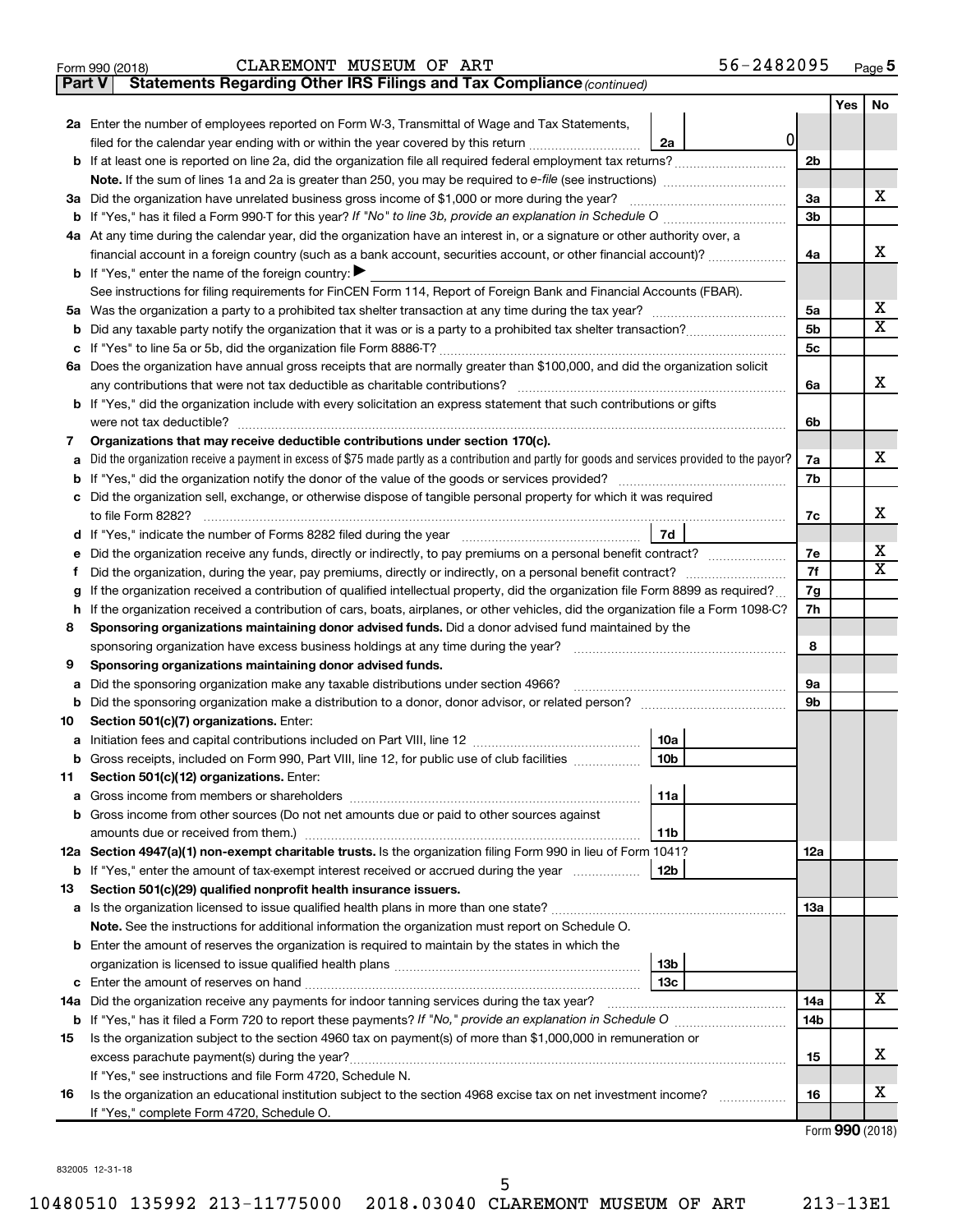Form 990 (2018) CLAREMONT MUSEUM OF ART 56-2482095 Page 5

**Part V Statements Regarding Other IRS Filings and Tax Compliance** *(continued)*

| | | | | Yes | No |
|---|---|---|---|---|---|
| **2a** | Enter the number of employees reported on Form W-3, Transmittal of Wage and Tax Statements, filed for the calendar year ending with or within the year covered by this return | 2a | 0 | | |
| **b** | If at least one is reported on line 2a, did the organization file all required federal employment tax returns? | | 2b | | |
| | **Note.** If the sum of lines 1a and 2a is greater than 250, you may be required to *e-file* (see instructions) | | | | |
| **3a** | Did the organization have unrelated business gross income of $1,000 or more during the year? | | 3a | | X |
| **b** | If "Yes," has it filed a Form 990-T for this year? *If "No" to line 3b, provide an explanation in Schedule O* | | 3b | | |
| **4a** | At any time during the calendar year, did the organization have an interest in, or a signature or other authority over, a financial account in a foreign country (such as a bank account, securities account, or other financial account)? | | 4a | | X |
| **b** | If "Yes," enter the name of the foreign country: ▶ | | | | |
| | See instructions for filing requirements for FinCEN Form 114, Report of Foreign Bank and Financial Accounts (FBAR). | | | | |
| **5a** | Was the organization a party to a prohibited tax shelter transaction at any time during the tax year? | | 5a | | X |
| **b** | Did any taxable party notify the organization that it was or is a party to a prohibited tax shelter transaction? | | 5b | | X |
| **c** | If "Yes" to line 5a or 5b, did the organization file Form 8886-T? | | 5c | | |
| **6a** | Does the organization have annual gross receipts that are normally greater than $100,000, and did the organization solicit any contributions that were not tax deductible as charitable contributions? | | 6a | | X |
| **b** | If "Yes," did the organization include with every solicitation an express statement that such contributions or gifts were not tax deductible? | | 6b | | |
| **7** | **Organizations that may receive deductible contributions under section 170(c).** | | | | |
| **a** | Did the organization receive a payment in excess of $75 made partly as a contribution and partly for goods and services provided to the payor? | | 7a | | X |
| **b** | If "Yes," did the organization notify the donor of the value of the goods or services provided? | | 7b | | |
| **c** | Did the organization sell, exchange, or otherwise dispose of tangible personal property for which it was required to file Form 8282? | | 7c | | X |
| **d** | If "Yes," indicate the number of Forms 8282 filed during the year | 7d | | | |
| **e** | Did the organization receive any funds, directly or indirectly, to pay premiums on a personal benefit contract? | | 7e | | X |
| **f** | Did the organization, during the year, pay premiums, directly or indirectly, on a personal benefit contract? | | 7f | | X |
| **g** | If the organization received a contribution of qualified intellectual property, did the organization file Form 8899 as required? | | 7g | | |
| **h** | If the organization received a contribution of cars, boats, airplanes, or other vehicles, did the organization file a Form 1098-C? | | 7h | | |
| **8** | **Sponsoring organizations maintaining donor advised funds.** Did a donor advised fund maintained by the sponsoring organization have excess business holdings at any time during the year? | | 8 | | |
| **9** | **Sponsoring organizations maintaining donor advised funds.** | | | | |
| **a** | Did the sponsoring organization make any taxable distributions under section 4966? | | 9a | | |
| **b** | Did the sponsoring organization make a distribution to a donor, donor advisor, or related person? | | 9b | | |
| **10** | **Section 501(c)(7) organizations.** Enter: | | | | |
| **a** | Initiation fees and capital contributions included on Part VIII, line 12 | 10a | | | |
| **b** | Gross receipts, included on Form 990, Part VIII, line 12, for public use of club facilities | 10b | | | |
| **11** | **Section 501(c)(12) organizations.** Enter: | | | | |
| **a** | Gross income from members or shareholders | 11a | | | |
| **b** | Gross income from other sources (Do not net amounts due or paid to other sources against amounts due or received from them.) | 11b | | | |
| **12a** | **Section 4947(a)(1) non-exempt charitable trusts.** Is the organization filing Form 990 in lieu of Form 1041? | | 12a | | |
| **b** | If "Yes," enter the amount of tax-exempt interest received or accrued during the year | 12b | | | |
| **13** | **Section 501(c)(29) qualified nonprofit health insurance issuers.** | | | | |
| **a** | Is the organization licensed to issue qualified health plans in more than one state? | | 13a | | |
| | **Note.** See the instructions for additional information the organization must report on Schedule O. | | | | |
| **b** | Enter the amount of reserves the organization is required to maintain by the states in which the organization is licensed to issue qualified health plans | 13b | | | |
| **c** | Enter the amount of reserves on hand | 13c | | | |
| **14a** | Did the organization receive any payments for indoor tanning services during the tax year? | | 14a | | X |
| **b** | If "Yes," has it filed a Form 720 to report these payments? *If "No," provide an explanation in Schedule O* | | 14b | | |
| **15** | Is the organization subject to the section 4960 tax on payment(s) of more than $1,000,000 in remuneration or excess parachute payment(s) during the year? | | 15 | | X |
| | If "Yes," see instructions and file Form 4720, Schedule N. | | | | |
| **16** | Is the organization an educational institution subject to the section 4968 excise tax on net investment income? | | 16 | | X |
| | If "Yes," complete Form 4720, Schedule O. | | | | |

Form **990** (2018)

832005 12-31-18

10480510 135992 213-11775000 2018.03040 CLAREMONT MUSEUM OF ART 213-13E1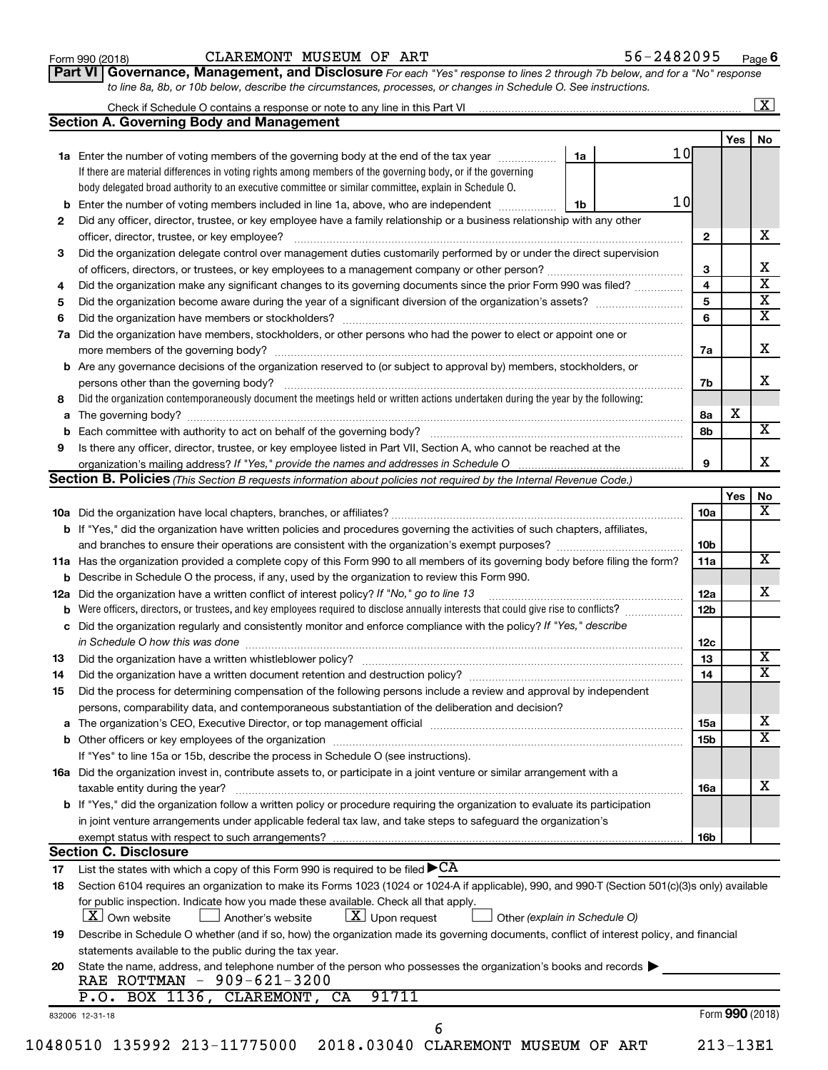Form 990 (2018) CLAREMONT MUSEUM OF ART 56-2482095 Page 6

**Part VI Governance, Management, and Disclosure** *For each "Yes" response to lines 2 through 7b below, and for a "No" response to line 8a, 8b, or 10b below, describe the circumstances, processes, or changes in Schedule O. See instructions.*

Check if Schedule O contains a response or note to any line in this Part VI [X]

## Section A. Governing Body and Management

| | | | | Yes | No |
|---|---|---|---|---|---|
| **1a** | Enter the number of voting members of the governing body at the end of the tax year. If there are material differences in voting rights among members of the governing body, or if the governing body delegated broad authority to an executive committee or similar committee, explain in Schedule O. | 1a 10 | | | |
| **b** | Enter the number of voting members included in line 1a, above, who are independent | 1b 10 | | | |
| **2** | Did any officer, director, trustee, or key employee have a family relationship or a business relationship with any other officer, director, trustee, or key employee? | | 2 | | X |
| **3** | Did the organization delegate control over management duties customarily performed by or under the direct supervision of officers, directors, or trustees, or key employees to a management company or other person? | | 3 | | X |
| **4** | Did the organization make any significant changes to its governing documents since the prior Form 990 was filed? | | 4 | | X |
| **5** | Did the organization become aware during the year of a significant diversion of the organization's assets? | | 5 | | X |
| **6** | Did the organization have members or stockholders? | | 6 | | X |
| **7a** | Did the organization have members, stockholders, or other persons who had the power to elect or appoint one or more members of the governing body? | | 7a | | X |
| **b** | Are any governance decisions of the organization reserved to (or subject to approval by) members, stockholders, or persons other than the governing body? | | 7b | | X |
| **8** | Did the organization contemporaneously document the meetings held or written actions undertaken during the year by the following: | | | | |
| **a** | The governing body? | | 8a | X | |
| **b** | Each committee with authority to act on behalf of the governing body? | | 8b | | X |
| **9** | Is there any officer, director, trustee, or key employee listed in Part VII, Section A, who cannot be reached at the organization's mailing address? *If "Yes," provide the names and addresses in Schedule O* | | 9 | | X |

## Section B. Policies *(This Section B requests information about policies not required by the Internal Revenue Code.)*

| | | | Yes | No |
|---|---|---|---|---|
| **10a** | Did the organization have local chapters, branches, or affiliates? | 10a | | X |
| **b** | If "Yes," did the organization have written policies and procedures governing the activities of such chapters, affiliates, and branches to ensure their operations are consistent with the organization's exempt purposes? | 10b | | |
| **11a** | Has the organization provided a complete copy of this Form 990 to all members of its governing body before filing the form? | 11a | | X |
| **b** | Describe in Schedule O the process, if any, used by the organization to review this Form 990. | | | |
| **12a** | Did the organization have a written conflict of interest policy? *If "No," go to line 13* | 12a | | X |
| **b** | Were officers, directors, or trustees, and key employees required to disclose annually interests that could give rise to conflicts? | 12b | | |
| **c** | Did the organization regularly and consistently monitor and enforce compliance with the policy? *If "Yes," describe in Schedule O how this was done* | 12c | | |
| **13** | Did the organization have a written whistleblower policy? | 13 | | X |
| **14** | Did the organization have a written document retention and destruction policy? | 14 | | X |
| **15** | Did the process for determining compensation of the following persons include a review and approval by independent persons, comparability data, and contemporaneous substantiation of the deliberation and decision? | | | |
| **a** | The organization's CEO, Executive Director, or top management official | 15a | | X |
| **b** | Other officers or key employees of the organization | 15b | | X |
| | If "Yes" to line 15a or 15b, describe the process in Schedule O (see instructions). | | | |
| **16a** | Did the organization invest in, contribute assets to, or participate in a joint venture or similar arrangement with a taxable entity during the year? | 16a | | X |
| **b** | If "Yes," did the organization follow a written policy or procedure requiring the organization to evaluate its participation in joint venture arrangements under applicable federal tax law, and take steps to safeguard the organization's exempt status with respect to such arrangements? | 16b | | |

## Section C. Disclosure

**17** List the states with which a copy of this Form 990 is required to be filed ▶ CA

**18** Section 6104 requires an organization to make its Forms 1023 (1024 or 1024-A if applicable), 990, and 990-T (Section 501(c)(3)s only) available for public inspection. Indicate how you made these available. Check all that apply.

[X] Own website [ ] Another's website [X] Upon request [ ] Other *(explain in Schedule O)*

**19** Describe in Schedule O whether (and if so, how) the organization made its governing documents, conflict of interest policy, and financial statements available to the public during the tax year.

**20** State the name, address, and telephone number of the person who possesses the organization's books and records ▶

RAE ROTTMAN - 909-621-3200
P.O. BOX 1136, CLAREMONT, CA 91711

832006 12-31-18 Form 990 (2018)

10480510 135992 213-11775000 2018.03040 CLAREMONT MUSEUM OF ART 213-13E1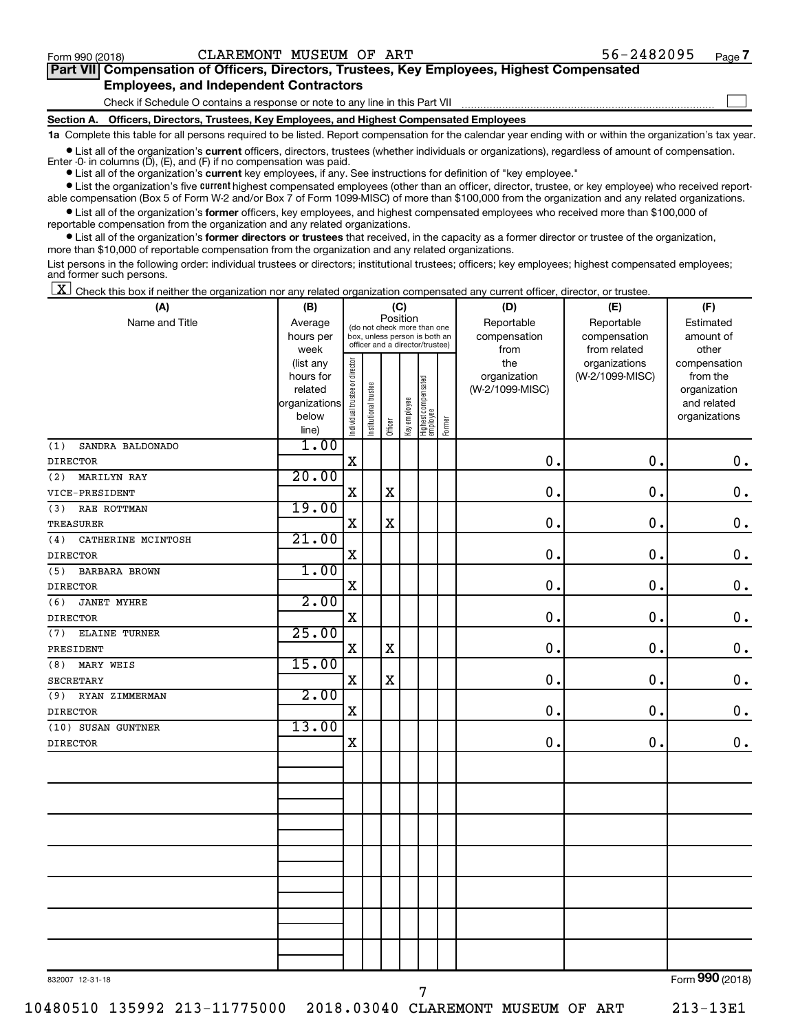Form 990 (2018) CLAREMONT MUSEUM OF ART 56-2482095 Page 7

**Part VII Compensation of Officers, Directors, Trustees, Key Employees, Highest Compensated Employees, and Independent Contractors**

Check if Schedule O contains a response or note to any line in this Part VII

**Section A. Officers, Directors, Trustees, Key Employees, and Highest Compensated Employees**

**1a** Complete this table for all persons required to be listed. Report compensation for the calendar year ending with or within the organization's tax year.

- List all of the organization's **current** officers, directors, trustees (whether individuals or organizations), regardless of amount of compensation. Enter -0- in columns (D), (E), and (F) if no compensation was paid.
- List all of the organization's **current** key employees, if any. See instructions for definition of "key employee."
- List the organization's five **current** highest compensated employees (other than an officer, director, trustee, or key employee) who received reportable compensation (Box 5 of Form W-2 and/or Box 7 of Form 1099-MISC) of more than $100,000 from the organization and any related organizations.
- List all of the organization's **former** officers, key employees, and highest compensated employees who received more than $100,000 of reportable compensation from the organization and any related organizations.
- List all of the organization's **former directors or trustees** that received, in the capacity as a former director or trustee of the organization, more than $10,000 of reportable compensation from the organization and any related organizations.

List persons in the following order: individual trustees or directors; institutional trustees; officers; key employees; highest compensated employees; and former such persons.

[X] Check this box if neither the organization nor any related organization compensated any current officer, director, or trustee.

| (A) Name and Title | (B) Average hours per week (list any hours for related organizations below line) | (C) Position: Individual trustee or director | Institutional trustee | Officer | Key employee | Highest compensated employee | Former | (D) Reportable compensation from the organization (W-2/1099-MISC) | (E) Reportable compensation from related organizations (W-2/1099-MISC) | (F) Estimated amount of other compensation from the organization and related organizations |
|---|---|---|---|---|---|---|---|---|---|---|
| (1) SANDRA BALDONADO<br>DIRECTOR | 1.00 | X | | | | | | 0. | 0. | 0. |
| (2) MARILYN RAY<br>VICE-PRESIDENT | 20.00 | X | | X | | | | 0. | 0. | 0. |
| (3) RAE ROTTMAN<br>TREASURER | 19.00 | X | | X | | | | 0. | 0. | 0. |
| (4) CATHERINE MCINTOSH<br>DIRECTOR | 21.00 | X | | | | | | 0. | 0. | 0. |
| (5) BARBARA BROWN<br>DIRECTOR | 1.00 | X | | | | | | 0. | 0. | 0. |
| (6) JANET MYHRE<br>DIRECTOR | 2.00 | X | | | | | | 0. | 0. | 0. |
| (7) ELAINE TURNER<br>PRESIDENT | 25.00 | X | | X | | | | 0. | 0. | 0. |
| (8) MARY WEIS<br>SECRETARY | 15.00 | X | | X | | | | 0. | 0. | 0. |
| (9) RYAN ZIMMERMAN<br>DIRECTOR | 2.00 | X | | | | | | 0. | 0. | 0. |
| (10) SUSAN GUNTNER<br>DIRECTOR | 13.00 | X | | | | | | 0. | 0. | 0. |

832007 12-31-18

Form 990 (2018)

10480510 135992 213-11775000 2018.03040 CLAREMONT MUSEUM OF ART 213-13E1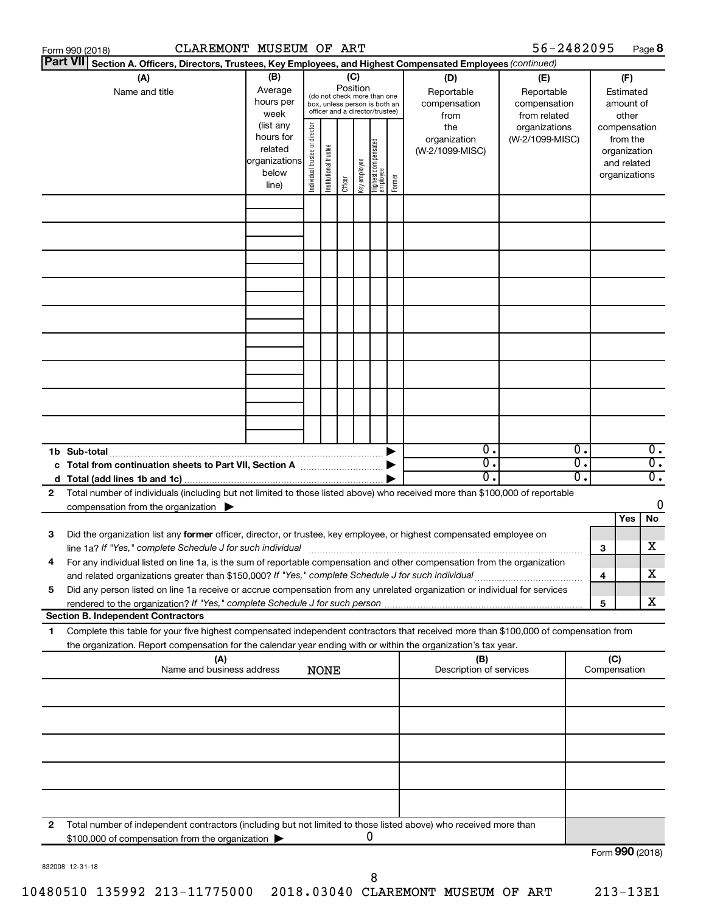Form 990 (2018) CLAREMONT MUSEUM OF ART 56-2482095 Page **8**

**Part VII** **Section A. Officers, Directors, Trustees, Key Employees, and Highest Compensated Employees** *(continued)*

| (A) Name and title | (B) Average hours per week (list any hours for related organizations below line) | (C) Position (do not check more than one box, unless person is both an officer and a director/trustee): Individual trustee or director | Institutional trustee | Officer | Key employee | Highest compensated employee | Former | (D) Reportable compensation from the organization (W-2/1099-MISC) | (E) Reportable compensation from related organizations (W-2/1099-MISC) | (F) Estimated amount of other compensation from the organization and related organizations |
|---|---|---|---|---|---|---|---|---|---|---|
| | | | | | | | | | | |
| | | | | | | | | | | |
| | | | | | | | | | | |
| | | | | | | | | | | |
| | | | | | | | | | | |
| | | | | | | | | | | |
| | | | | | | | | | | |
| | | | | | | | | | | |
| | | | | | | | | | | |
| **1b Sub-total** | | | | | | | ▶ | 0. | 0. | 0. |
| **c Total from continuation sheets to Part VII, Section A** | | | | | | | ▶ | 0. | 0. | 0. |
| **d Total (add lines 1b and 1c)** | | | | | | | ▶ | 0. | 0. | 0. |

**2** Total number of individuals (including but not limited to those listed above) who received more than $100,000 of reportable compensation from the organization ▶ 0

| | | | Yes | No |
|---|---|---|---|---|
| **3** | Did the organization list any **former** officer, director, or trustee, key employee, or highest compensated employee on line 1a? *If "Yes," complete Schedule J for such individual* | **3** | | X |
| **4** | For any individual listed on line 1a, is the sum of reportable compensation and other compensation from the organization and related organizations greater than $150,000? *If "Yes," complete Schedule J for such individual* | **4** | | X |
| **5** | Did any person listed on line 1a receive or accrue compensation from any unrelated organization or individual for services rendered to the organization? *If "Yes," complete Schedule J for such person* | **5** | | X |

**Section B. Independent Contractors**

**1** Complete this table for your five highest compensated independent contractors that received more than $100,000 of compensation from the organization. Report compensation for the calendar year ending with or within the organization's tax year.

| (A) Name and business address NONE | (B) Description of services | (C) Compensation |
|---|---|---|
| | | |
| | | |
| | | |
| | | |
| | | |

**2** Total number of independent contractors (including but not limited to those listed above) who received more than $100,000 of compensation from the organization ▶ 0

Form **990** (2018)

832008 12-31-18

10480510 135992 213-11775000 2018.03040 CLAREMONT MUSEUM OF ART 213-13E1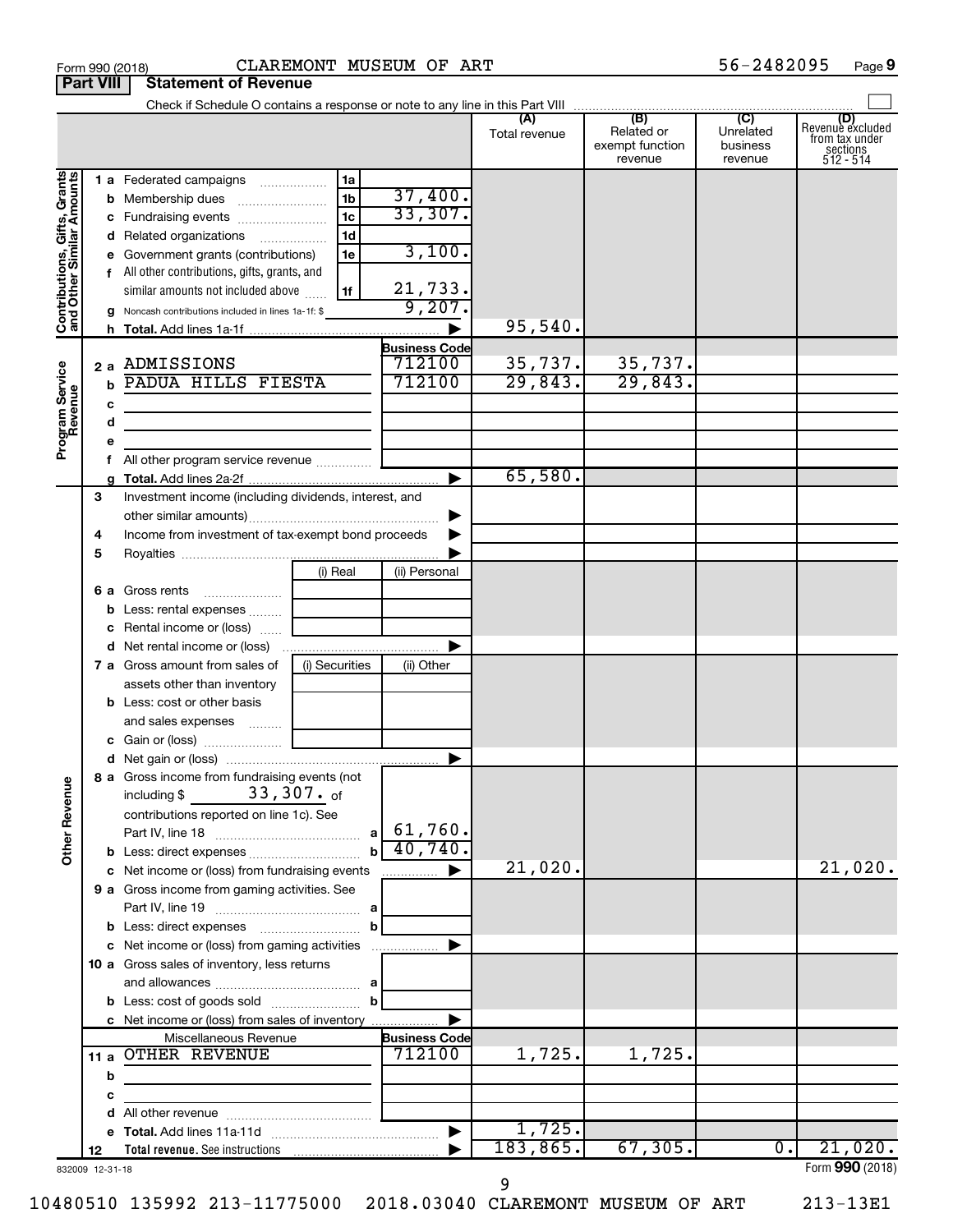Form 990 (2018) CLAREMONT MUSEUM OF ART 56-2482095

## Part VIII Statement of Revenue

Check if Schedule O contains a response or note to any line in this Part VIII

| | | | | (A) Total revenue | (B) Related or exempt function revenue | (C) Unrelated business revenue | (D) Revenue excluded from tax under sections 512 - 514 |
|---|---|---|---|---|---|---|---|
| **Contributions, Gifts, Grants and Other Similar Amounts** | 1 a | Federated campaigns | 1a | | | | |
| | b | Membership dues | 1b 37,400. | | | | |
| | c | Fundraising events | 1c 33,307. | | | | |
| | d | Related organizations | 1d | | | | |
| | e | Government grants (contributions) | 1e 3,100. | | | | |
| | f | All other contributions, gifts, grants, and similar amounts not included above | 1f 21,733. | | | | |
| | g | Noncash contributions included in lines 1a-1f: $ | 9,207. | | | | |
| | h | **Total.** Add lines 1a-1f | | 95,540. | | | |
| | | | **Business Code** | | | | |
| **Program Service Revenue** | 2 a | ADMISSIONS | 712100 | 35,737. | 35,737. | | |
| | b | PADUA HILLS FIESTA | 712100 | 29,843. | 29,843. | | |
| | c | | | | | | |
| | d | | | | | | |
| | e | | | | | | |
| | f | All other program service revenue | | | | | |
| | g | **Total.** Add lines 2a-2f | | 65,580. | | | |
| **Other Revenue** | 3 | Investment income (including dividends, interest, and other similar amounts) | | | | | |
| | 4 | Income from investment of tax-exempt bond proceeds | | | | | |
| | 5 | Royalties | | | | | |
| | | | (i) Real / (ii) Personal | | | | |
| | 6 a | Gross rents | | | | | |
| | b | Less: rental expenses | | | | | |
| | c | Rental income or (loss) | | | | | |
| | d | Net rental income or (loss) | | | | | |
| | | | (i) Securities / (ii) Other | | | | |
| | 7 a | Gross amount from sales of assets other than inventory | | | | | |
| | b | Less: cost or other basis and sales expenses | | | | | |
| | c | Gain or (loss) | | | | | |
| | d | Net gain or (loss) | | | | | |
| | 8 a | Gross income from fundraising events (not including $ 33,307. of contributions reported on line 1c). See Part IV, line 18 | a 61,760. | | | | |
| | b | Less: direct expenses | b 40,740. | | | | |
| | c | Net income or (loss) from fundraising events | | 21,020. | | | 21,020. |
| | 9 a | Gross income from gaming activities. See Part IV, line 19 | a | | | | |
| | b | Less: direct expenses | b | | | | |
| | c | Net income or (loss) from gaming activities | | | | | |
| | 10 a | Gross sales of inventory, less returns and allowances | a | | | | |
| | b | Less: cost of goods sold | b | | | | |
| | c | Net income or (loss) from sales of inventory | | | | | |
| | | Miscellaneous Revenue | **Business Code** | | | | |
| | 11 a | OTHER REVENUE | 712100 | 1,725. | 1,725. | | |
| | b | | | | | | |
| | c | | | | | | |
| | d | All other revenue | | | | | |
| | e | **Total.** Add lines 11a-11d | | 1,725. | | | |
| | 12 | **Total revenue.** See instructions | | 183,865. | 67,305. | 0. | 21,020. |

832009 12-31-18 Form **990** (2018)

10480510 135992 213-11775000 2018.03040 CLAREMONT MUSEUM OF ART 213-13E1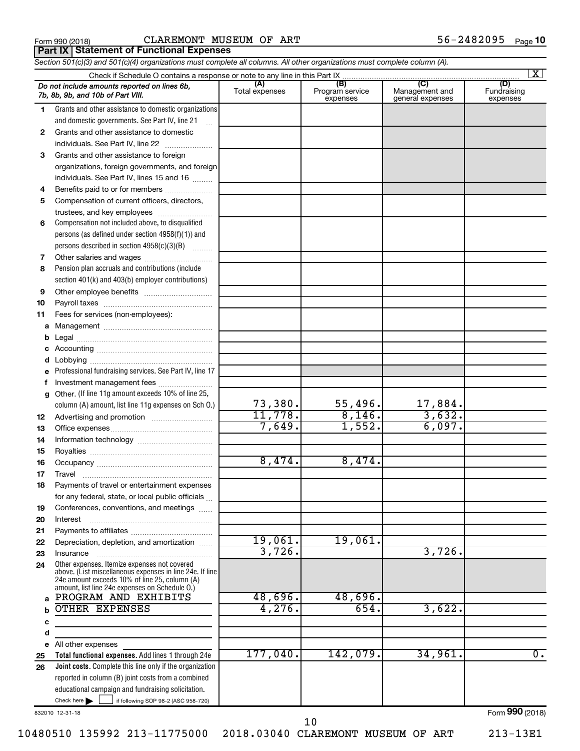Form 990 (2018) CLAREMONT MUSEUM OF ART 56-2482095

## Part IX Statement of Functional Expenses

*Section 501(c)(3) and 501(c)(4) organizations must complete all columns. All other organizations must complete column (A).*

Check if Schedule O contains a response or note to any line in this Part IX ... [X]

| | *Do not include amounts reported on lines 6b, 7b, 8b, 9b, and 10b of Part VIII.* | (A) Total expenses | (B) Program service expenses | (C) Management and general expenses | (D) Fundraising expenses |
|---|---|---|---|---|---|
| 1 | Grants and other assistance to domestic organizations and domestic governments. See Part IV, line 21 | | | | |
| 2 | Grants and other assistance to domestic individuals. See Part IV, line 22 | | | | |
| 3 | Grants and other assistance to foreign organizations, foreign governments, and foreign individuals. See Part IV, lines 15 and 16 | | | | |
| 4 | Benefits paid to or for members | | | | |
| 5 | Compensation of current officers, directors, trustees, and key employees | | | | |
| 6 | Compensation not included above, to disqualified persons (as defined under section 4958(f)(1)) and persons described in section 4958(c)(3)(B) | | | | |
| 7 | Other salaries and wages | | | | |
| 8 | Pension plan accruals and contributions (include section 401(k) and 403(b) employer contributions) | | | | |
| 9 | Other employee benefits | | | | |
| 10 | Payroll taxes | | | | |
| 11 | Fees for services (non-employees): | | | | |
| a | Management | | | | |
| b | Legal | | | | |
| c | Accounting | | | | |
| d | Lobbying | | | | |
| e | Professional fundraising services. See Part IV, line 17 | | | | |
| f | Investment management fees | | | | |
| g | Other. (If line 11g amount exceeds 10% of line 25, column (A) amount, list line 11g expenses on Sch O.) | 73,380. | 55,496. | 17,884. | |
| 12 | Advertising and promotion | 11,778. | 8,146. | 3,632. | |
| 13 | Office expenses | 7,649. | 1,552. | 6,097. | |
| 14 | Information technology | | | | |
| 15 | Royalties | | | | |
| 16 | Occupancy | 8,474. | 8,474. | | |
| 17 | Travel | | | | |
| 18 | Payments of travel or entertainment expenses for any federal, state, or local public officials | | | | |
| 19 | Conferences, conventions, and meetings | | | | |
| 20 | Interest | | | | |
| 21 | Payments to affiliates | | | | |
| 22 | Depreciation, depletion, and amortization | 19,061. | 19,061. | | |
| 23 | Insurance | 3,726. | | 3,726. | |
| 24 | Other expenses. Itemize expenses not covered above. (List miscellaneous expenses in line 24e. If line 24e amount exceeds 10% of line 25, column (A) amount, list line 24e expenses on Schedule O.) | | | | |
| a | PROGRAM AND EXHIBITS | 48,696. | 48,696. | | |
| b | OTHER EXPENSES | 4,276. | 654. | 3,622. | |
| c | | | | | |
| d | | | | | |
| e | All other expenses | | | | |
| 25 | **Total functional expenses.** Add lines 1 through 24e | 177,040. | 142,079. | 34,961. | 0. |
| 26 | **Joint costs.** Complete this line only if the organization reported in column (B) joint costs from a combined educational campaign and fundraising solicitation. Check here [ ] if following SOP 98-2 (ASC 958-720) | | | | |

832010 12-31-18

Form **990** (2018)

10480510 135992 213-11775000 2018.03040 CLAREMONT MUSEUM OF ART 213-13E1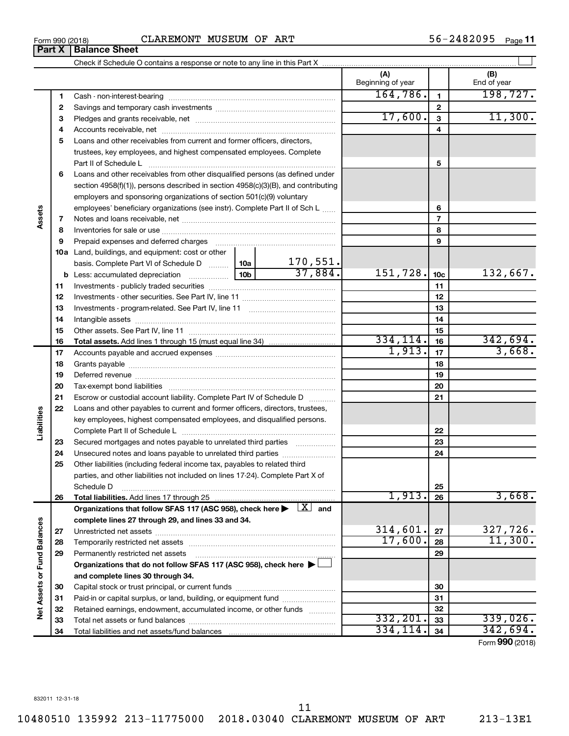Form 990 (2018) CLAREMONT MUSEUM OF ART 56-2482095

## Part X | Balance Sheet

Check if Schedule O contains a response or note to any line in this Part X ☐

| | | | | (A) Beginning of year | | (B) End of year |
|---|---|---|---|---|---|---|
| **Assets** | 1 | Cash - non-interest-bearing | | 164,786. | 1 | 198,727. |
| | 2 | Savings and temporary cash investments | | | 2 | |
| | 3 | Pledges and grants receivable, net | | 17,600. | 3 | 11,300. |
| | 4 | Accounts receivable, net | | | 4 | |
| | 5 | Loans and other receivables from current and former officers, directors, trustees, key employees, and highest compensated employees. Complete Part II of Schedule L | | | 5 | |
| | 6 | Loans and other receivables from other disqualified persons (as defined under section 4958(f)(1)), persons described in section 4958(c)(3)(B), and contributing employers and sponsoring organizations of section 501(c)(9) voluntary employees' beneficiary organizations (see instr). Complete Part II of Sch L | | | 6 | |
| | 7 | Notes and loans receivable, net | | | 7 | |
| | 8 | Inventories for sale or use | | | 8 | |
| | 9 | Prepaid expenses and deferred charges | | | 9 | |
| | 10a | Land, buildings, and equipment: cost or other basis. Complete Part VI of Schedule D | 10a 170,551. | | | |
| | b | Less: accumulated depreciation | 10b 37,884. | 151,728. | 10c | 132,667. |
| | 11 | Investments - publicly traded securities | | | 11 | |
| | 12 | Investments - other securities. See Part IV, line 11 | | | 12 | |
| | 13 | Investments - program-related. See Part IV, line 11 | | | 13 | |
| | 14 | Intangible assets | | | 14 | |
| | 15 | Other assets. See Part IV, line 11 | | | 15 | |
| | 16 | **Total assets.** Add lines 1 through 15 (must equal line 34) | | 334,114. | 16 | 342,694. |
| **Liabilities** | 17 | Accounts payable and accrued expenses | | 1,913. | 17 | 3,668. |
| | 18 | Grants payable | | | 18 | |
| | 19 | Deferred revenue | | | 19 | |
| | 20 | Tax-exempt bond liabilities | | | 20 | |
| | 21 | Escrow or custodial account liability. Complete Part IV of Schedule D | | | 21 | |
| | 22 | Loans and other payables to current and former officers, directors, trustees, key employees, highest compensated employees, and disqualified persons. Complete Part II of Schedule L | | | 22 | |
| | 23 | Secured mortgages and notes payable to unrelated third parties | | | 23 | |
| | 24 | Unsecured notes and loans payable to unrelated third parties | | | 24 | |
| | 25 | Other liabilities (including federal income tax, payables to related third parties, and other liabilities not included on lines 17-24). Complete Part X of Schedule D | | | 25 | |
| | 26 | **Total liabilities.** Add lines 17 through 25 | | 1,913. | 26 | 3,668. |
| **Net Assets or Fund Balances** | | **Organizations that follow SFAS 117 (ASC 958), check here ▶ ☒ and complete lines 27 through 29, and lines 33 and 34.** | | | | |
| | 27 | Unrestricted net assets | | 314,601. | 27 | 327,726. |
| | 28 | Temporarily restricted net assets | | 17,600. | 28 | 11,300. |
| | 29 | Permanently restricted net assets | | | 29 | |
| | | **Organizations that do not follow SFAS 117 (ASC 958), check here ▶ ☐ and complete lines 30 through 34.** | | | | |
| | 30 | Capital stock or trust principal, or current funds | | | 30 | |
| | 31 | Paid-in or capital surplus, or land, building, or equipment fund | | | 31 | |
| | 32 | Retained earnings, endowment, accumulated income, or other funds | | | 32 | |
| | 33 | Total net assets or fund balances | | 332,201. | 33 | 339,026. |
| | 34 | Total liabilities and net assets/fund balances | | 334,114. | 34 | 342,694. |

Form **990** (2018)

832011 12-31-18

10480510 135992 213-11775000 2018.03040 CLAREMONT MUSEUM OF ART 213-13E1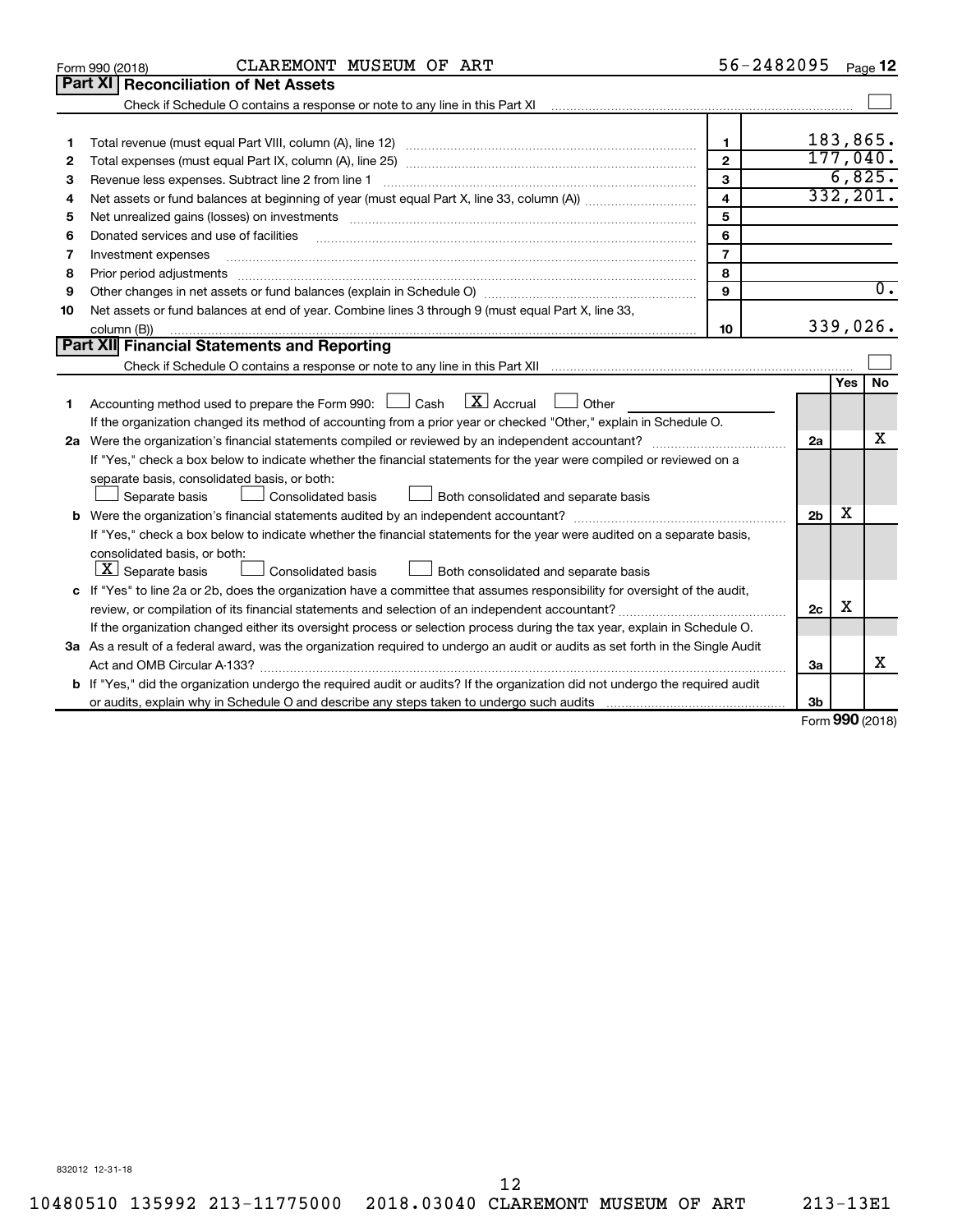Form 990 (2018) CLAREMONT MUSEUM OF ART 56-2482095

## Part XI Reconciliation of Net Assets

Check if Schedule O contains a response or note to any line in this Part XI ☐

| | | | |
|---|---|---|---|
| 1 | Total revenue (must equal Part VIII, column (A), line 12) | 1 | 183,865. |
| 2 | Total expenses (must equal Part IX, column (A), line 25) | 2 | 177,040. |
| 3 | Revenue less expenses. Subtract line 2 from line 1 | 3 | 6,825. |
| 4 | Net assets or fund balances at beginning of year (must equal Part X, line 33, column (A)) | 4 | 332,201. |
| 5 | Net unrealized gains (losses) on investments | 5 | |
| 6 | Donated services and use of facilities | 6 | |
| 7 | Investment expenses | 7 | |
| 8 | Prior period adjustments | 8 | |
| 9 | Other changes in net assets or fund balances (explain in Schedule O) | 9 | 0. |
| 10 | Net assets or fund balances at end of year. Combine lines 3 through 9 (must equal Part X, line 33, column (B)) | 10 | 339,026. |

## Part XII Financial Statements and Reporting

Check if Schedule O contains a response or note to any line in this Part XII ☐

| | | | Yes | No |
|---|---|---|---|---|
| 1 | Accounting method used to prepare the Form 990: ☐ Cash ☒ Accrual ☐ Other<br>If the organization changed its method of accounting from a prior year or checked "Other," explain in Schedule O. | | | |
| 2a | Were the organization's financial statements compiled or reviewed by an independent accountant?<br>If "Yes," check a box below to indicate whether the financial statements for the year were compiled or reviewed on a separate basis, consolidated basis, or both:<br>☐ Separate basis ☐ Consolidated basis ☐ Both consolidated and separate basis | 2a | | X |
| b | Were the organization's financial statements audited by an independent accountant?<br>If "Yes," check a box below to indicate whether the financial statements for the year were audited on a separate basis, consolidated basis, or both:<br>☒ Separate basis ☐ Consolidated basis ☐ Both consolidated and separate basis | 2b | X | |
| c | If "Yes" to line 2a or 2b, does the organization have a committee that assumes responsibility for oversight of the audit, review, or compilation of its financial statements and selection of an independent accountant?<br>If the organization changed either its oversight process or selection process during the tax year, explain in Schedule O. | 2c | X | |
| 3a | As a result of a federal award, was the organization required to undergo an audit or audits as set forth in the Single Audit Act and OMB Circular A-133? | 3a | | X |
| b | If "Yes," did the organization undergo the required audit or audits? If the organization did not undergo the required audit or audits, explain why in Schedule O and describe any steps taken to undergo such audits | 3b | | |

Form 990 (2018)

832012 12-31-18

10480510 135992 213-11775000 2018.03040 CLAREMONT MUSEUM OF ART 213-13E1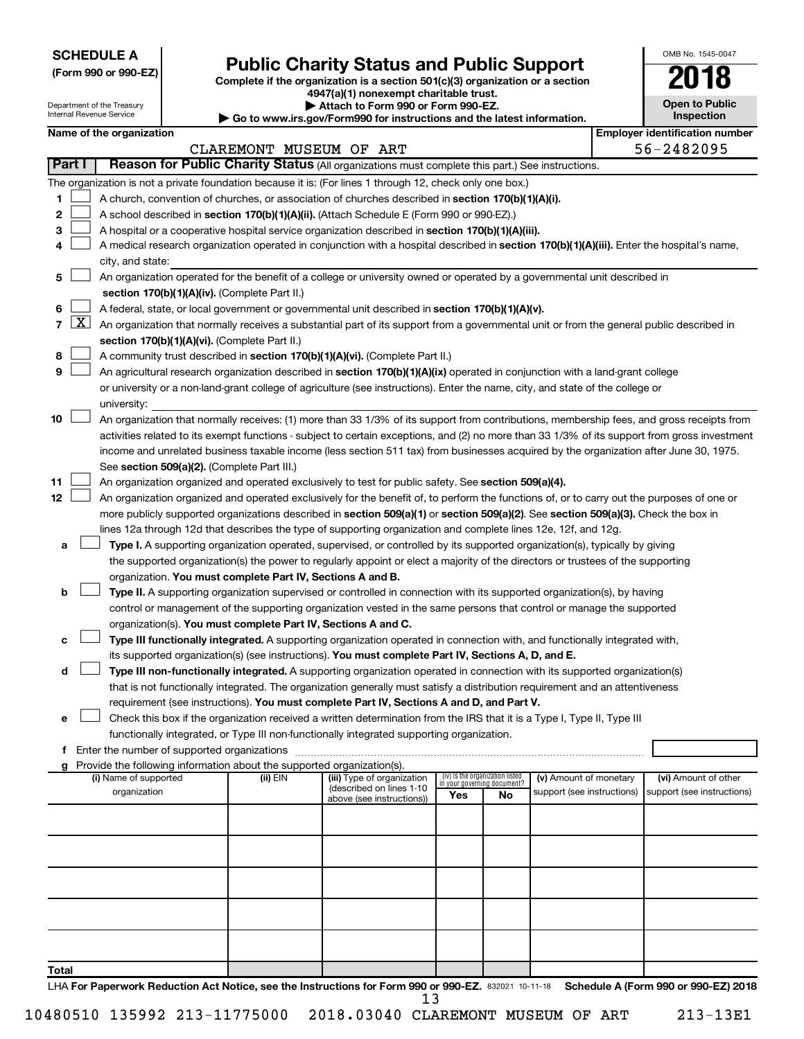**SCHEDULE A**
**(Form 990 or 990-EZ)**

Department of the Treasury
Internal Revenue Service

# Public Charity Status and Public Support

**Complete if the organization is a section 501(c)(3) organization or a section 4947(a)(1) nonexempt charitable trust.**
**▶ Attach to Form 990 or Form 990-EZ.**
**▶ Go to www.irs.gov/Form990 for instructions and the latest information.**

OMB No. 1545-0047
**2018**
**Open to Public Inspection**

**Name of the organization:** CLAREMONT MUSEUM OF ART
**Employer identification number:** 56-2482095

## Part I Reason for Public Charity Status (All organizations must complete this part.) See instructions.

The organization is not a private foundation because it is: (For lines 1 through 12, check only one box.)

1. ☐ A church, convention of churches, or association of churches described in **section 170(b)(1)(A)(i).**
2. ☐ A school described in **section 170(b)(1)(A)(ii).** (Attach Schedule E (Form 990 or 990-EZ).)
3. ☐ A hospital or a cooperative hospital service organization described in **section 170(b)(1)(A)(iii).**
4. ☐ A medical research organization operated in conjunction with a hospital described in **section 170(b)(1)(A)(iii).** Enter the hospital's name, city, and state:
5. ☐ An organization operated for the benefit of a college or university owned or operated by a governmental unit described in **section 170(b)(1)(A)(iv).** (Complete Part II.)
6. ☐ A federal, state, or local government or governmental unit described in **section 170(b)(1)(A)(v).**
7. ☒ An organization that normally receives a substantial part of its support from a governmental unit or from the general public described in **section 170(b)(1)(A)(vi).** (Complete Part II.)
8. ☐ A community trust described in **section 170(b)(1)(A)(vi).** (Complete Part II.)
9. ☐ An agricultural research organization described in **section 170(b)(1)(A)(ix)** operated in conjunction with a land-grant college or university or a non-land-grant college of agriculture (see instructions). Enter the name, city, and state of the college or university:
10. ☐ An organization that normally receives: (1) more than 33 1/3% of its support from contributions, membership fees, and gross receipts from activities related to its exempt functions - subject to certain exceptions, and (2) no more than 33 1/3% of its support from gross investment income and unrelated business taxable income (less section 511 tax) from businesses acquired by the organization after June 30, 1975. See **section 509(a)(2).** (Complete Part III.)
11. ☐ An organization organized and operated exclusively to test for public safety. See **section 509(a)(4).**
12. ☐ An organization organized and operated exclusively for the benefit of, to perform the functions of, or to carry out the purposes of one or more publicly supported organizations described in **section 509(a)(1)** or **section 509(a)(2).** See **section 509(a)(3).** Check the box in lines 12a through 12d that describes the type of supporting organization and complete lines 12e, 12f, and 12g.

   a. ☐ **Type I.** A supporting organization operated, supervised, or controlled by its supported organization(s), typically by giving the supported organization(s) the power to regularly appoint or elect a majority of the directors or trustees of the supporting organization. **You must complete Part IV, Sections A and B.**

   b. ☐ **Type II.** A supporting organization supervised or controlled in connection with its supported organization(s), by having control or management of the supporting organization vested in the same persons that control or manage the supported organization(s). **You must complete Part IV, Sections A and C.**

   c. ☐ **Type III functionally integrated.** A supporting organization operated in connection with, and functionally integrated with, its supported organization(s) (see instructions). **You must complete Part IV, Sections A, D, and E.**

   d. ☐ **Type III non-functionally integrated.** A supporting organization operated in connection with its supported organization(s) that is not functionally integrated. The organization generally must satisfy a distribution requirement and an attentiveness requirement (see instructions). **You must complete Part IV, Sections A and D, and Part V.**

   e. ☐ Check this box if the organization received a written determination from the IRS that it is a Type I, Type II, Type III functionally integrated, or Type III non-functionally integrated supporting organization.

   f. Enter the number of supported organizations

   g. Provide the following information about the supported organization(s).

| (i) Name of supported organization | (ii) EIN | (iii) Type of organization (described on lines 1-10 above (see instructions)) | (iv) Is the organization listed in your governing document? Yes | No | (v) Amount of monetary support (see instructions) | (vi) Amount of other support (see instructions) |
|---|---|---|---|---|---|---|
| | | | | | | |
| | | | | | | |
| | | | | | | |
| | | | | | | |
| | | | | | | |
| **Total** | | | | | | |

LHA **For Paperwork Reduction Act Notice, see the Instructions for Form 990 or 990-EZ.** 832021 10-11-18 **Schedule A (Form 990 or 990-EZ) 2018**

10480510 135992 213-11775000 2018.03040 CLAREMONT MUSEUM OF ART 213-13E1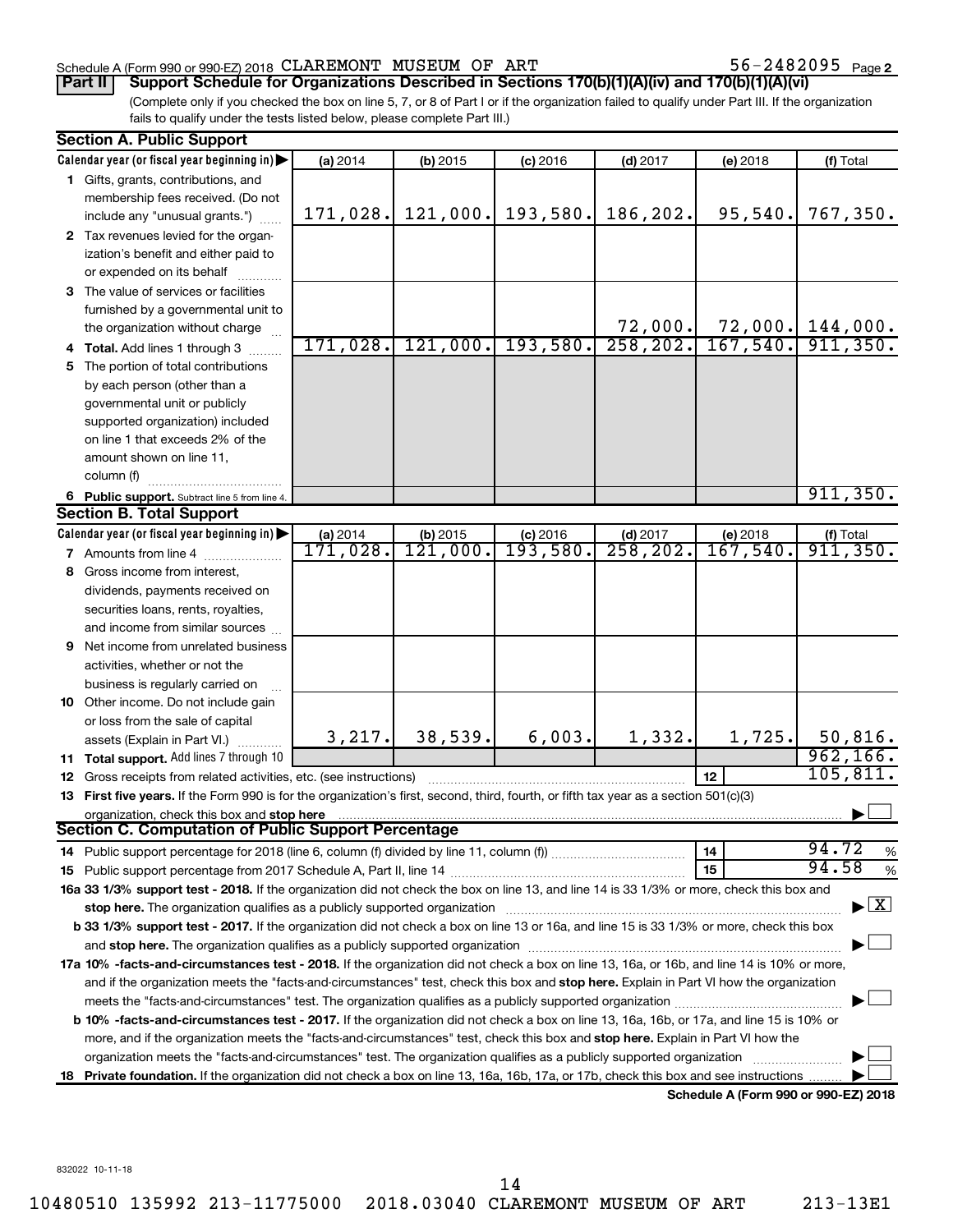Schedule A (Form 990 or 990-EZ) 2018 CLAREMONT MUSEUM OF ART 56-2482095 Page 2

**Part II** **Support Schedule for Organizations Described in Sections 170(b)(1)(A)(iv) and 170(b)(1)(A)(vi)**

(Complete only if you checked the box on line 5, 7, or 8 of Part I or if the organization failed to qualify under Part III. If the organization fails to qualify under the tests listed below, please complete Part III.)

## Section A. Public Support

| Calendar year (or fiscal year beginning in) | (a) 2014 | (b) 2015 | (c) 2016 | (d) 2017 | (e) 2018 | (f) Total |
|---|---|---|---|---|---|---|
| **1** Gifts, grants, contributions, and membership fees received. (Do not include any "unusual grants.") | 171,028. | 121,000. | 193,580. | 186,202. | 95,540. | 767,350. |
| **2** Tax revenues levied for the organization's benefit and either paid to or expended on its behalf | | | | | | |
| **3** The value of services or facilities furnished by a governmental unit to the organization without charge | | | | 72,000. | 72,000. | 144,000. |
| **4 Total.** Add lines 1 through 3 | 171,028. | 121,000. | 193,580. | 258,202. | 167,540. | 911,350. |
| **5** The portion of total contributions by each person (other than a governmental unit or publicly supported organization) included on line 1 that exceeds 2% of the amount shown on line 11, column (f) | | | | | | |
| **6 Public support.** Subtract line 5 from line 4. | | | | | | 911,350. |

## Section B. Total Support

| Calendar year (or fiscal year beginning in) | (a) 2014 | (b) 2015 | (c) 2016 | (d) 2017 | (e) 2018 | (f) Total |
|---|---|---|---|---|---|---|
| **7** Amounts from line 4 | 171,028. | 121,000. | 193,580. | 258,202. | 167,540. | 911,350. |
| **8** Gross income from interest, dividends, payments received on securities loans, rents, royalties, and income from similar sources | | | | | | |
| **9** Net income from unrelated business activities, whether or not the business is regularly carried on | | | | | | |
| **10** Other income. Do not include gain or loss from the sale of capital assets (Explain in Part VI.) | 3,217. | 38,539. | 6,003. | 1,332. | 1,725. | 50,816. |
| **11 Total support.** Add lines 7 through 10 | | | | | | 962,166. |
| **12** Gross receipts from related activities, etc. (see instructions) | | | | | **12** | 105,811. |

**13 First five years.** If the Form 990 is for the organization's first, second, third, fourth, or fifth tax year as a section 501(c)(3) organization, check this box and **stop here** ☐

## Section C. Computation of Public Support Percentage

| | | |
|---|---|---|
| **14** Public support percentage for 2018 (line 6, column (f) divided by line 11, column (f)) | **14** | 94.72 % |
| **15** Public support percentage from 2017 Schedule A, Part II, line 14 | **15** | 94.58 % |

**16a 33 1/3% support test - 2018.** If the organization did not check the box on line 13, and line 14 is 33 1/3% or more, check this box and **stop here.** The organization qualifies as a publicly supported organization ☒

**b 33 1/3% support test - 2017.** If the organization did not check a box on line 13 or 16a, and line 15 is 33 1/3% or more, check this box and **stop here.** The organization qualifies as a publicly supported organization ☐

**17a 10% -facts-and-circumstances test - 2018.** If the organization did not check a box on line 13, 16a, or 16b, and line 14 is 10% or more, and if the organization meets the "facts-and-circumstances" test, check this box and **stop here.** Explain in Part VI how the organization meets the "facts-and-circumstances" test. The organization qualifies as a publicly supported organization ☐

**b 10% -facts-and-circumstances test - 2017.** If the organization did not check a box on line 13, 16a, 16b, or 17a, and line 15 is 10% or more, and if the organization meets the "facts-and-circumstances" test, check this box and **stop here.** Explain in Part VI how the organization meets the "facts-and-circumstances" test. The organization qualifies as a publicly supported organization ☐

**18 Private foundation.** If the organization did not check a box on line 13, 16a, 16b, 17a, or 17b, check this box and see instructions ☐

**Schedule A (Form 990 or 990-EZ) 2018**

832022 10-11-18

10480510 135992 213-11775000 2018.03040 CLAREMONT MUSEUM OF ART 213-13E1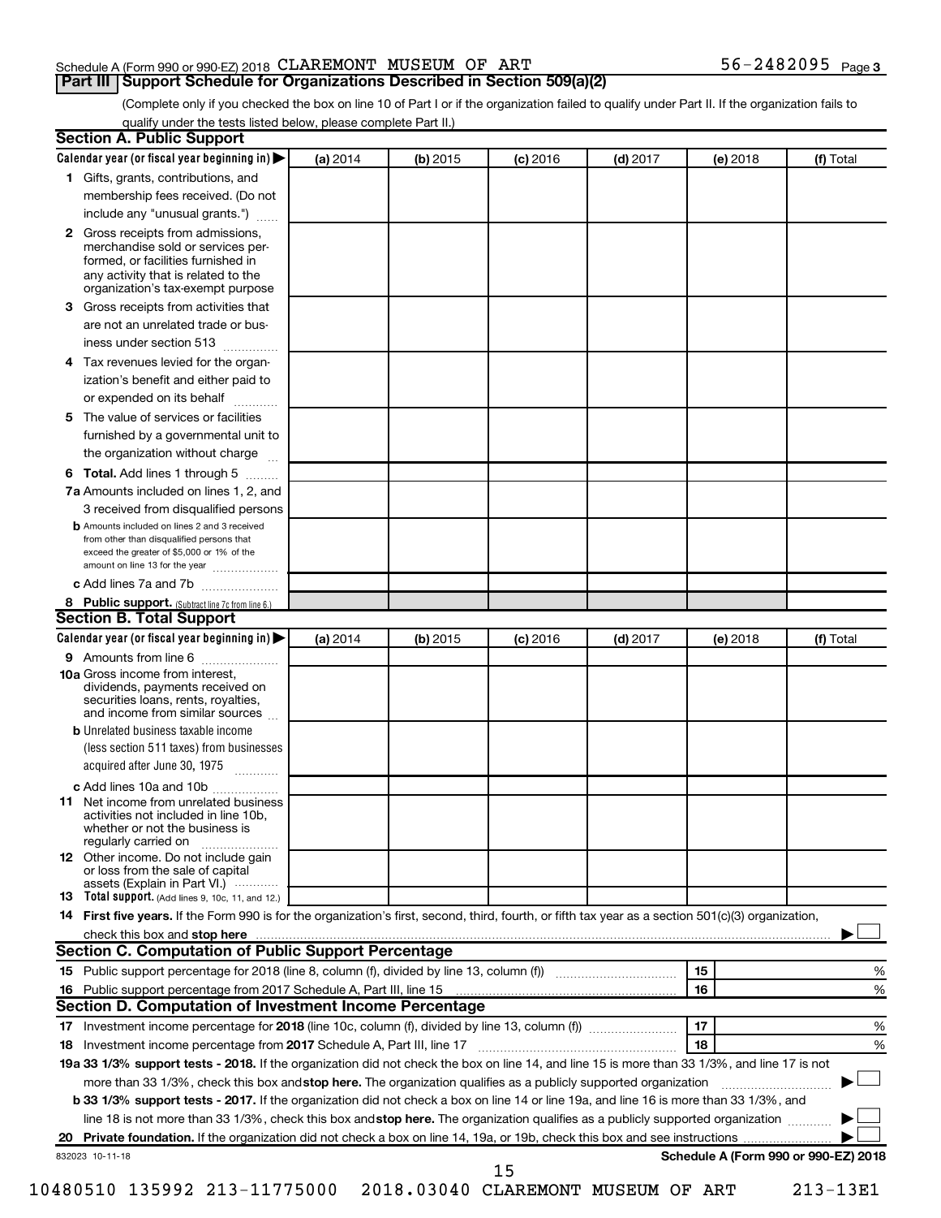Schedule A (Form 990 or 990-EZ) 2018 CLAREMONT MUSEUM OF ART 56-2482095 Page 3

## Part III Support Schedule for Organizations Described in Section 509(a)(2)

(Complete only if you checked the box on line 10 of Part I or if the organization failed to qualify under Part II. If the organization fails to qualify under the tests listed below, please complete Part II.)

### Section A. Public Support

| Calendar year (or fiscal year beginning in) ▶ | (a) 2014 | (b) 2015 | (c) 2016 | (d) 2017 | (e) 2018 | (f) Total |
|---|---|---|---|---|---|---|
| **1** Gifts, grants, contributions, and membership fees received. (Do not include any "unusual grants.") | | | | | | |
| **2** Gross receipts from admissions, merchandise sold or services performed, or facilities furnished in any activity that is related to the organization's tax-exempt purpose | | | | | | |
| **3** Gross receipts from activities that are not an unrelated trade or business under section 513 | | | | | | |
| **4** Tax revenues levied for the organization's benefit and either paid to or expended on its behalf | | | | | | |
| **5** The value of services or facilities furnished by a governmental unit to the organization without charge | | | | | | |
| **6 Total.** Add lines 1 through 5 | | | | | | |
| **7a** Amounts included on lines 1, 2, and 3 received from disqualified persons | | | | | | |
| **b** Amounts included on lines 2 and 3 received from other than disqualified persons that exceed the greater of $5,000 or 1% of the amount on line 13 for the year | | | | | | |
| **c** Add lines 7a and 7b | | | | | | |
| **8 Public support.** (Subtract line 7c from line 6.) | | | | | | |

### Section B. Total Support

| Calendar year (or fiscal year beginning in) ▶ | (a) 2014 | (b) 2015 | (c) 2016 | (d) 2017 | (e) 2018 | (f) Total |
|---|---|---|---|---|---|---|
| **9** Amounts from line 6 | | | | | | |
| **10a** Gross income from interest, dividends, payments received on securities loans, rents, royalties, and income from similar sources | | | | | | |
| **b** Unrelated business taxable income (less section 511 taxes) from businesses acquired after June 30, 1975 | | | | | | |
| **c** Add lines 10a and 10b | | | | | | |
| **11** Net income from unrelated business activities not included in line 10b, whether or not the business is regularly carried on | | | | | | |
| **12** Other income. Do not include gain or loss from the sale of capital assets (Explain in Part VI.) | | | | | | |
| **13 Total support.** (Add lines 9, 10c, 11, and 12.) | | | | | | |

**14 First five years.** If the Form 990 is for the organization's first, second, third, fourth, or fifth tax year as a section 501(c)(3) organization, check this box and **stop here** ▶ ☐

### Section C. Computation of Public Support Percentage

| | | | |
|---|---|---|---|
| **15** | Public support percentage for 2018 (line 8, column (f), divided by line 13, column (f)) | 15 | % |
| **16** | Public support percentage from 2017 Schedule A, Part III, line 15 | 16 | % |

### Section D. Computation of Investment Income Percentage

| | | | |
|---|---|---|---|
| **17** | Investment income percentage for **2018** (line 10c, column (f), divided by line 13, column (f)) | 17 | % |
| **18** | Investment income percentage from **2017** Schedule A, Part III, line 17 | 18 | % |

**19a 33 1/3% support tests - 2018.** If the organization did not check the box on line 14, and line 15 is more than 33 1/3%, and line 17 is not more than 33 1/3%, check this box and **stop here.** The organization qualifies as a publicly supported organization ▶ ☐

**b 33 1/3% support tests - 2017.** If the organization did not check a box on line 14 or line 19a, and line 16 is more than 33 1/3%, and line 18 is not more than 33 1/3%, check this box and **stop here.** The organization qualifies as a publicly supported organization ▶ ☐

**20 Private foundation.** If the organization did not check a box on line 14, 19a, or 19b, check this box and see instructions ▶ ☐

832023 10-11-18 **Schedule A (Form 990 or 990-EZ) 2018**

10480510 135992 213-11775000 2018.03040 CLAREMONT MUSEUM OF ART 213-13E1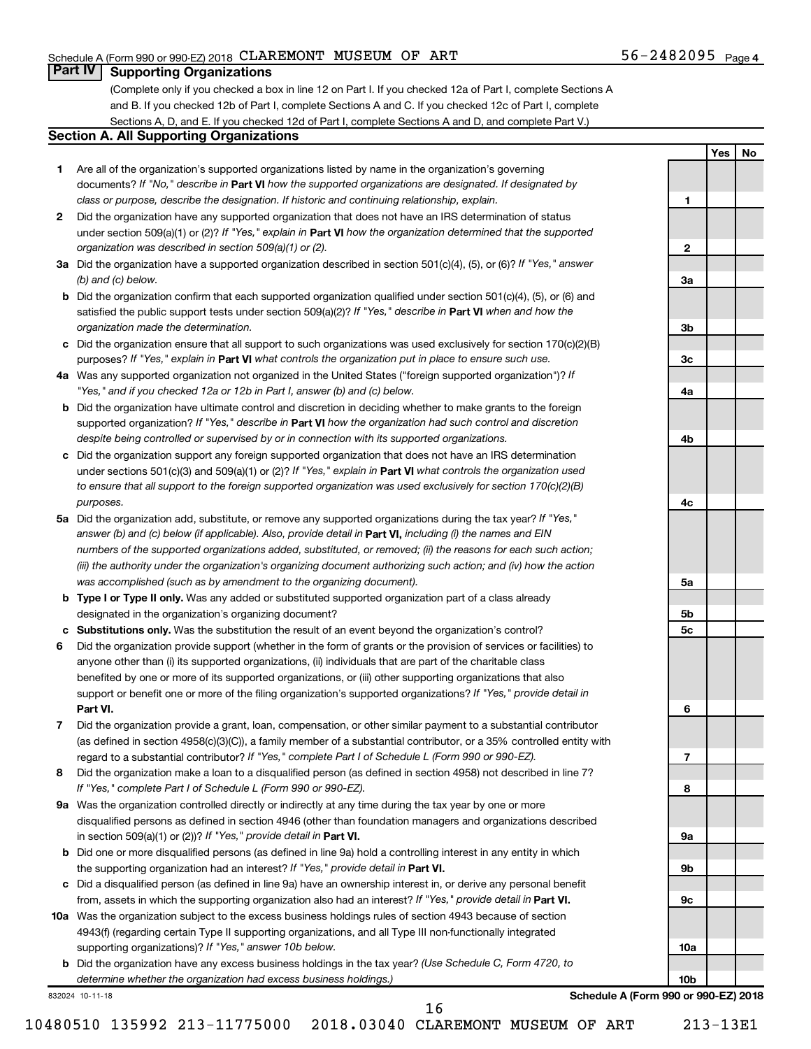Schedule A (Form 990 or 990-EZ) 2018 CLAREMONT MUSEUM OF ART 56-2482095 Page 4

## Part IV Supporting Organizations

(Complete only if you checked a box in line 12 on Part I. If you checked 12a of Part I, complete Sections A and B. If you checked 12b of Part I, complete Sections A and C. If you checked 12c of Part I, complete Sections A, D, and E. If you checked 12d of Part I, complete Sections A and D, and complete Part V.)

### Section A. All Supporting Organizations

| | | | Yes | No |
|---|---|---|---|---|
| **1** | Are all of the organization's supported organizations listed by name in the organization's governing documents? *If "No," describe in* **Part VI** *how the supported organizations are designated. If designated by class or purpose, describe the designation. If historic and continuing relationship, explain.* | **1** | | |
| **2** | Did the organization have any supported organization that does not have an IRS determination of status under section 509(a)(1) or (2)? *If "Yes," explain in* **Part VI** *how the organization determined that the supported organization was described in section 509(a)(1) or (2).* | **2** | | |
| **3a** | Did the organization have a supported organization described in section 501(c)(4), (5), or (6)? *If "Yes," answer (b) and (c) below.* | **3a** | | |
| **b** | Did the organization confirm that each supported organization qualified under section 501(c)(4), (5), or (6) and satisfied the public support tests under section 509(a)(2)? *If "Yes," describe in* **Part VI** *when and how the organization made the determination.* | **3b** | | |
| **c** | Did the organization ensure that all support to such organizations was used exclusively for section 170(c)(2)(B) purposes? *If "Yes," explain in* **Part VI** *what controls the organization put in place to ensure such use.* | **3c** | | |
| **4a** | Was any supported organization not organized in the United States ("foreign supported organization")? *If "Yes," and if you checked 12a or 12b in Part I, answer (b) and (c) below.* | **4a** | | |
| **b** | Did the organization have ultimate control and discretion in deciding whether to make grants to the foreign supported organization? *If "Yes," describe in* **Part VI** *how the organization had such control and discretion despite being controlled or supervised by or in connection with its supported organizations.* | **4b** | | |
| **c** | Did the organization support any foreign supported organization that does not have an IRS determination under sections 501(c)(3) and 509(a)(1) or (2)? *If "Yes," explain in* **Part VI** *what controls the organization used to ensure that all support to the foreign supported organization was used exclusively for section 170(c)(2)(B) purposes.* | **4c** | | |
| **5a** | Did the organization add, substitute, or remove any supported organizations during the tax year? *If "Yes," answer (b) and (c) below (if applicable). Also, provide detail in* **Part VI,** *including (i) the names and EIN numbers of the supported organizations added, substituted, or removed; (ii) the reasons for each such action; (iii) the authority under the organization's organizing document authorizing such action; and (iv) how the action was accomplished (such as by amendment to the organizing document).* | **5a** | | |
| **b** | **Type I or Type II only.** Was any added or substituted supported organization part of a class already designated in the organization's organizing document? | **5b** | | |
| **c** | **Substitutions only.** Was the substitution the result of an event beyond the organization's control? | **5c** | | |
| **6** | Did the organization provide support (whether in the form of grants or the provision of services or facilities) to anyone other than (i) its supported organizations, (ii) individuals that are part of the charitable class benefited by one or more of its supported organizations, or (iii) other supporting organizations that also support or benefit one or more of the filing organization's supported organizations? *If "Yes," provide detail in* **Part VI.** | **6** | | |
| **7** | Did the organization provide a grant, loan, compensation, or other similar payment to a substantial contributor (as defined in section 4958(c)(3)(C)), a family member of a substantial contributor, or a 35% controlled entity with regard to a substantial contributor? *If "Yes," complete Part I of Schedule L (Form 990 or 990-EZ).* | **7** | | |
| **8** | Did the organization make a loan to a disqualified person (as defined in section 4958) not described in line 7? *If "Yes," complete Part I of Schedule L (Form 990 or 990-EZ).* | **8** | | |
| **9a** | Was the organization controlled directly or indirectly at any time during the tax year by one or more disqualified persons as defined in section 4946 (other than foundation managers and organizations described in section 509(a)(1) or (2))? *If "Yes," provide detail in* **Part VI.** | **9a** | | |
| **b** | Did one or more disqualified persons (as defined in line 9a) hold a controlling interest in any entity in which the supporting organization had an interest? *If "Yes," provide detail in* **Part VI.** | **9b** | | |
| **c** | Did a disqualified person (as defined in line 9a) have an ownership interest in, or derive any personal benefit from, assets in which the supporting organization also had an interest? *If "Yes," provide detail in* **Part VI.** | **9c** | | |
| **10a** | Was the organization subject to the excess business holdings rules of section 4943 because of section 4943(f) (regarding certain Type II supporting organizations, and all Type III non-functionally integrated supporting organizations)? *If "Yes," answer 10b below.* | **10a** | | |
| **b** | Did the organization have any excess business holdings in the tax year? *(Use Schedule C, Form 4720, to determine whether the organization had excess business holdings.)* | **10b** | | |

832024 10-11-18 **Schedule A (Form 990 or 990-EZ) 2018**

10480510 135992 213-11775000 2018.03040 CLAREMONT MUSEUM OF ART 213-13E1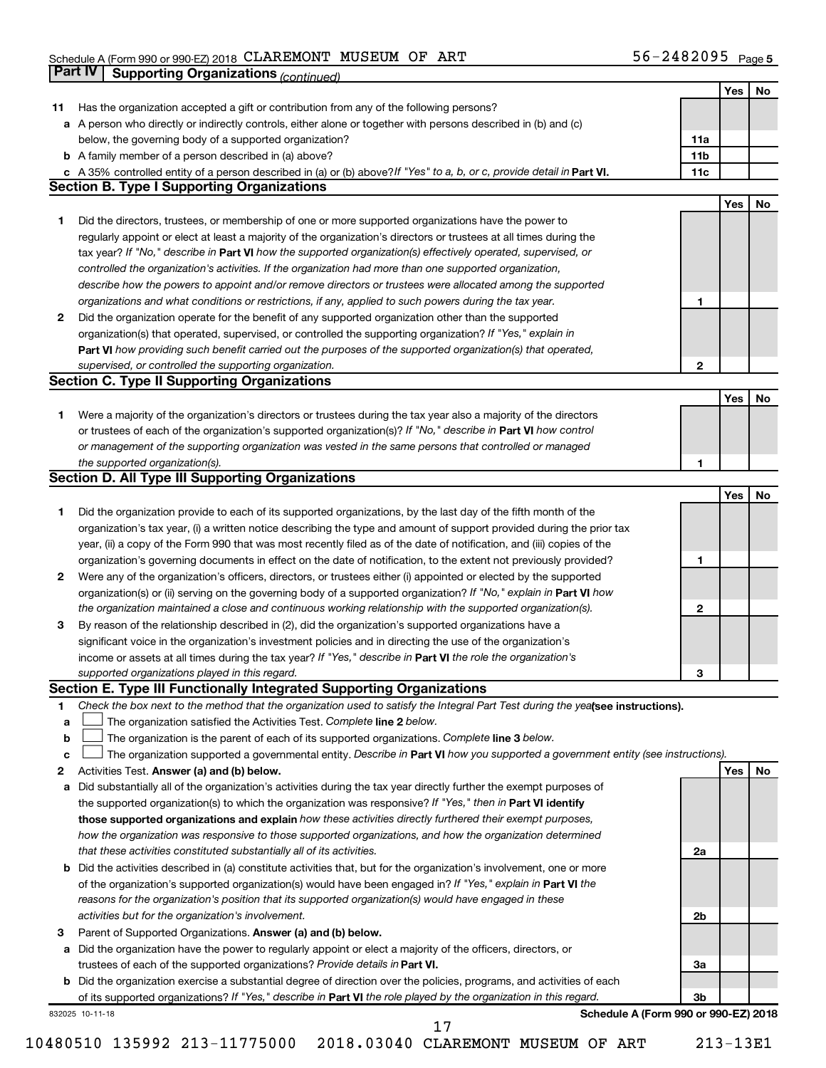Schedule A (Form 990 or 990-EZ) 2018 CLAREMONT MUSEUM OF ART 56-2482095 Page 5

**Part IV Supporting Organizations** *(continued)*

| | | | Yes | No |
|---|---|---|---|---|
| **11** | Has the organization accepted a gift or contribution from any of the following persons? | | | |
| **a** | A person who directly or indirectly controls, either alone or together with persons described in (b) and (c) below, the governing body of a supported organization? | 11a | | |
| **b** | A family member of a person described in (a) above? | 11b | | |
| **c** | A 35% controlled entity of a person described in (a) or (b) above? *If "Yes" to a, b, or c, provide detail in* **Part VI.** | 11c | | |

## Section B. Type I Supporting Organizations

| | | | Yes | No |
|---|---|---|---|---|
| **1** | Did the directors, trustees, or membership of one or more supported organizations have the power to regularly appoint or elect at least a majority of the organization's directors or trustees at all times during the tax year? *If "No," describe in* **Part VI** *how the supported organization(s) effectively operated, supervised, or controlled the organization's activities. If the organization had more than one supported organization, describe how the powers to appoint and/or remove directors or trustees were allocated among the supported organizations and what conditions or restrictions, if any, applied to such powers during the tax year.* | 1 | | |
| **2** | Did the organization operate for the benefit of any supported organization other than the supported organization(s) that operated, supervised, or controlled the supporting organization? *If "Yes," explain in* **Part VI** *how providing such benefit carried out the purposes of the supported organization(s) that operated, supervised, or controlled the supporting organization.* | 2 | | |

## Section C. Type II Supporting Organizations

| | | | Yes | No |
|---|---|---|---|---|
| **1** | Were a majority of the organization's directors or trustees during the tax year also a majority of the directors or trustees of each of the organization's supported organization(s)? *If "No," describe in* **Part VI** *how control or management of the supporting organization was vested in the same persons that controlled or managed the supported organization(s).* | 1 | | |

## Section D. All Type III Supporting Organizations

| | | | Yes | No |
|---|---|---|---|---|
| **1** | Did the organization provide to each of its supported organizations, by the last day of the fifth month of the organization's tax year, (i) a written notice describing the type and amount of support provided during the prior tax year, (ii) a copy of the Form 990 that was most recently filed as of the date of notification, and (iii) copies of the organization's governing documents in effect on the date of notification, to the extent not previously provided? | 1 | | |
| **2** | Were any of the organization's officers, directors, or trustees either (i) appointed or elected by the supported organization(s) or (ii) serving on the governing body of a supported organization? *If "No," explain in* **Part VI** *how the organization maintained a close and continuous working relationship with the supported organization(s).* | 2 | | |
| **3** | By reason of the relationship described in (2), did the organization's supported organizations have a significant voice in the organization's investment policies and in directing the use of the organization's income or assets at all times during the tax year? *If "Yes," describe in* **Part VI** *the role the organization's supported organizations played in this regard.* | 3 | | |

## Section E. Type III Functionally Integrated Supporting Organizations

**1** *Check the box next to the method that the organization used to satisfy the Integral Part Test during the year* **(see instructions).**

- **a** ☐ The organization satisfied the Activities Test. *Complete* **line 2** *below.*
- **b** ☐ The organization is the parent of each of its supported organizations. *Complete* **line 3** *below.*
- **c** ☐ The organization supported a governmental entity. *Describe in* **Part VI** *how you supported a government entity (see instructions).*

| | | | Yes | No |
|---|---|---|---|---|
| **2** | Activities Test. **Answer (a) and (b) below.** | | | |
| **a** | Did substantially all of the organization's activities during the tax year directly further the exempt purposes of the supported organization(s) to which the organization was responsive? *If "Yes," then in* **Part VI identify those supported organizations and explain** *how these activities directly furthered their exempt purposes, how the organization was responsive to those supported organizations, and how the organization determined that these activities constituted substantially all of its activities.* | 2a | | |
| **b** | Did the activities described in (a) constitute activities that, but for the organization's involvement, one or more of the organization's supported organization(s) would have been engaged in? *If "Yes," explain in* **Part VI** *the reasons for the organization's position that its supported organization(s) would have engaged in these activities but for the organization's involvement.* | 2b | | |
| **3** | Parent of Supported Organizations. **Answer (a) and (b) below.** | | | |
| **a** | Did the organization have the power to regularly appoint or elect a majority of the officers, directors, or trustees of each of the supported organizations? *Provide details in* **Part VI.** | 3a | | |
| **b** | Did the organization exercise a substantial degree of direction over the policies, programs, and activities of each of its supported organizations? *If "Yes," describe in* **Part VI** *the role played by the organization in this regard.* | 3b | | |

832025 10-11-18 **Schedule A (Form 990 or 990-EZ) 2018**

10480510 135992 213-11775000 2018.03040 CLAREMONT MUSEUM OF ART 213-13E1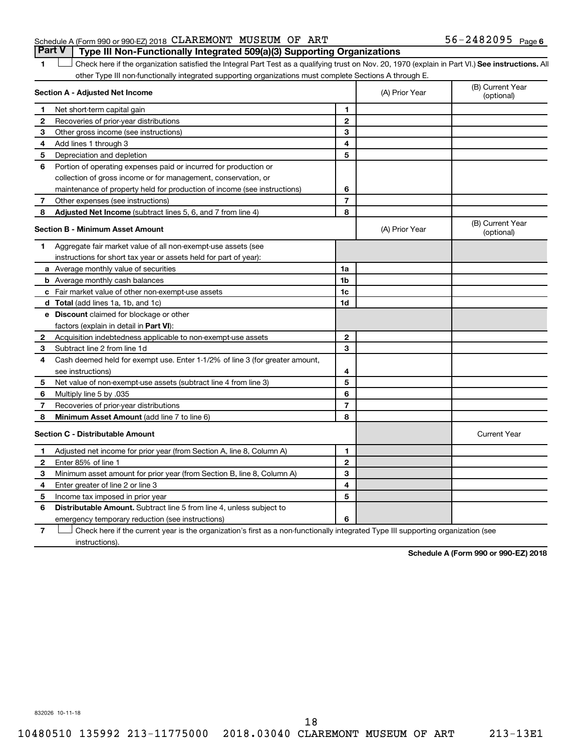Schedule A (Form 990 or 990-EZ) 2018 CLAREMONT MUSEUM OF ART 56-2482095 Page 6

## Part V Type III Non-Functionally Integrated 509(a)(3) Supporting Organizations

1 ☐ Check here if the organization satisfied the Integral Part Test as a qualifying trust on Nov. 20, 1970 (explain in Part VI.) **See instructions.** All other Type III non-functionally integrated supporting organizations must complete Sections A through E.

| **Section A - Adjusted Net Income** | | | (A) Prior Year | (B) Current Year (optional) |
|---|---|---|---|---|
| 1 | Net short-term capital gain | 1 | | |
| 2 | Recoveries of prior-year distributions | 2 | | |
| 3 | Other gross income (see instructions) | 3 | | |
| 4 | Add lines 1 through 3 | 4 | | |
| 5 | Depreciation and depletion | 5 | | |
| 6 | Portion of operating expenses paid or incurred for production or collection of gross income or for management, conservation, or maintenance of property held for production of income (see instructions) | 6 | | |
| 7 | Other expenses (see instructions) | 7 | | |
| 8 | **Adjusted Net Income** (subtract lines 5, 6, and 7 from line 4) | 8 | | |

| **Section B - Minimum Asset Amount** | | | (A) Prior Year | (B) Current Year (optional) |
|---|---|---|---|---|
| 1 | Aggregate fair market value of all non-exempt-use assets (see instructions for short tax year or assets held for part of year): | | | |
| a | Average monthly value of securities | 1a | | |
| b | Average monthly cash balances | 1b | | |
| c | Fair market value of other non-exempt-use assets | 1c | | |
| d | **Total** (add lines 1a, 1b, and 1c) | 1d | | |
| e | **Discount** claimed for blockage or other factors (explain in detail in **Part VI**): | | | |
| 2 | Acquisition indebtedness applicable to non-exempt-use assets | 2 | | |
| 3 | Subtract line 2 from line 1d | 3 | | |
| 4 | Cash deemed held for exempt use. Enter 1-1/2% of line 3 (for greater amount, see instructions) | 4 | | |
| 5 | Net value of non-exempt-use assets (subtract line 4 from line 3) | 5 | | |
| 6 | Multiply line 5 by .035 | 6 | | |
| 7 | Recoveries of prior-year distributions | 7 | | |
| 8 | **Minimum Asset Amount** (add line 7 to line 6) | 8 | | |

| **Section C - Distributable Amount** | | | | Current Year |
|---|---|---|---|---|
| 1 | Adjusted net income for prior year (from Section A, line 8, Column A) | 1 | | |
| 2 | Enter 85% of line 1 | 2 | | |
| 3 | Minimum asset amount for prior year (from Section B, line 8, Column A) | 3 | | |
| 4 | Enter greater of line 2 or line 3 | 4 | | |
| 5 | Income tax imposed in prior year | 5 | | |
| 6 | **Distributable Amount.** Subtract line 5 from line 4, unless subject to emergency temporary reduction (see instructions) | 6 | | |

7 ☐ Check here if the current year is the organization's first as a non-functionally integrated Type III supporting organization (see instructions).

**Schedule A (Form 990 or 990-EZ) 2018**

832026 10-11-18

10480510 135992 213-11775000 2018.03040 CLAREMONT MUSEUM OF ART 213-13E1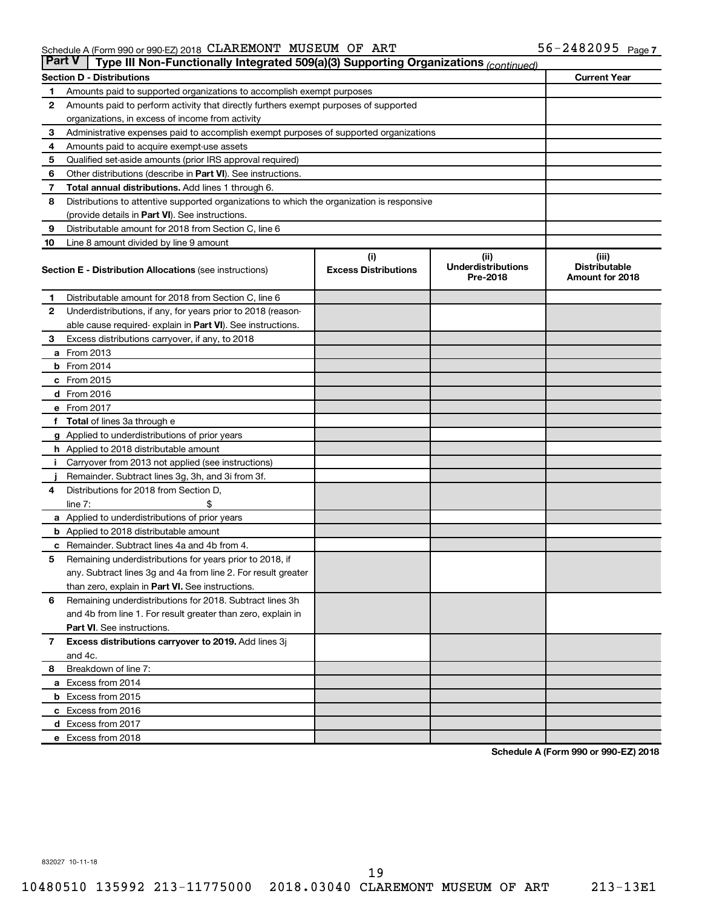Schedule A (Form 990 or 990-EZ) 2018 CLAREMONT MUSEUM OF ART 56-2482095 Page 7

## Part V Type III Non-Functionally Integrated 509(a)(3) Supporting Organizations *(continued)*

| Section D - Distributions | Current Year |
|---|---|
| 1 Amounts paid to supported organizations to accomplish exempt purposes | |
| 2 Amounts paid to perform activity that directly furthers exempt purposes of supported organizations, in excess of income from activity | |
| 3 Administrative expenses paid to accomplish exempt purposes of supported organizations | |
| 4 Amounts paid to acquire exempt-use assets | |
| 5 Qualified set-aside amounts (prior IRS approval required) | |
| 6 Other distributions (describe in **Part VI**). See instructions. | |
| 7 **Total annual distributions.** Add lines 1 through 6. | |
| 8 Distributions to attentive supported organizations to which the organization is responsive (provide details in **Part VI**). See instructions. | |
| 9 Distributable amount for 2018 from Section C, line 6 | |
| 10 Line 8 amount divided by line 9 amount | |

| **Section E - Distribution Allocations** (see instructions) | (i) Excess Distributions | (ii) Underdistributions Pre-2018 | (iii) Distributable Amount for 2018 |
|---|---|---|---|
| 1 Distributable amount for 2018 from Section C, line 6 | | | |
| 2 Underdistributions, if any, for years prior to 2018 (reasonable cause required- explain in **Part VI**). See instructions. | | | |
| 3 Excess distributions carryover, if any, to 2018 | | | |
| a From 2013 | | | |
| b From 2014 | | | |
| c From 2015 | | | |
| d From 2016 | | | |
| e From 2017 | | | |
| f **Total** of lines 3a through e | | | |
| g Applied to underdistributions of prior years | | | |
| h Applied to 2018 distributable amount | | | |
| i Carryover from 2013 not applied (see instructions) | | | |
| j Remainder. Subtract lines 3g, 3h, and 3i from 3f. | | | |
| 4 Distributions for 2018 from Section D, line 7: $ | | | |
| a Applied to underdistributions of prior years | | | |
| b Applied to 2018 distributable amount | | | |
| c Remainder. Subtract lines 4a and 4b from 4. | | | |
| 5 Remaining underdistributions for years prior to 2018, if any. Subtract lines 3g and 4a from line 2. For result greater than zero, explain in **Part VI.** See instructions. | | | |
| 6 Remaining underdistributions for 2018. Subtract lines 3h and 4b from line 1. For result greater than zero, explain in **Part VI**. See instructions. | | | |
| 7 **Excess distributions carryover to 2019.** Add lines 3j and 4c. | | | |
| 8 Breakdown of line 7: | | | |
| a Excess from 2014 | | | |
| b Excess from 2015 | | | |
| c Excess from 2016 | | | |
| d Excess from 2017 | | | |
| e Excess from 2018 | | | |

**Schedule A (Form 990 or 990-EZ) 2018**

832027 10-11-18

10480510 135992 213-11775000 2018.03040 CLAREMONT MUSEUM OF ART 213-13E1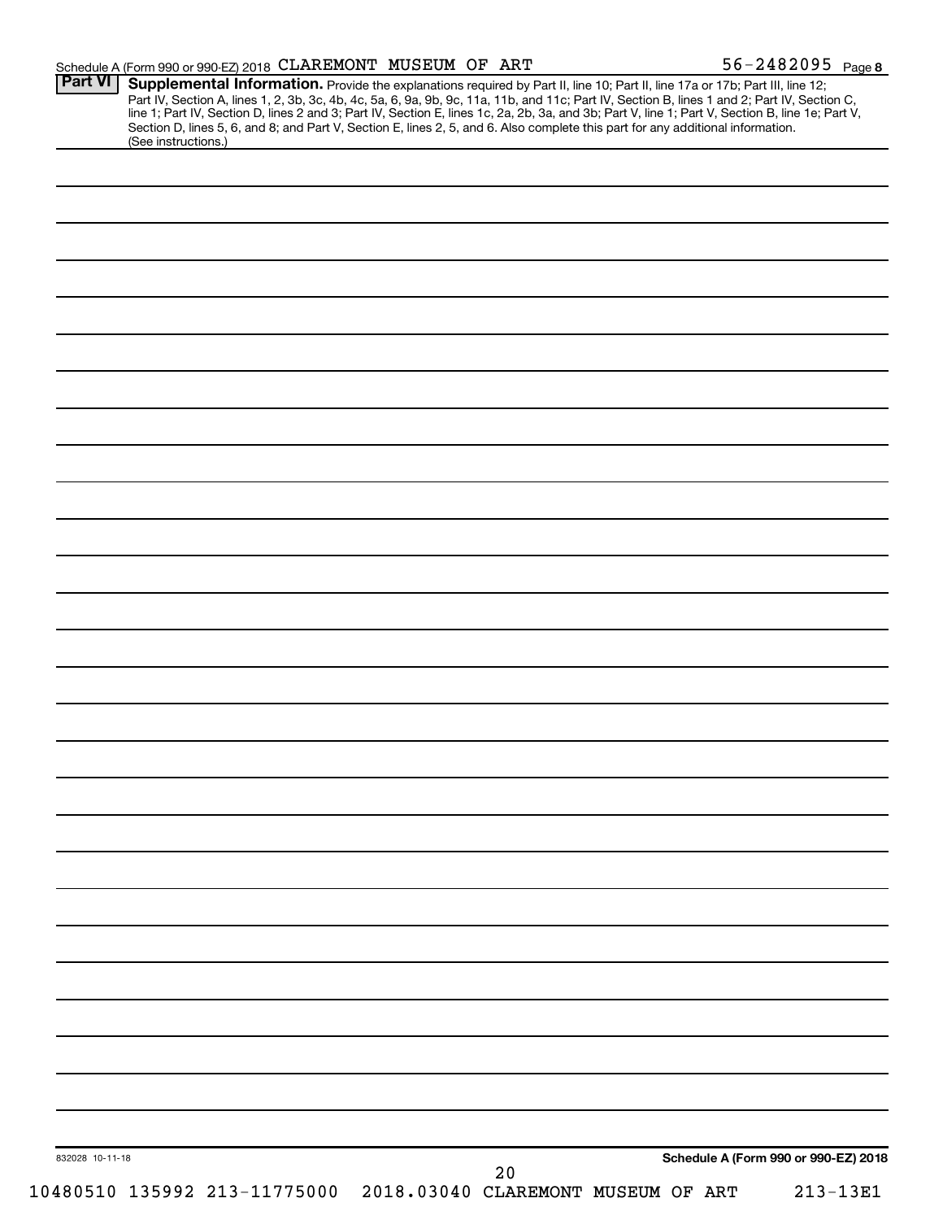Schedule A (Form 990 or 990-EZ) 2018 CLAREMONT MUSEUM OF ART 56-2482095 Page 8

**Part VI** **Supplemental Information.** Provide the explanations required by Part II, line 10; Part II, line 17a or 17b; Part III, line 12; Part IV, Section A, lines 1, 2, 3b, 3c, 4b, 4c, 5a, 6, 9a, 9b, 9c, 11a, 11b, and 11c; Part IV, Section B, lines 1 and 2; Part IV, Section C, line 1; Part IV, Section D, lines 2 and 3; Part IV, Section E, lines 1c, 2a, 2b, 3a, and 3b; Part V, line 1; Part V, Section B, line 1e; Part V, Section D, lines 5, 6, and 8; and Part V, Section E, lines 2, 5, and 6. Also complete this part for any additional information. (See instructions.)

832028 10-11-18 **Schedule A (Form 990 or 990-EZ) 2018**

10480510 135992 213-11775000 2018.03040 CLAREMONT MUSEUM OF ART 213-13E1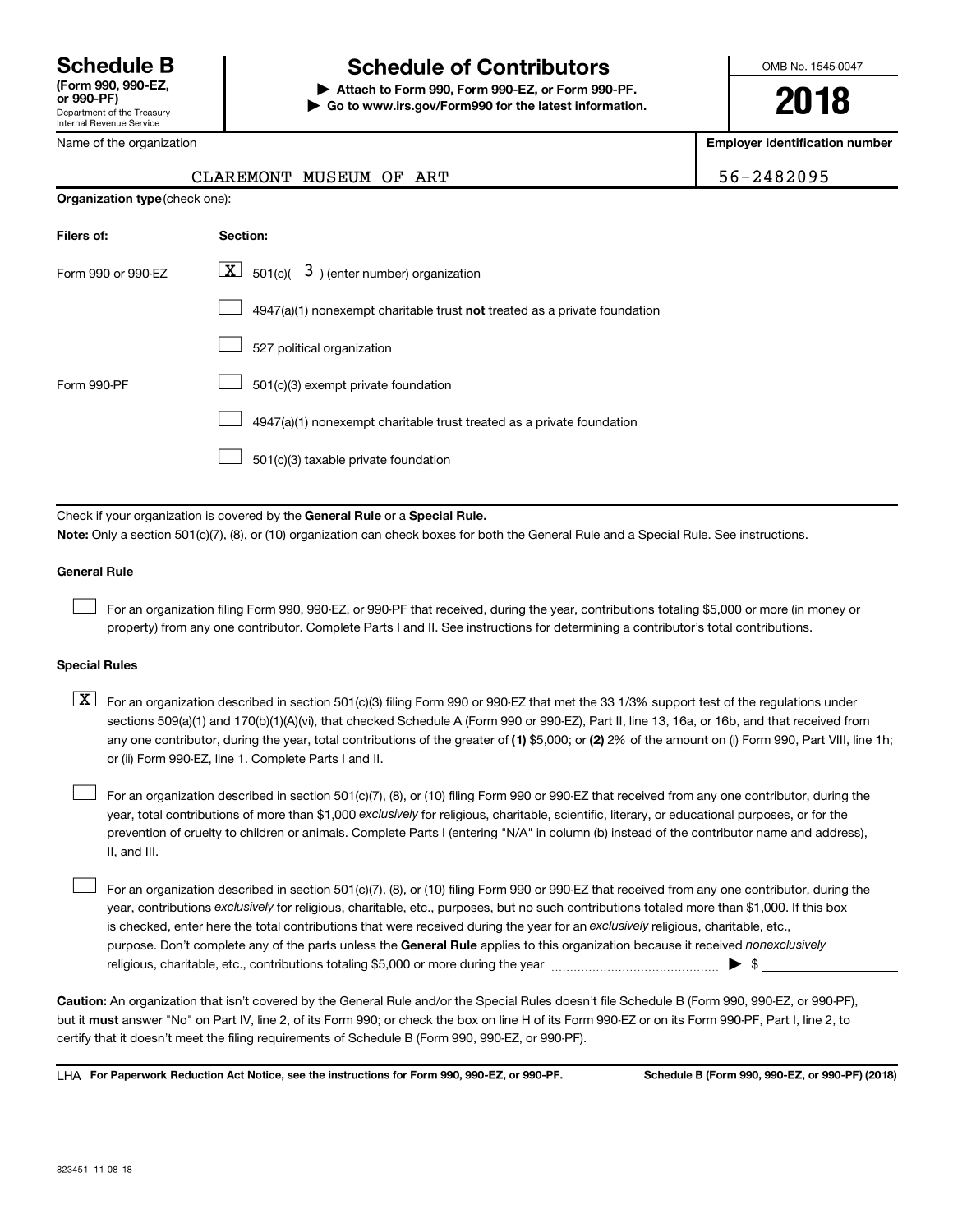# Schedule B

**(Form 990, 990-EZ, or 990-PF)**
Department of the Treasury
Internal Revenue Service

## Schedule of Contributors

▶ **Attach to Form 990, Form 990-EZ, or Form 990-PF.**
▶ **Go to www.irs.gov/Form990 for the latest information.**

OMB No. 1545-0047

**2018**

Name of the organization: CLAREMONT MUSEUM OF ART

**Employer identification number:** 56-2482095

**Organization type** (check one):

| Filers of: | Section: |
| --- | --- |
| Form 990 or 990-EZ | [X] 501(c)( 3 ) (enter number) organization |
| | [ ] 4947(a)(1) nonexempt charitable trust **not** treated as a private foundation |
| | [ ] 527 political organization |
| Form 990-PF | [ ] 501(c)(3) exempt private foundation |
| | [ ] 4947(a)(1) nonexempt charitable trust treated as a private foundation |
| | [ ] 501(c)(3) taxable private foundation |

Check if your organization is covered by the **General Rule** or a **Special Rule.**

**Note:** Only a section 501(c)(7), (8), or (10) organization can check boxes for both the General Rule and a Special Rule. See instructions.

**General Rule**

[ ] For an organization filing Form 990, 990-EZ, or 990-PF that received, during the year, contributions totaling $5,000 or more (in money or property) from any one contributor. Complete Parts I and II. See instructions for determining a contributor's total contributions.

**Special Rules**

[X] For an organization described in section 501(c)(3) filing Form 990 or 990-EZ that met the 33 1/3% support test of the regulations under sections 509(a)(1) and 170(b)(1)(A)(vi), that checked Schedule A (Form 990 or 990-EZ), Part II, line 13, 16a, or 16b, and that received from any one contributor, during the year, total contributions of the greater of **(1)** $5,000; or **(2)** 2% of the amount on (i) Form 990, Part VIII, line 1h; or (ii) Form 990-EZ, line 1. Complete Parts I and II.

[ ] For an organization described in section 501(c)(7), (8), or (10) filing Form 990 or 990-EZ that received from any one contributor, during the year, total contributions of more than $1,000 *exclusively* for religious, charitable, scientific, literary, or educational purposes, or for the prevention of cruelty to children or animals. Complete Parts I (entering "N/A" in column (b) instead of the contributor name and address), II, and III.

[ ] For an organization described in section 501(c)(7), (8), or (10) filing Form 990 or 990-EZ that received from any one contributor, during the year, contributions *exclusively* for religious, charitable, etc., purposes, but no such contributions totaled more than $1,000. If this box is checked, enter here the total contributions that were received during the year for an *exclusively* religious, charitable, etc., purpose. Don't complete any of the parts unless the **General Rule** applies to this organization because it received *nonexclusively* religious, charitable, etc., contributions totaling $5,000 or more during the year ▶ $ ______

**Caution:** An organization that isn't covered by the General Rule and/or the Special Rules doesn't file Schedule B (Form 990, 990-EZ, or 990-PF), but it **must** answer "No" on Part IV, line 2, of its Form 990; or check the box on line H of its Form 990-EZ or on its Form 990-PF, Part I, line 2, to certify that it doesn't meet the filing requirements of Schedule B (Form 990, 990-EZ, or 990-PF).

LHA **For Paperwork Reduction Act Notice, see the instructions for Form 990, 990-EZ, or 990-PF.** **Schedule B (Form 990, 990-EZ, or 990-PF) (2018)**

823451 11-08-18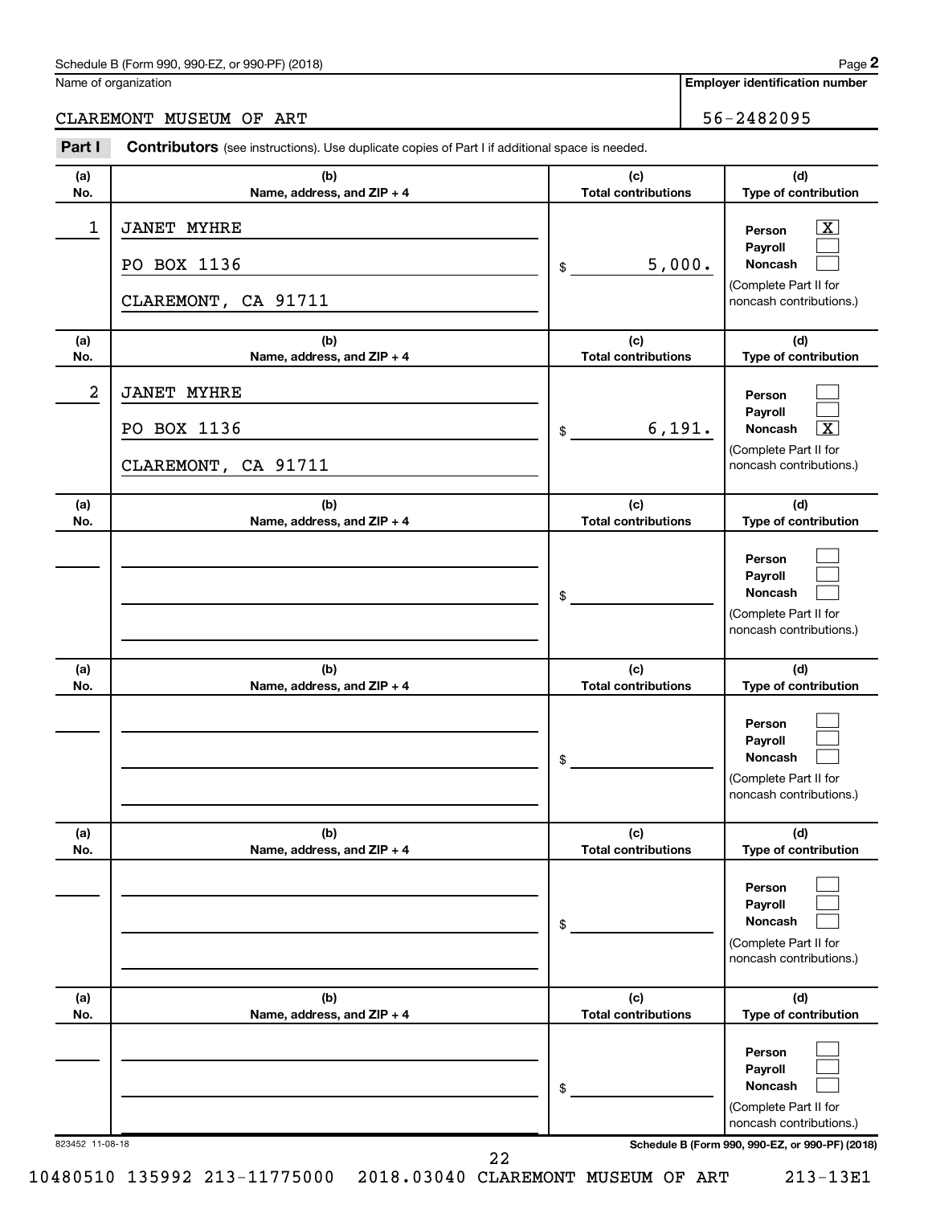Schedule B (Form 990, 990-EZ, or 990-PF) (2018)

Name of organization: CLAREMONT MUSEUM OF ART

Employer identification number: 56-2482095

## Part I Contributors (see instructions). Use duplicate copies of Part I if additional space is needed.

| (a) No. | (b) Name, address, and ZIP + 4 | (c) Total contributions | (d) Type of contribution |
|---|---|---|---|
| 1 | JANET MYHRE<br>PO BOX 1136<br>CLAREMONT, CA 91711 | $ 5,000. | Person [X]<br>Payroll [ ]<br>Noncash [ ]<br>(Complete Part II for noncash contributions.) |
| 2 | JANET MYHRE<br>PO BOX 1136<br>CLAREMONT, CA 91711 | $ 6,191. | Person [ ]<br>Payroll [ ]<br>Noncash [X]<br>(Complete Part II for noncash contributions.) |
| | | $ | Person [ ]<br>Payroll [ ]<br>Noncash [ ]<br>(Complete Part II for noncash contributions.) |
| | | $ | Person [ ]<br>Payroll [ ]<br>Noncash [ ]<br>(Complete Part II for noncash contributions.) |
| | | $ | Person [ ]<br>Payroll [ ]<br>Noncash [ ]<br>(Complete Part II for noncash contributions.) |
| | | $ | Person [ ]<br>Payroll [ ]<br>Noncash [ ]<br>(Complete Part II for noncash contributions.) |

823452 11-08-18

Schedule B (Form 990, 990-EZ, or 990-PF) (2018)

10480510 135992 213-11775000 2018.03040 CLAREMONT MUSEUM OF ART 213-13E1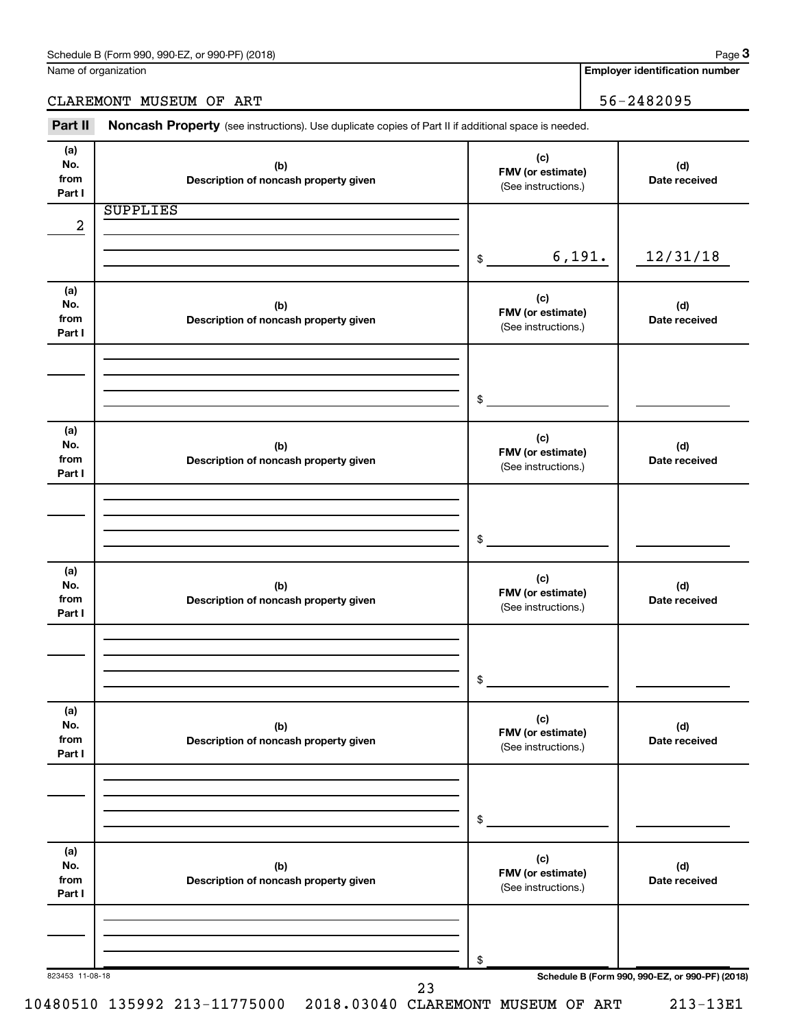Name of organization

CLAREMONT MUSEUM OF ART

**Employer identification number**

56-2482095

## Part II Noncash Property (see instructions). Use duplicate copies of Part II if additional space is needed.

| (a) No. from Part I | (b) Description of noncash property given | (c) FMV (or estimate) (See instructions.) | (d) Date received |
|---|---|---|---|
| 2 | SUPPLIES | $ 6,191. | 12/31/18 |

| (a) No. from Part I | (b) Description of noncash property given | (c) FMV (or estimate) (See instructions.) | (d) Date received |
|---|---|---|---|
| | | $ | |

| (a) No. from Part I | (b) Description of noncash property given | (c) FMV (or estimate) (See instructions.) | (d) Date received |
|---|---|---|---|
| | | $ | |

| (a) No. from Part I | (b) Description of noncash property given | (c) FMV (or estimate) (See instructions.) | (d) Date received |
|---|---|---|---|
| | | $ | |

| (a) No. from Part I | (b) Description of noncash property given | (c) FMV (or estimate) (See instructions.) | (d) Date received |
|---|---|---|---|
| | | $ | |

| (a) No. from Part I | (b) Description of noncash property given | (c) FMV (or estimate) (See instructions.) | (d) Date received |
|---|---|---|---|
| | | $ | |

823453 11-08-18

10480510 135992 213-11775000 2018.03040 CLAREMONT MUSEUM OF ART 213-13E1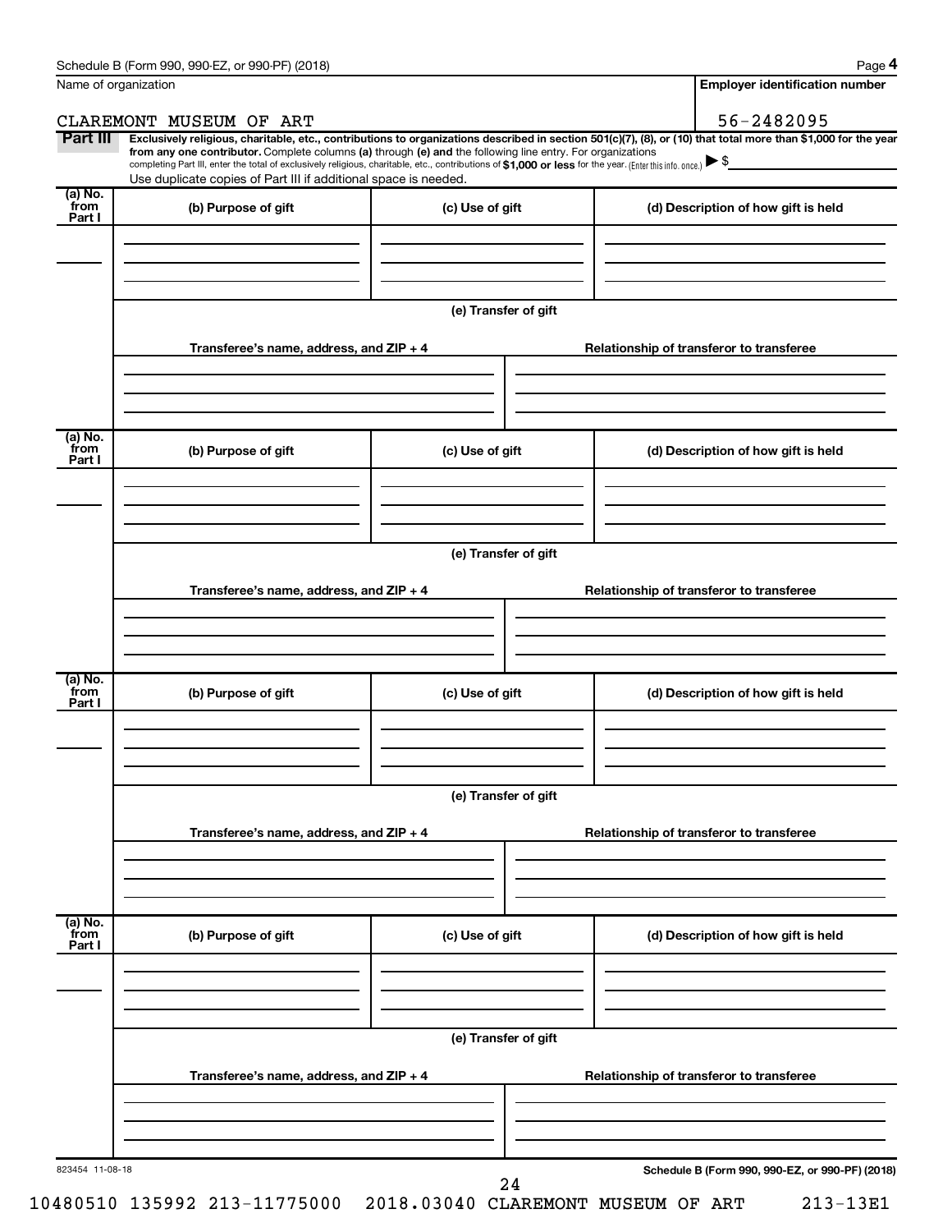Name of organization

**Employer identification number**

CLAREMONT MUSEUM OF ART

56-2482095

**Part III** **Exclusively religious, charitable, etc., contributions to organizations described in section 501(c)(7), (8), or (10) that total more than $1,000 for the year from any one contributor.** Complete columns **(a)** through **(e)** and the following line entry. For organizations completing Part III, enter the total of exclusively religious, charitable, etc., contributions of **$1,000 or less** for the year. (Enter this info. once.) ▶ $

Use duplicate copies of Part III if additional space is needed.

| (a) No. from Part I | (b) Purpose of gift | (c) Use of gift | (d) Description of how gift is held |
|---|---|---|---|
| | | | |

**(e) Transfer of gift**

| Transferee's name, address, and ZIP + 4 | Relationship of transferor to transferee |
|---|---|
| | |

| (a) No. from Part I | (b) Purpose of gift | (c) Use of gift | (d) Description of how gift is held |
|---|---|---|---|
| | | | |

**(e) Transfer of gift**

| Transferee's name, address, and ZIP + 4 | Relationship of transferor to transferee |
|---|---|
| | |

| (a) No. from Part I | (b) Purpose of gift | (c) Use of gift | (d) Description of how gift is held |
|---|---|---|---|
| | | | |

**(e) Transfer of gift**

| Transferee's name, address, and ZIP + 4 | Relationship of transferor to transferee |
|---|---|
| | |

| (a) No. from Part I | (b) Purpose of gift | (c) Use of gift | (d) Description of how gift is held |
|---|---|---|---|
| | | | |

**(e) Transfer of gift**

| Transferee's name, address, and ZIP + 4 | Relationship of transferor to transferee |
|---|---|
| | |

823454 11-08-18

**Schedule B (Form 990, 990-EZ, or 990-PF) (2018)**

10480510 135992 213-11775000 2018.03040 CLAREMONT MUSEUM OF ART 213-13E1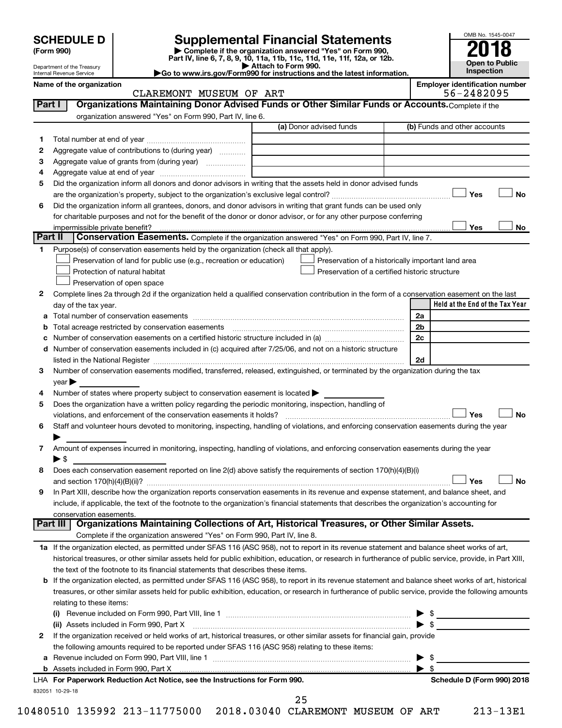**SCHEDULE D**
**(Form 990)**

Department of the Treasury
Internal Revenue Service

# Supplemental Financial Statements

▶ Complete if the organization answered "Yes" on Form 990, Part IV, line 6, 7, 8, 9, 10, 11a, 11b, 11c, 11d, 11e, 11f, 12a, or 12b.
▶ Attach to Form 990.
▶Go to www.irs.gov/Form990 for instructions and the latest information.

OMB No. 1545-0047
**2018**
**Open to Public Inspection**

**Name of the organization**
CLAREMONT MUSEUM OF ART

**Employer identification number**
56-2482095

## Part I — Organizations Maintaining Donor Advised Funds or Other Similar Funds or Accounts.
Complete if the organization answered "Yes" on Form 990, Part IV, line 6.

| | | (a) Donor advised funds | (b) Funds and other accounts |
|---|---|---|---|
| 1 | Total number at end of year | | |
| 2 | Aggregate value of contributions to (during year) | | |
| 3 | Aggregate value of grants from (during year) | | |
| 4 | Aggregate value at end of year | | |

5 Did the organization inform all donors and donor advisors in writing that the assets held in donor advised funds are the organization's property, subject to the organization's exclusive legal control? ☐ Yes ☐ No

6 Did the organization inform all grantees, donors, and donor advisors in writing that grant funds can be used only for charitable purposes and not for the benefit of the donor or donor advisor, or for any other purpose conferring impermissible private benefit? ☐ Yes ☐ No

## Part II — Conservation Easements.
Complete if the organization answered "Yes" on Form 990, Part IV, line 7.

1 Purpose(s) of conservation easements held by the organization (check all that apply).
- ☐ Preservation of land for public use (e.g., recreation or education)
- ☐ Preservation of a historically important land area
- ☐ Protection of natural habitat
- ☐ Preservation of a certified historic structure
- ☐ Preservation of open space

2 Complete lines 2a through 2d if the organization held a qualified conservation contribution in the form of a conservation easement on the last day of the tax year.

| | | | Held at the End of the Tax Year |
|---|---|---|---|
| a | Total number of conservation easements | 2a | |
| b | Total acreage restricted by conservation easements | 2b | |
| c | Number of conservation easements on a certified historic structure included in (a) | 2c | |
| d | Number of conservation easements included in (c) acquired after 7/25/06, and not on a historic structure listed in the National Register | 2d | |

3 Number of conservation easements modified, transferred, released, extinguished, or terminated by the organization during the tax year ▶

4 Number of states where property subject to conservation easement is located ▶

5 Does the organization have a written policy regarding the periodic monitoring, inspection, handling of violations, and enforcement of the conservation easements it holds? ☐ Yes ☐ No

6 Staff and volunteer hours devoted to monitoring, inspecting, handling of violations, and enforcing conservation easements during the year ▶

7 Amount of expenses incurred in monitoring, inspecting, handling of violations, and enforcing conservation easements during the year ▶ $

8 Does each conservation easement reported on line 2(d) above satisfy the requirements of section 170(h)(4)(B)(i) and section 170(h)(4)(B)(ii)? ☐ Yes ☐ No

9 In Part XIII, describe how the organization reports conservation easements in its revenue and expense statement, and balance sheet, and include, if applicable, the text of the footnote to the organization's financial statements that describes the organization's accounting for conservation easements.

## Part III — Organizations Maintaining Collections of Art, Historical Treasures, or Other Similar Assets.
Complete if the organization answered "Yes" on Form 990, Part IV, line 8.

1a If the organization elected, as permitted under SFAS 116 (ASC 958), not to report in its revenue statement and balance sheet works of art, historical treasures, or other similar assets held for public exhibition, education, or research in furtherance of public service, provide, in Part XIII, the text of the footnote to its financial statements that describes these items.

b If the organization elected, as permitted under SFAS 116 (ASC 958), to report in its revenue statement and balance sheet works of art, historical treasures, or other similar assets held for public exhibition, education, or research in furtherance of public service, provide the following amounts relating to these items:

(i) Revenue included on Form 990, Part VIII, line 1 ▶ $

(ii) Assets included in Form 990, Part X ▶ $

2 If the organization received or held works of art, historical treasures, or other similar assets for financial gain, provide the following amounts required to be reported under SFAS 116 (ASC 958) relating to these items:

a Revenue included on Form 990, Part VIII, line 1 ▶ $

b Assets included in Form 990, Part X ▶ $

**LHA For Paperwork Reduction Act Notice, see the Instructions for Form 990.** **Schedule D (Form 990) 2018**

832051 10-29-18

10480510 135992 213-11775000 2018.03040 CLAREMONT MUSEUM OF ART 213-13E1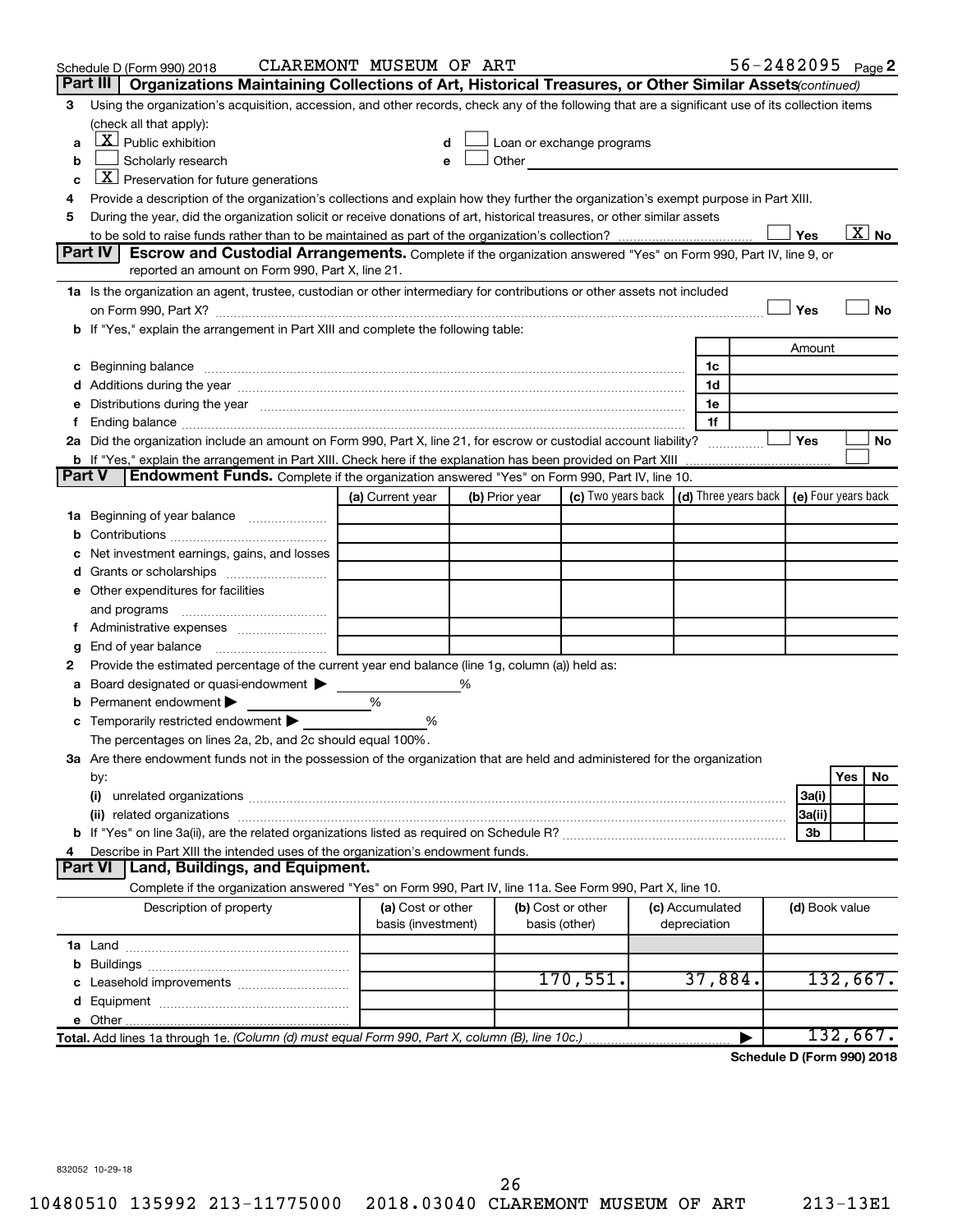Schedule D (Form 990) 2018 CLAREMONT MUSEUM OF ART 56-2482095 Page 2

## Part III Organizations Maintaining Collections of Art, Historical Treasures, or Other Similar Assets *(continued)*

**3** Using the organization's acquisition, accession, and other records, check any of the following that are a significant use of its collection items (check all that apply):

- **a** [X] Public exhibition
- **b** [ ] Scholarly research
- **c** [X] Preservation for future generations
- **d** [ ] Loan or exchange programs
- **e** [ ] Other

**4** Provide a description of the organization's collections and explain how they further the organization's exempt purpose in Part XIII.

**5** During the year, did the organization solicit or receive donations of art, historical treasures, or other similar assets to be sold to raise funds rather than to be maintained as part of the organization's collection? [ ] Yes [X] No

## Part IV Escrow and Custodial Arrangements.

Complete if the organization answered "Yes" on Form 990, Part IV, line 9, or reported an amount on Form 990, Part X, line 21.

**1a** Is the organization an agent, trustee, custodian or other intermediary for contributions or other assets not included on Form 990, Part X? [ ] Yes [ ] No

**b** If "Yes," explain the arrangement in Part XIII and complete the following table:

| | | Amount |
|---|---|---|
| **c** Beginning balance | 1c | |
| **d** Additions during the year | 1d | |
| **e** Distributions during the year | 1e | |
| **f** Ending balance | 1f | |

**2a** Did the organization include an amount on Form 990, Part X, line 21, for escrow or custodial account liability? [ ] Yes [ ] No

**b** If "Yes," explain the arrangement in Part XIII. Check here if the explanation has been provided on Part XIII [ ]

## Part V Endowment Funds.

Complete if the organization answered "Yes" on Form 990, Part IV, line 10.

| | (a) Current year | (b) Prior year | (c) Two years back | (d) Three years back | (e) Four years back |
|---|---|---|---|---|---|
| **1a** Beginning of year balance | | | | | |
| **b** Contributions | | | | | |
| **c** Net investment earnings, gains, and losses | | | | | |
| **d** Grants or scholarships | | | | | |
| **e** Other expenditures for facilities and programs | | | | | |
| **f** Administrative expenses | | | | | |
| **g** End of year balance | | | | | |

**2** Provide the estimated percentage of the current year end balance (line 1g, column (a)) held as:

- **a** Board designated or quasi-endowment ▶ %
- **b** Permanent endowment ▶ %
- **c** Temporarily restricted endowment ▶ %

The percentages on lines 2a, 2b, and 2c should equal 100%.

**3a** Are there endowment funds not in the possession of the organization that are held and administered for the organization by:

| | | Yes | No |
|---|---|---|---|
| **(i)** unrelated organizations | 3a(i) | | |
| **(ii)** related organizations | 3a(ii) | | |
| **b** If "Yes" on line 3a(ii), are the related organizations listed as required on Schedule R? | 3b | | |

**4** Describe in Part XIII the intended uses of the organization's endowment funds.

## Part VI Land, Buildings, and Equipment.

Complete if the organization answered "Yes" on Form 990, Part IV, line 11a. See Form 990, Part X, line 10.

| Description of property | (a) Cost or other basis (investment) | (b) Cost or other basis (other) | (c) Accumulated depreciation | (d) Book value |
|---|---|---|---|---|
| **1a** Land | | | | |
| **b** Buildings | | | | |
| **c** Leasehold improvements | | 170,551. | 37,884. | 132,667. |
| **d** Equipment | | | | |
| **e** Other | | | | |
| **Total.** Add lines 1a through 1e. *(Column (d) must equal Form 990, Part X, column (B), line 10c.)* | | | ▶ | 132,667. |

Schedule D (Form 990) 2018

832052 10-29-18

10480510 135992 213-11775000 2018.03040 CLAREMONT MUSEUM OF ART 213-13E1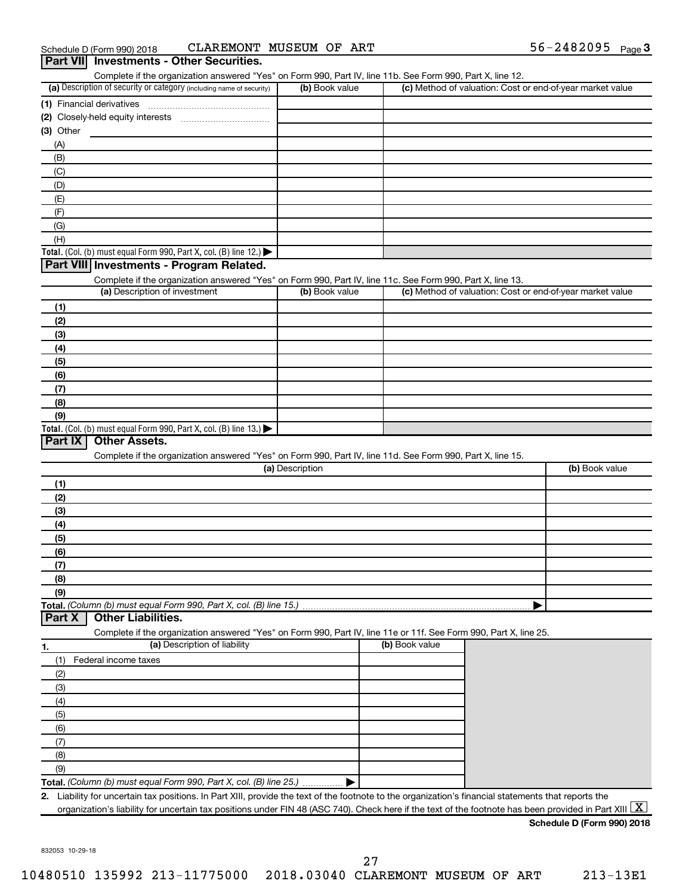Schedule D (Form 990) 2018 CLAREMONT MUSEUM OF ART 56-2482095 Page 3

## Part VII Investments - Other Securities.

Complete if the organization answered "Yes" on Form 990, Part IV, line 11b. See Form 990, Part X, line 12.

| (a) Description of security or category (including name of security) | (b) Book value | (c) Method of valuation: Cost or end-of-year market value |
|---|---|---|
| (1) Financial derivatives | | |
| (2) Closely-held equity interests | | |
| (3) Other | | |
| (A) | | |
| (B) | | |
| (C) | | |
| (D) | | |
| (E) | | |
| (F) | | |
| (G) | | |
| (H) | | |
| **Total.** (Col. (b) must equal Form 990, Part X, col. (B) line 12.) ▶ | | |

## Part VIII Investments - Program Related.

Complete if the organization answered "Yes" on Form 990, Part IV, line 11c. See Form 990, Part X, line 13.

| (a) Description of investment | (b) Book value | (c) Method of valuation: Cost or end-of-year market value |
|---|---|---|
| (1) | | |
| (2) | | |
| (3) | | |
| (4) | | |
| (5) | | |
| (6) | | |
| (7) | | |
| (8) | | |
| (9) | | |
| **Total.** (Col. (b) must equal Form 990, Part X, col. (B) line 13.) ▶ | | |

## Part IX Other Assets.

Complete if the organization answered "Yes" on Form 990, Part IV, line 11d. See Form 990, Part X, line 15.

| (a) Description | (b) Book value |
|---|---|
| (1) | |
| (2) | |
| (3) | |
| (4) | |
| (5) | |
| (6) | |
| (7) | |
| (8) | |
| (9) | |
| **Total.** *(Column (b) must equal Form 990, Part X, col. (B) line 15.)* ▶ | |

## Part X Other Liabilities.

Complete if the organization answered "Yes" on Form 990, Part IV, line 11e or 11f. See Form 990, Part X, line 25.

| 1. (a) Description of liability | (b) Book value |
|---|---|
| (1) Federal income taxes | |
| (2) | |
| (3) | |
| (4) | |
| (5) | |
| (6) | |
| (7) | |
| (8) | |
| (9) | |
| **Total.** *(Column (b) must equal Form 990, Part X, col. (B) line 25.)* ▶ | |

**2.** Liability for uncertain tax positions. In Part XIII, provide the text of the footnote to the organization's financial statements that reports the organization's liability for uncertain tax positions under FIN 48 (ASC 740). Check here if the text of the footnote has been provided in Part XIII [X]

**Schedule D (Form 990) 2018**

832053 10-29-18

10480510 135992 213-11775000 2018.03040 CLAREMONT MUSEUM OF ART 213-13E1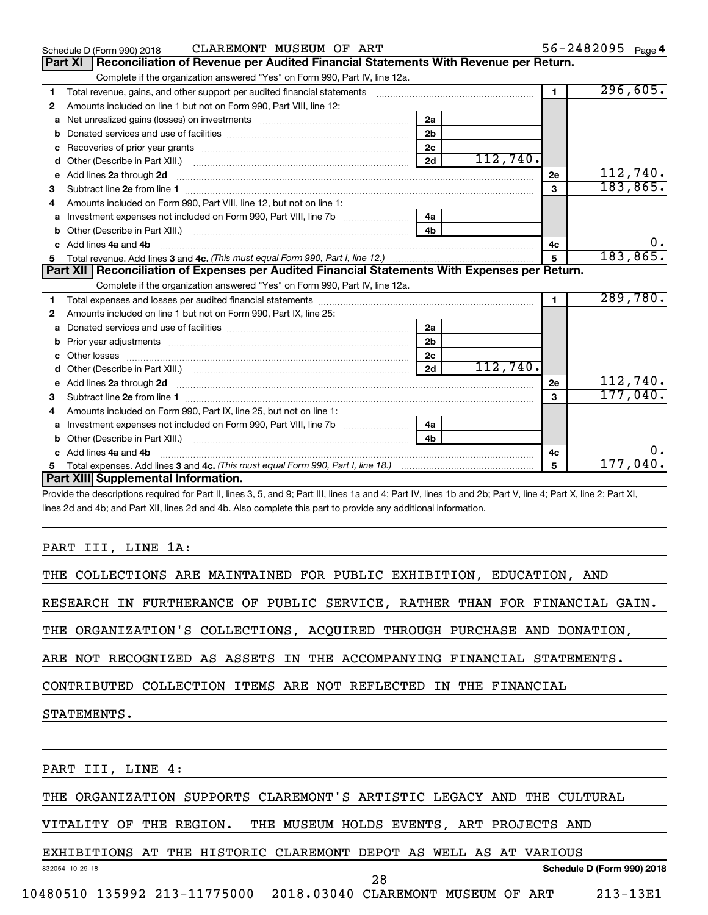Schedule D (Form 990) 2018 CLAREMONT MUSEUM OF ART 56-2482095 Page 4

## Part XI Reconciliation of Revenue per Audited Financial Statements With Revenue per Return.

Complete if the organization answered "Yes" on Form 990, Part IV, line 12a.

| | | | | | |
|---|---|---|---|---|---|
| 1 | Total revenue, gains, and other support per audited financial statements | | | 1 | 296,605. |
| 2 | Amounts included on line 1 but not on Form 990, Part VIII, line 12: | | | | |
| a | Net unrealized gains (losses) on investments | 2a | | | |
| b | Donated services and use of facilities | 2b | | | |
| c | Recoveries of prior year grants | 2c | | | |
| d | Other (Describe in Part XIII.) | 2d | 112,740. | | |
| e | Add lines 2a through 2d | | | 2e | 112,740. |
| 3 | Subtract line 2e from line 1 | | | 3 | 183,865. |
| 4 | Amounts included on Form 990, Part VIII, line 12, but not on line 1: | | | | |
| a | Investment expenses not included on Form 990, Part VIII, line 7b | 4a | | | |
| b | Other (Describe in Part XIII.) | 4b | | | |
| c | Add lines 4a and 4b | | | 4c | 0. |
| 5 | Total revenue. Add lines 3 and 4c. *(This must equal Form 990, Part I, line 12.)* | | | 5 | 183,865. |

## Part XII Reconciliation of Expenses per Audited Financial Statements With Expenses per Return.

Complete if the organization answered "Yes" on Form 990, Part IV, line 12a.

| | | | | | |
|---|---|---|---|---|---|
| 1 | Total expenses and losses per audited financial statements | | | 1 | 289,780. |
| 2 | Amounts included on line 1 but not on Form 990, Part IX, line 25: | | | | |
| a | Donated services and use of facilities | 2a | | | |
| b | Prior year adjustments | 2b | | | |
| c | Other losses | 2c | | | |
| d | Other (Describe in Part XIII.) | 2d | 112,740. | | |
| e | Add lines 2a through 2d | | | 2e | 112,740. |
| 3 | Subtract line 2e from line 1 | | | 3 | 177,040. |
| 4 | Amounts included on Form 990, Part IX, line 25, but not on line 1: | | | | |
| a | Investment expenses not included on Form 990, Part VIII, line 7b | 4a | | | |
| b | Other (Describe in Part XIII.) | 4b | | | |
| c | Add lines 4a and 4b | | | 4c | 0. |
| 5 | Total expenses. Add lines 3 and 4c. *(This must equal Form 990, Part I, line 18.)* | | | 5 | 177,040. |

## Part XIII Supplemental Information.

Provide the descriptions required for Part II, lines 3, 5, and 9; Part III, lines 1a and 4; Part IV, lines 1b and 2b; Part V, line 4; Part X, line 2; Part XI, lines 2d and 4b; and Part XII, lines 2d and 4b. Also complete this part to provide any additional information.

PART III, LINE 1A:

THE COLLECTIONS ARE MAINTAINED FOR PUBLIC EXHIBITION, EDUCATION, AND RESEARCH IN FURTHERANCE OF PUBLIC SERVICE, RATHER THAN FOR FINANCIAL GAIN. THE ORGANIZATION'S COLLECTIONS, ACQUIRED THROUGH PURCHASE AND DONATION, ARE NOT RECOGNIZED AS ASSETS IN THE ACCOMPANYING FINANCIAL STATEMENTS. CONTRIBUTED COLLECTION ITEMS ARE NOT REFLECTED IN THE FINANCIAL STATEMENTS.

PART III, LINE 4:

THE ORGANIZATION SUPPORTS CLAREMONT'S ARTISTIC LEGACY AND THE CULTURAL VITALITY OF THE REGION. THE MUSEUM HOLDS EVENTS, ART PROJECTS AND EXHIBITIONS AT THE HISTORIC CLAREMONT DEPOT AS WELL AS AT VARIOUS

832054 10-29-18 Schedule D (Form 990) 2018

10480510 135992 213-11775000 2018.03040 CLAREMONT MUSEUM OF ART 213-13E1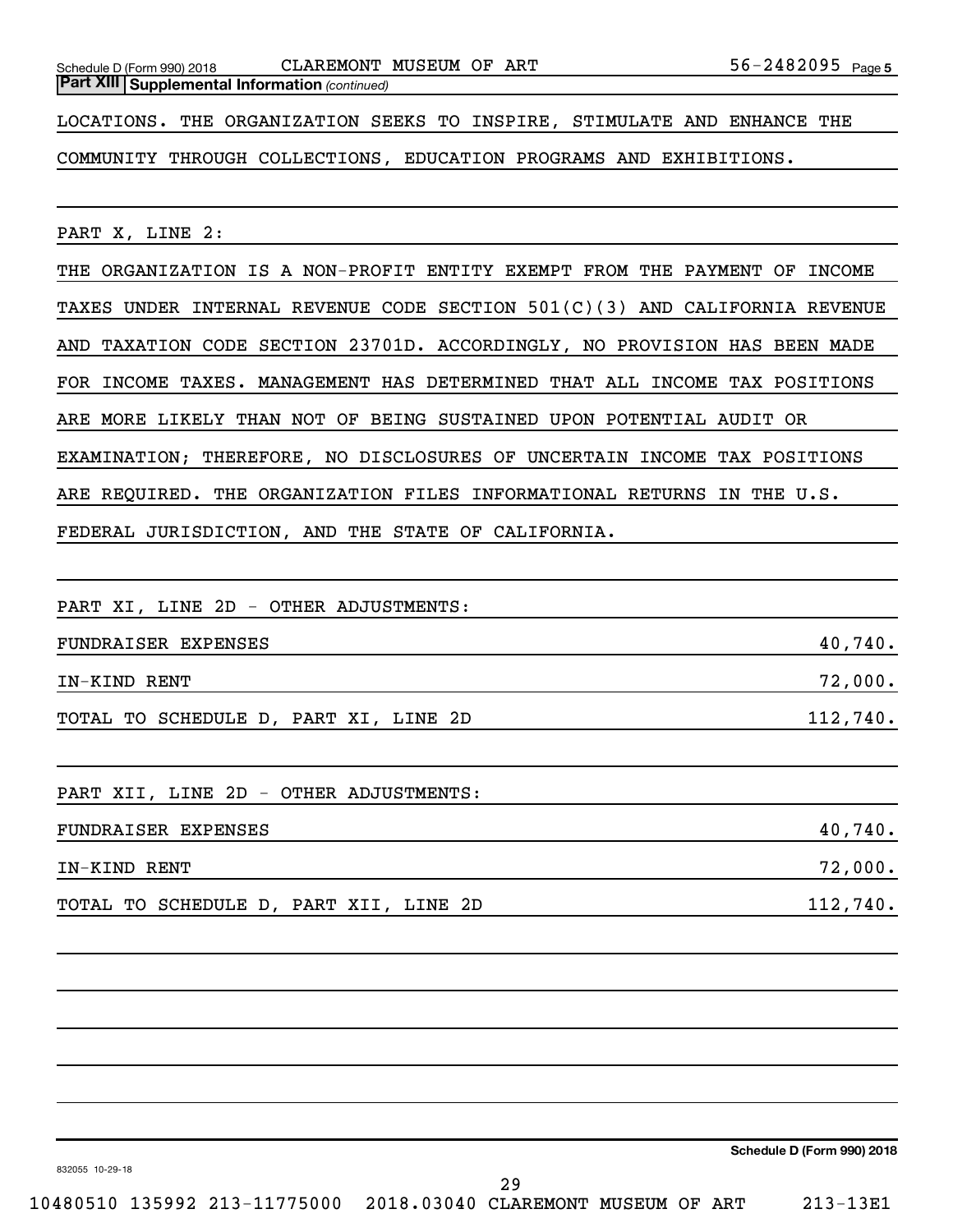**Part XIII Supplemental Information** *(continued)*

LOCATIONS. THE ORGANIZATION SEEKS TO INSPIRE, STIMULATE AND ENHANCE THE COMMUNITY THROUGH COLLECTIONS, EDUCATION PROGRAMS AND EXHIBITIONS.

PART X, LINE 2:

THE ORGANIZATION IS A NON-PROFIT ENTITY EXEMPT FROM THE PAYMENT OF INCOME TAXES UNDER INTERNAL REVENUE CODE SECTION 501(C)(3) AND CALIFORNIA REVENUE AND TAXATION CODE SECTION 23701D. ACCORDINGLY, NO PROVISION HAS BEEN MADE FOR INCOME TAXES. MANAGEMENT HAS DETERMINED THAT ALL INCOME TAX POSITIONS ARE MORE LIKELY THAN NOT OF BEING SUSTAINED UPON POTENTIAL AUDIT OR EXAMINATION; THEREFORE, NO DISCLOSURES OF UNCERTAIN INCOME TAX POSITIONS ARE REQUIRED. THE ORGANIZATION FILES INFORMATIONAL RETURNS IN THE U.S. FEDERAL JURISDICTION, AND THE STATE OF CALIFORNIA.

PART XI, LINE 2D - OTHER ADJUSTMENTS:

| | |
|---|---|
| FUNDRAISER EXPENSES | 40,740. |
| IN-KIND RENT | 72,000. |
| TOTAL TO SCHEDULE D, PART XI, LINE 2D | 112,740. |

PART XII, LINE 2D - OTHER ADJUSTMENTS:

| | |
|---|---|
| FUNDRAISER EXPENSES | 40,740. |
| IN-KIND RENT | 72,000. |
| TOTAL TO SCHEDULE D, PART XII, LINE 2D | 112,740. |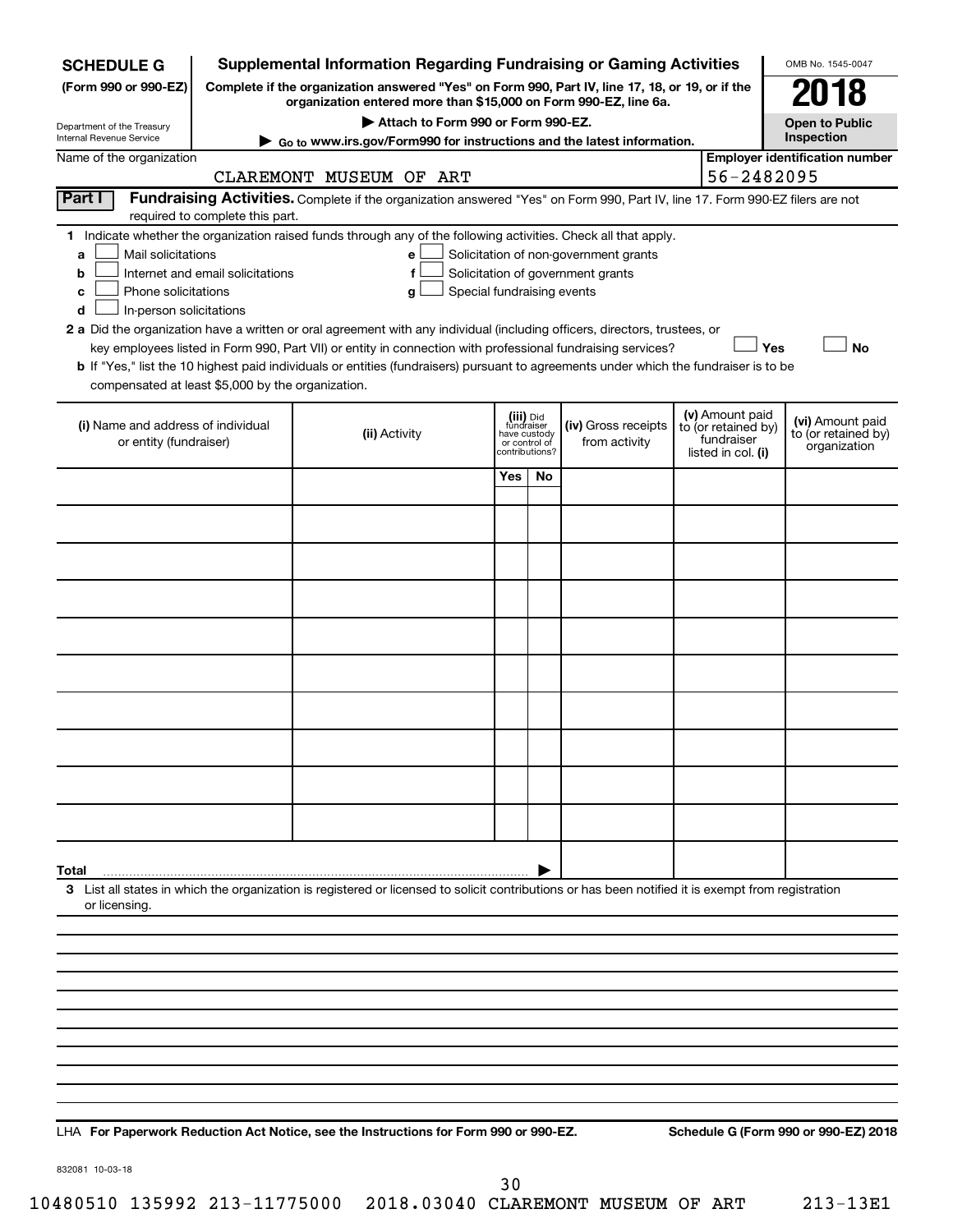**SCHEDULE G**
**(Form 990 or 990-EZ)**

Department of the Treasury
Internal Revenue Service

# Supplemental Information Regarding Fundraising or Gaming Activities

**Complete if the organization answered "Yes" on Form 990, Part IV, line 17, 18, or 19, or if the organization entered more than $15,000 on Form 990-EZ, line 6a.**

**▶ Attach to Form 990 or Form 990-EZ.**

**▶ Go to www.irs.gov/Form990 for instructions and the latest information.**

OMB No. 1545-0047

**2018**

**Open to Public Inspection**

Name of the organization: CLAREMONT MUSEUM OF ART

**Employer identification number:** 56-2482095

**Part I** **Fundraising Activities.** Complete if the organization answered "Yes" on Form 990, Part IV, line 17. Form 990-EZ filers are not required to complete this part.

**1** Indicate whether the organization raised funds through any of the following activities. Check all that apply.

- **a** ☐ Mail solicitations
- **b** ☐ Internet and email solicitations
- **c** ☐ Phone solicitations
- **d** ☐ In-person solicitations
- **e** ☐ Solicitation of non-government grants
- **f** ☐ Solicitation of government grants
- **g** ☐ Special fundraising events

**2 a** Did the organization have a written or oral agreement with any individual (including officers, directors, trustees, or key employees listed in Form 990, Part VII) or entity in connection with professional fundraising services? ☐ **Yes** ☐ **No**

**b** If "Yes," list the 10 highest paid individuals or entities (fundraisers) pursuant to agreements under which the fundraiser is to be compensated at least $5,000 by the organization.

| (i) Name and address of individual or entity (fundraiser) | (ii) Activity | (iii) Did fundraiser have custody or control of contributions? | | (iv) Gross receipts from activity | (v) Amount paid to (or retained by) fundraiser listed in col. (i) | (vi) Amount paid to (or retained by) organization |
|---|---|---|---|---|---|---|
| | | Yes | No | | | |
| | | | | | | |
| | | | | | | |
| | | | | | | |
| | | | | | | |
| | | | | | | |
| | | | | | | |
| | | | | | | |
| | | | | | | |
| | | | | | | |
| | | | | | | |
| **Total** ▶ | | | | | | |

**3** List all states in which the organization is registered or licensed to solicit contributions or has been notified it is exempt from registration or licensing.

LHA **For Paperwork Reduction Act Notice, see the Instructions for Form 990 or 990-EZ.** **Schedule G (Form 990 or 990-EZ) 2018**

832081 10-03-18

10480510 135992 213-11775000 2018.03040 CLAREMONT MUSEUM OF ART 213-13E1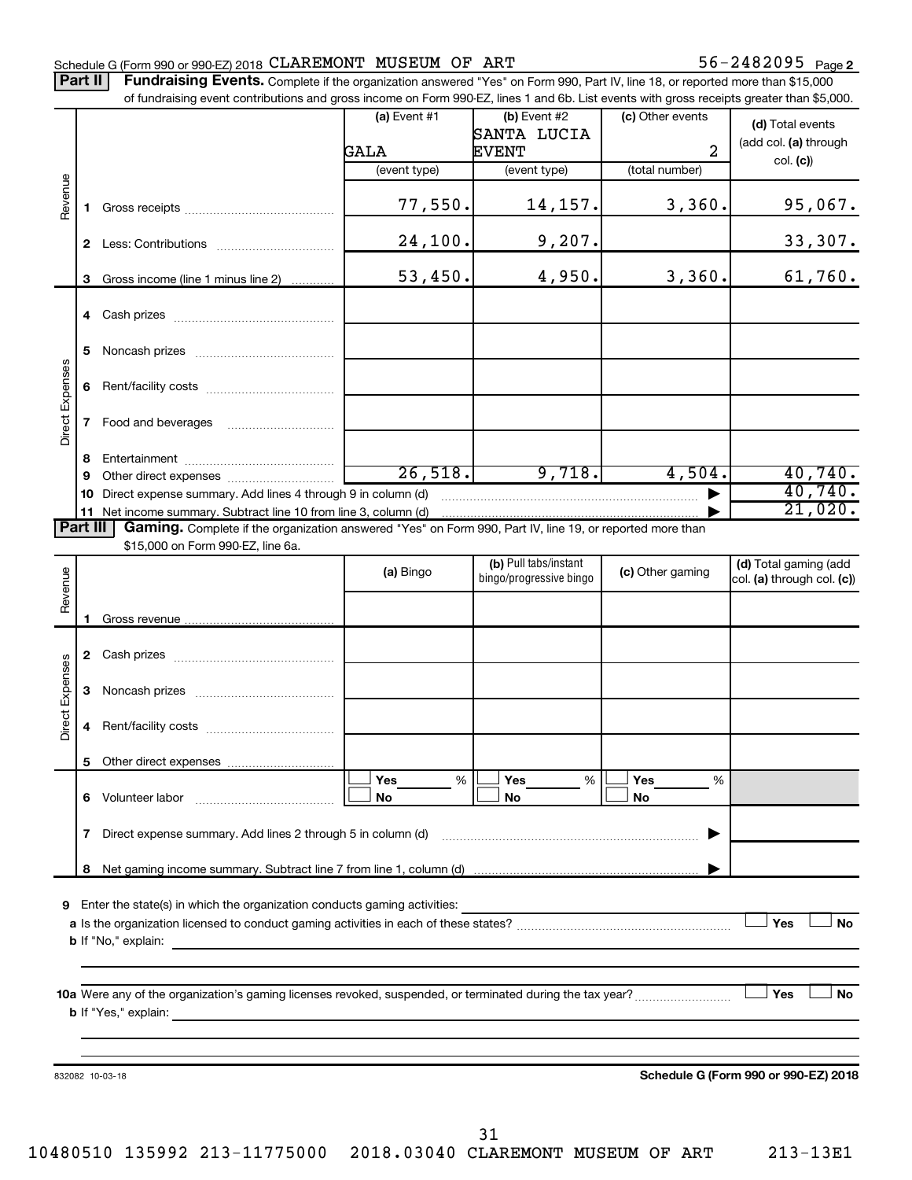Schedule G (Form 990 or 990-EZ) 2018 CLAREMONT MUSEUM OF ART 56-2482095 Page **2**

**Part II** **Fundraising Events.** Complete if the organization answered "Yes" on Form 990, Part IV, line 18, or reported more than $15,000 of fundraising event contributions and gross income on Form 990-EZ, lines 1 and 6b. List events with gross receipts greater than $5,000.

| | | (a) Event #1 | (b) Event #2 | (c) Other events | (d) Total events (add col. (a) through col. (c)) |
|---|---|---|---|---|---|
| | | GALA | SANTA LUCIA EVENT | 2 | |
| | | (event type) | (event type) | (total number) | |
| Revenue | 1 Gross receipts | 77,550. | 14,157. | 3,360. | 95,067. |
| | 2 Less: Contributions | 24,100. | 9,207. | | 33,307. |
| | 3 Gross income (line 1 minus line 2) | 53,450. | 4,950. | 3,360. | 61,760. |
| Direct Expenses | 4 Cash prizes | | | | |
| | 5 Noncash prizes | | | | |
| | 6 Rent/facility costs | | | | |
| | 7 Food and beverages | | | | |
| | 8 Entertainment | | | | |
| | 9 Other direct expenses | 26,518. | 9,718. | 4,504. | 40,740. |
| | 10 Direct expense summary. Add lines 4 through 9 in column (d) | | | ▶ | 40,740. |
| | 11 Net income summary. Subtract line 10 from line 3, column (d) | | | ▶ | 21,020. |

**Part III** **Gaming.** Complete if the organization answered "Yes" on Form 990, Part IV, line 19, or reported more than $15,000 on Form 990-EZ, line 6a.

| | | (a) Bingo | (b) Pull tabs/instant bingo/progressive bingo | (c) Other gaming | (d) Total gaming (add col. (a) through col. (c)) |
|---|---|---|---|---|---|
| Revenue | 1 Gross revenue | | | | |
| Direct Expenses | 2 Cash prizes | | | | |
| | 3 Noncash prizes | | | | |
| | 4 Rent/facility costs | | | | |
| | 5 Other direct expenses | | | | |
| | 6 Volunteer labor | ☐ Yes ___% ☐ No | ☐ Yes ___% ☐ No | ☐ Yes ___% ☐ No | |
| | 7 Direct expense summary. Add lines 2 through 5 in column (d) | | | ▶ | |
| | 8 Net gaming income summary. Subtract line 7 from line 1, column (d) | | | ▶ | |

**9** Enter the state(s) in which the organization conducts gaming activities: ____________________

**a** Is the organization licensed to conduct gaming activities in each of these states? ☐ Yes ☐ No

**b** If "No," explain: ____________________

**10a** Were any of the organization's gaming licenses revoked, suspended, or terminated during the tax year? ☐ Yes ☐ No

**b** If "Yes," explain: ____________________

832082 10-03-18 **Schedule G (Form 990 or 990-EZ) 2018**

10480510 135992 213-11775000 2018.03040 CLAREMONT MUSEUM OF ART 213-13E1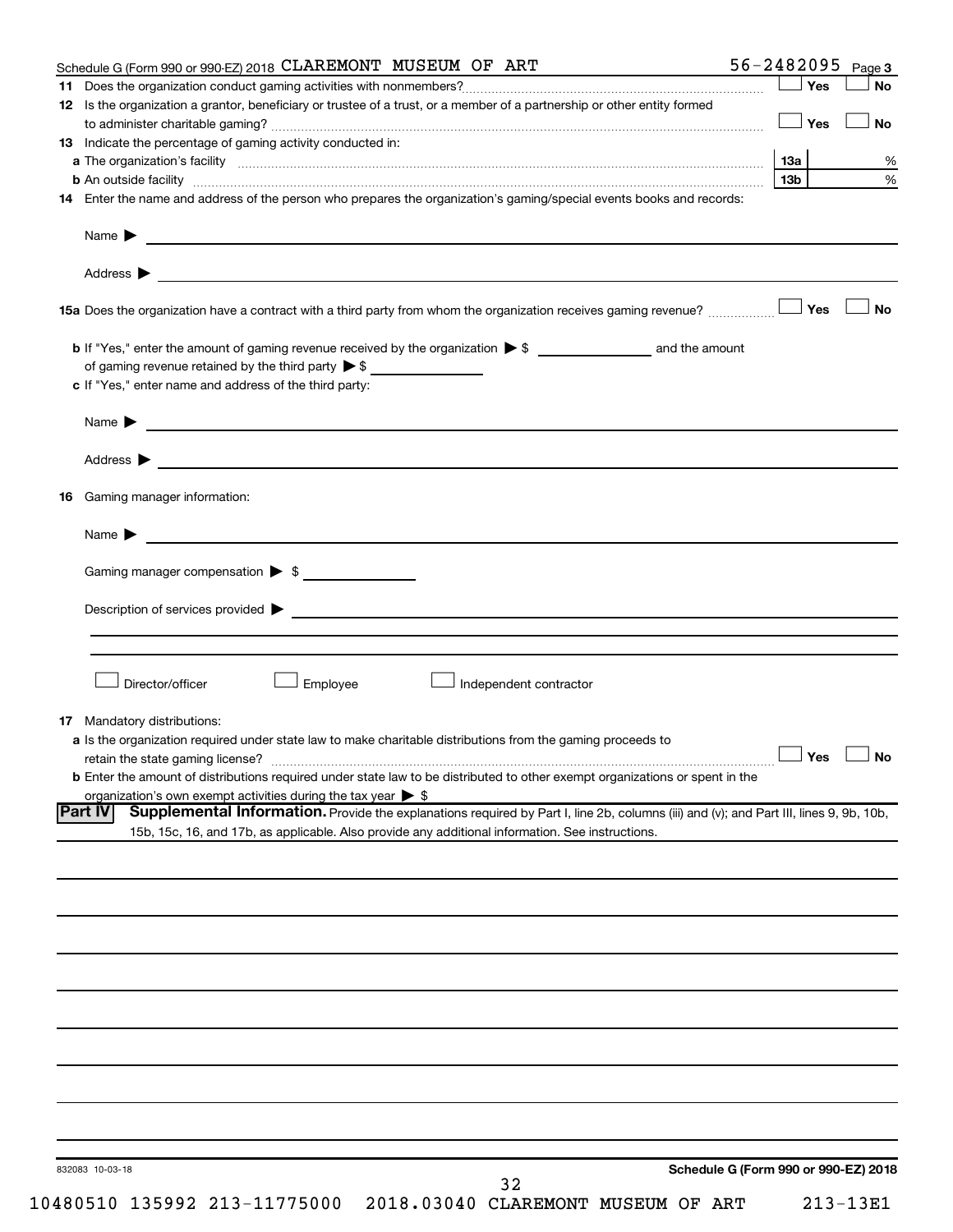Schedule G (Form 990 or 990-EZ) 2018 CLAREMONT MUSEUM OF ART 56-2482095 Page 3

**11** Does the organization conduct gaming activities with nonmembers? ☐ Yes ☐ No

**12** Is the organization a grantor, beneficiary or trustee of a trust, or a member of a partnership or other entity formed to administer charitable gaming? ☐ Yes ☐ No

**13** Indicate the percentage of gaming activity conducted in:

**a** The organization's facility **13a** %

**b** An outside facility **13b** %

**14** Enter the name and address of the person who prepares the organization's gaming/special events books and records:

Name ▶

Address ▶

**15a** Does the organization have a contract with a third party from whom the organization receives gaming revenue? ☐ Yes ☐ No

**b** If "Yes," enter the amount of gaming revenue received by the organization ▶ $ ____________ and the amount of gaming revenue retained by the third party ▶ $ ____________

**c** If "Yes," enter name and address of the third party:

Name ▶

Address ▶

**16** Gaming manager information:

Name ▶

Gaming manager compensation ▶ $

Description of services provided ▶

☐ Director/officer ☐ Employee ☐ Independent contractor

**17** Mandatory distributions:

**a** Is the organization required under state law to make charitable distributions from the gaming proceeds to retain the state gaming license? ☐ Yes ☐ No

**b** Enter the amount of distributions required under state law to be distributed to other exempt organizations or spent in the organization's own exempt activities during the tax year ▶ $

**Part IV** **Supplemental Information.** Provide the explanations required by Part I, line 2b, columns (iii) and (v); and Part III, lines 9, 9b, 10b, 15b, 15c, 16, and 17b, as applicable. Also provide any additional information. See instructions.

832083 10-03-18 **Schedule G (Form 990 or 990-EZ) 2018**

10480510 135992 213-11775000 2018.03040 CLAREMONT MUSEUM OF ART 213-13E1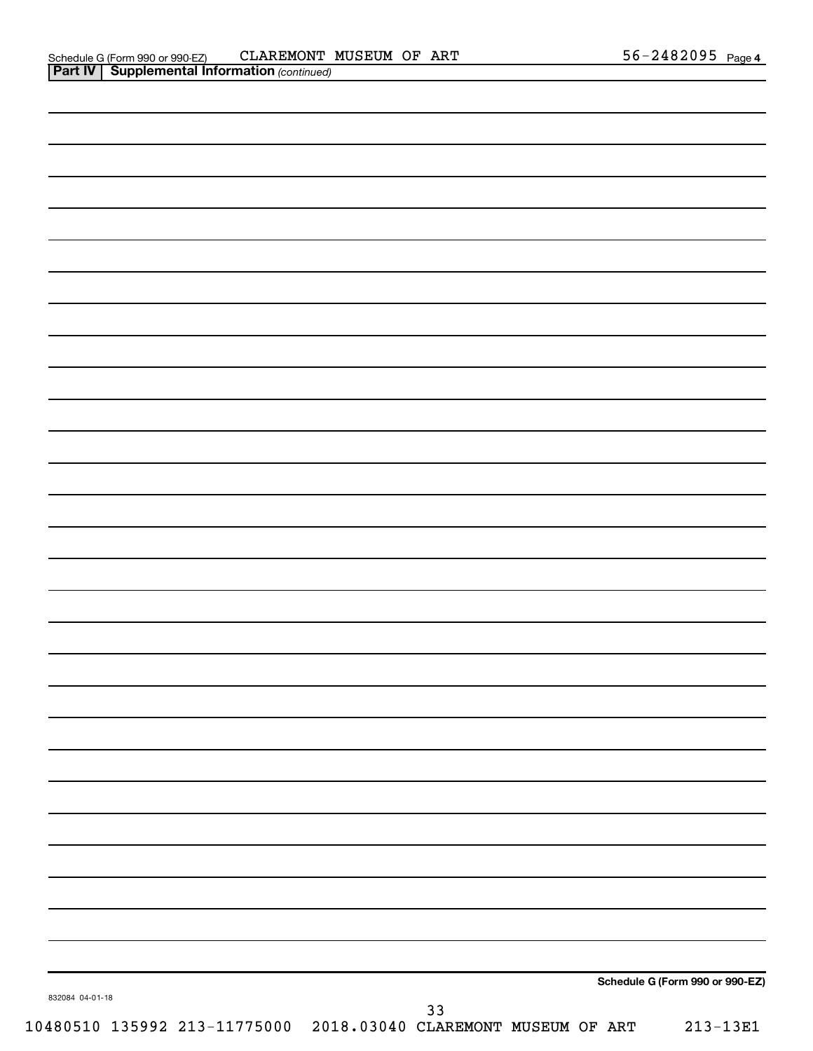Schedule G (Form 990 or 990-EZ) CLAREMONT MUSEUM OF ART 56-2482095 Page 4

**Part IV | Supplemental Information** *(continued)*

**Schedule G (Form 990 or 990-EZ)**

832084 04-01-18

10480510 135992 213-11775000 2018.03040 CLAREMONT MUSEUM OF ART 213-13E1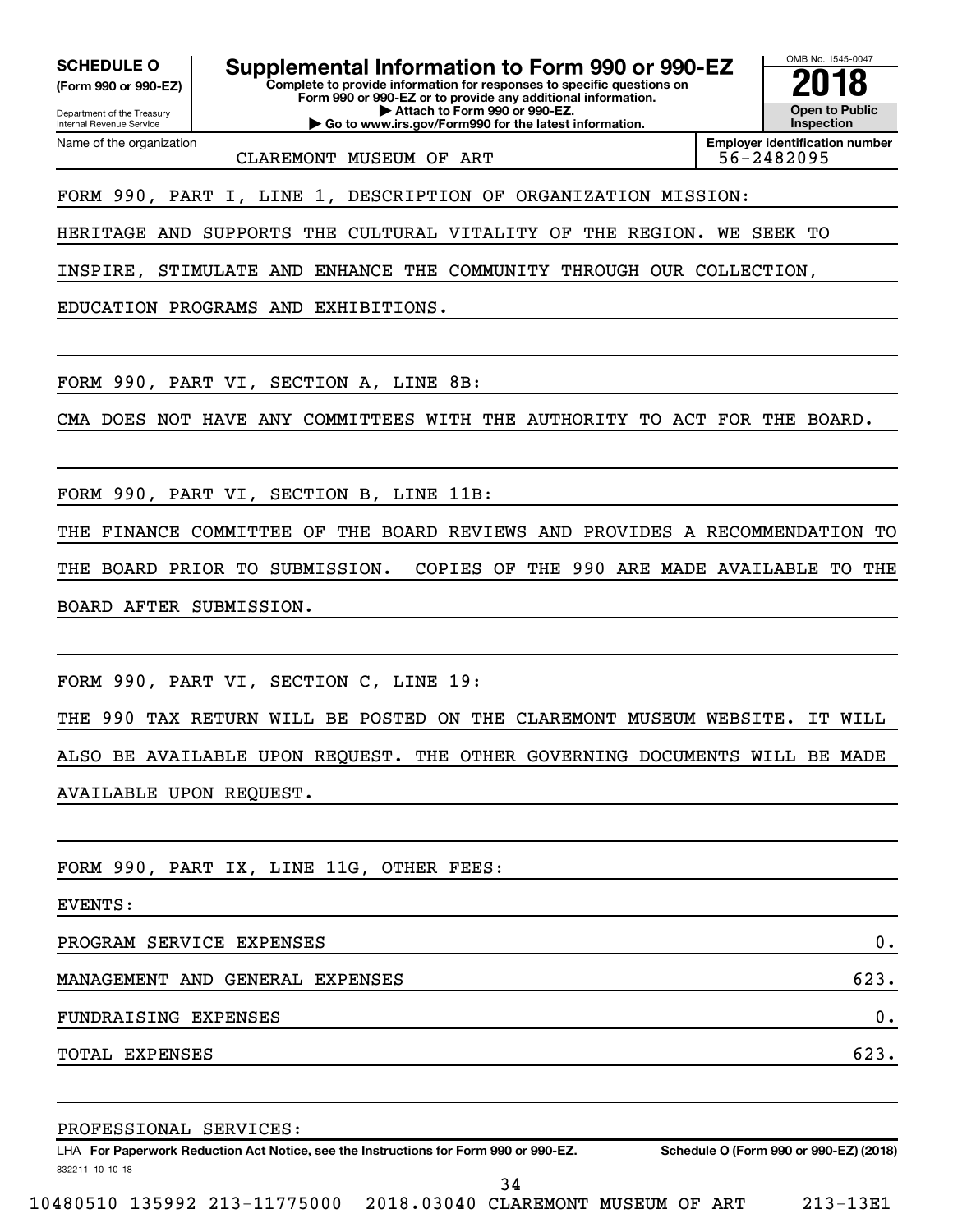**SCHEDULE O**
**(Form 990 or 990-EZ)**

Department of the Treasury
Internal Revenue Service

# Supplemental Information to Form 990 or 990-EZ

**Complete to provide information for responses to specific questions on Form 990 or 990-EZ or to provide any additional information.**
**▶ Attach to Form 990 or 990-EZ.**
**▶ Go to www.irs.gov/Form990 for the latest information.**

OMB No. 1545-0047

**2018**

**Open to Public Inspection**

Name of the organization: CLAREMONT MUSEUM OF ART

**Employer identification number** 56-2482095

FORM 990, PART I, LINE 1, DESCRIPTION OF ORGANIZATION MISSION:

HERITAGE AND SUPPORTS THE CULTURAL VITALITY OF THE REGION. WE SEEK TO INSPIRE, STIMULATE AND ENHANCE THE COMMUNITY THROUGH OUR COLLECTION, EDUCATION PROGRAMS AND EXHIBITIONS.

FORM 990, PART VI, SECTION A, LINE 8B:

CMA DOES NOT HAVE ANY COMMITTEES WITH THE AUTHORITY TO ACT FOR THE BOARD.

FORM 990, PART VI, SECTION B, LINE 11B:

THE FINANCE COMMITTEE OF THE BOARD REVIEWS AND PROVIDES A RECOMMENDATION TO THE BOARD PRIOR TO SUBMISSION. COPIES OF THE 990 ARE MADE AVAILABLE TO THE BOARD AFTER SUBMISSION.

FORM 990, PART VI, SECTION C, LINE 19:

THE 990 TAX RETURN WILL BE POSTED ON THE CLAREMONT MUSEUM WEBSITE. IT WILL ALSO BE AVAILABLE UPON REQUEST. THE OTHER GOVERNING DOCUMENTS WILL BE MADE AVAILABLE UPON REQUEST.

FORM 990, PART IX, LINE 11G, OTHER FEES:

EVENTS:

| | |
|---|---|
| PROGRAM SERVICE EXPENSES | 0. |
| MANAGEMENT AND GENERAL EXPENSES | 623. |
| FUNDRAISING EXPENSES | 0. |
| TOTAL EXPENSES | 623. |

PROFESSIONAL SERVICES:

LHA **For Paperwork Reduction Act Notice, see the Instructions for Form 990 or 990-EZ.** **Schedule O (Form 990 or 990-EZ) (2018)**

832211 10-10-18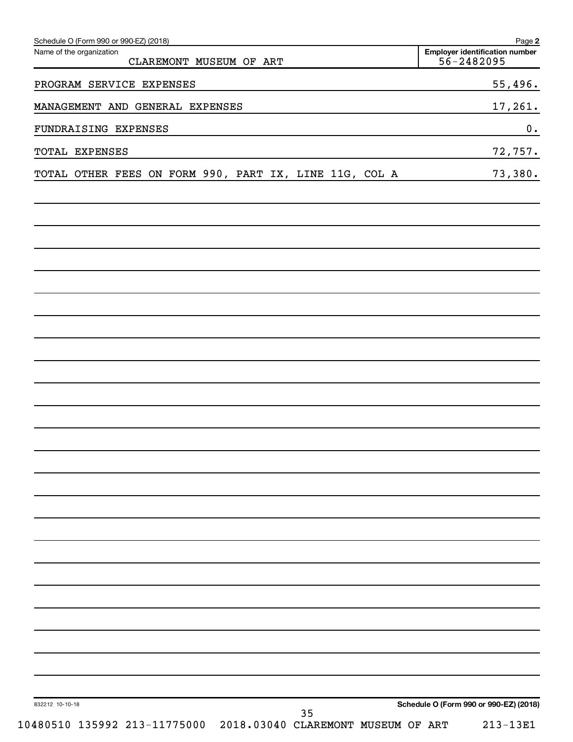Schedule O (Form 990 or 990-EZ) (2018)

Name of the organization: CLAREMONT MUSEUM OF ART

Employer identification number: 56-2482095

| | |
|---|---|
| PROGRAM SERVICE EXPENSES | 55,496. |
| MANAGEMENT AND GENERAL EXPENSES | 17,261. |
| FUNDRAISING EXPENSES | 0. |
| TOTAL EXPENSES | 72,757. |
| TOTAL OTHER FEES ON FORM 990, PART IX, LINE 11G, COL A | 73,380. |

832212 10-10-18

Schedule O (Form 990 or 990-EZ) (2018)

10480510 135992 213-11775000 2018.03040 CLAREMONT MUSEUM OF ART 213-13E1